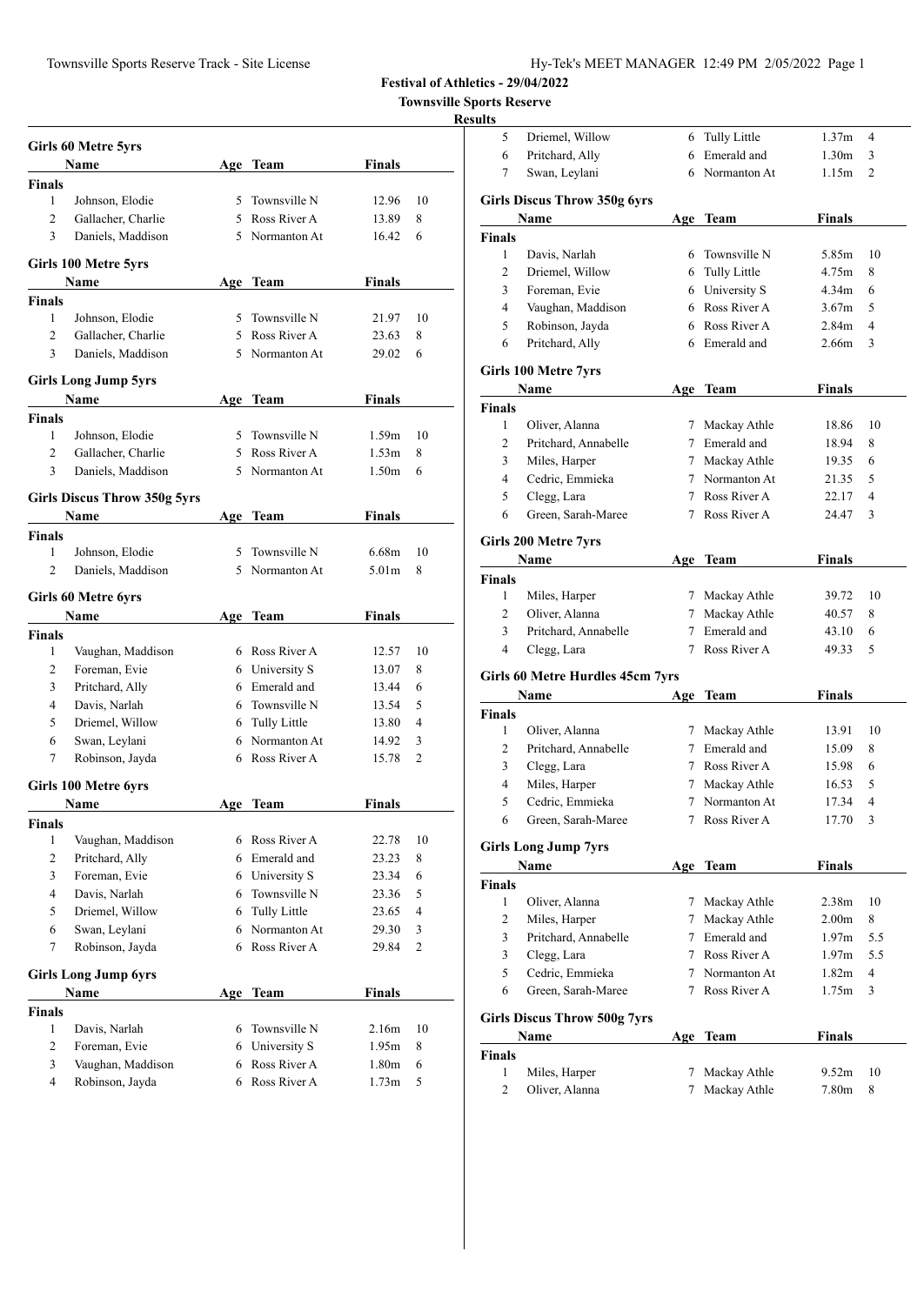**Festival of Athletics - 29/04/2022**

**Townsville Sports Reserve**

**Results**

## Girls 60 Metre 5yrs

| | Name | Age | Team | Finals | |
|---|---|---|---|---|---|
| **Finals** | | | | | |
| 1 | Johnson, Elodie | 5 | Townsville N | 12.96 | 10 |
| 2 | Gallacher, Charlie | 5 | Ross River A | 13.89 | 8 |
| 3 | Daniels, Maddison | 5 | Normanton At | 16.42 | 6 |

## Girls 100 Metre 5yrs

| | Name | Age | Team | Finals | |
|---|---|---|---|---|---|
| **Finals** | | | | | |
| 1 | Johnson, Elodie | 5 | Townsville N | 21.97 | 10 |
| 2 | Gallacher, Charlie | 5 | Ross River A | 23.63 | 8 |
| 3 | Daniels, Maddison | 5 | Normanton At | 29.02 | 6 |

## Girls Long Jump 5yrs

| | Name | Age | Team | Finals | |
|---|---|---|---|---|---|
| **Finals** | | | | | |
| 1 | Johnson, Elodie | 5 | Townsville N | 1.59m | 10 |
| 2 | Gallacher, Charlie | 5 | Ross River A | 1.53m | 8 |
| 3 | Daniels, Maddison | 5 | Normanton At | 1.50m | 6 |

## Girls Discus Throw 350g 5yrs

| | Name | Age | Team | Finals | |
|---|---|---|---|---|---|
| **Finals** | | | | | |
| 1 | Johnson, Elodie | 5 | Townsville N | 6.68m | 10 |
| 2 | Daniels, Maddison | 5 | Normanton At | 5.01m | 8 |

## Girls 60 Metre 6yrs

| | Name | Age | Team | Finals | |
|---|---|---|---|---|---|
| **Finals** | | | | | |
| 1 | Vaughan, Maddison | 6 | Ross River A | 12.57 | 10 |
| 2 | Foreman, Evie | 6 | University S | 13.07 | 8 |
| 3 | Pritchard, Ally | 6 | Emerald and | 13.44 | 6 |
| 4 | Davis, Narlah | 6 | Townsville N | 13.54 | 5 |
| 5 | Driemel, Willow | 6 | Tully Little | 13.80 | 4 |
| 6 | Swan, Leylani | 6 | Normanton At | 14.92 | 3 |
| 7 | Robinson, Jayda | 6 | Ross River A | 15.78 | 2 |

## Girls 100 Metre 6yrs

| | Name | Age | Team | Finals | |
|---|---|---|---|---|---|
| **Finals** | | | | | |
| 1 | Vaughan, Maddison | 6 | Ross River A | 22.78 | 10 |
| 2 | Pritchard, Ally | 6 | Emerald and | 23.23 | 8 |
| 3 | Foreman, Evie | 6 | University S | 23.34 | 6 |
| 4 | Davis, Narlah | 6 | Townsville N | 23.36 | 5 |
| 5 | Driemel, Willow | 6 | Tully Little | 23.65 | 4 |
| 6 | Swan, Leylani | 6 | Normanton At | 29.30 | 3 |
| 7 | Robinson, Jayda | 6 | Ross River A | 29.84 | 2 |

## Girls Long Jump 6yrs

| | Name | Age | Team | Finals | |
|---|---|---|---|---|---|
| **Finals** | | | | | |
| 1 | Davis, Narlah | 6 | Townsville N | 2.16m | 10 |
| 2 | Foreman, Evie | 6 | University S | 1.95m | 8 |
| 3 | Vaughan, Maddison | 6 | Ross River A | 1.80m | 6 |
| 4 | Robinson, Jayda | 6 | Ross River A | 1.73m | 5 |
| 5 | Driemel, Willow | 6 | Tully Little | 1.37m | 4 |
| 6 | Pritchard, Ally | 6 | Emerald and | 1.30m | 3 |
| 7 | Swan, Leylani | 6 | Normanton At | 1.15m | 2 |

## Girls Discus Throw 350g 6yrs

| | Name | Age | Team | Finals | |
|---|---|---|---|---|---|
| **Finals** | | | | | |
| 1 | Davis, Narlah | 6 | Townsville N | 5.85m | 10 |
| 2 | Driemel, Willow | 6 | Tully Little | 4.75m | 8 |
| 3 | Foreman, Evie | 6 | University S | 4.34m | 6 |
| 4 | Vaughan, Maddison | 6 | Ross River A | 3.67m | 5 |
| 5 | Robinson, Jayda | 6 | Ross River A | 2.84m | 4 |
| 6 | Pritchard, Ally | 6 | Emerald and | 2.66m | 3 |

## Girls 100 Metre 7yrs

| | Name | Age | Team | Finals | |
|---|---|---|---|---|---|
| **Finals** | | | | | |
| 1 | Oliver, Alanna | 7 | Mackay Athle | 18.86 | 10 |
| 2 | Pritchard, Annabelle | 7 | Emerald and | 18.94 | 8 |
| 3 | Miles, Harper | 7 | Mackay Athle | 19.35 | 6 |
| 4 | Cedric, Emmieka | 7 | Normanton At | 21.35 | 5 |
| 5 | Clegg, Lara | 7 | Ross River A | 22.17 | 4 |
| 6 | Green, Sarah-Maree | 7 | Ross River A | 24.47 | 3 |

## Girls 200 Metre 7yrs

| | Name | Age | Team | Finals | |
|---|---|---|---|---|---|
| **Finals** | | | | | |
| 1 | Miles, Harper | 7 | Mackay Athle | 39.72 | 10 |
| 2 | Oliver, Alanna | 7 | Mackay Athle | 40.57 | 8 |
| 3 | Pritchard, Annabelle | 7 | Emerald and | 43.10 | 6 |
| 4 | Clegg, Lara | 7 | Ross River A | 49.33 | 5 |

## Girls 60 Metre Hurdles 45cm 7yrs

| | Name | Age | Team | Finals | |
|---|---|---|---|---|---|
| **Finals** | | | | | |
| 1 | Oliver, Alanna | 7 | Mackay Athle | 13.91 | 10 |
| 2 | Pritchard, Annabelle | 7 | Emerald and | 15.09 | 8 |
| 3 | Clegg, Lara | 7 | Ross River A | 15.98 | 6 |
| 4 | Miles, Harper | 7 | Mackay Athle | 16.53 | 5 |
| 5 | Cedric, Emmieka | 7 | Normanton At | 17.34 | 4 |
| 6 | Green, Sarah-Maree | 7 | Ross River A | 17.70 | 3 |

## Girls Long Jump 7yrs

| | Name | Age | Team | Finals | |
|---|---|---|---|---|---|
| **Finals** | | | | | |
| 1 | Oliver, Alanna | 7 | Mackay Athle | 2.38m | 10 |
| 2 | Miles, Harper | 7 | Mackay Athle | 2.00m | 8 |
| 3 | Pritchard, Annabelle | 7 | Emerald and | 1.97m | 5.5 |
| 3 | Clegg, Lara | 7 | Ross River A | 1.97m | 5.5 |
| 5 | Cedric, Emmieka | 7 | Normanton At | 1.82m | 4 |
| 6 | Green, Sarah-Maree | 7 | Ross River A | 1.75m | 3 |

## Girls Discus Throw 500g 7yrs

| | Name | Age | Team | Finals | |
|---|---|---|---|---|---|
| **Finals** | | | | | |
| 1 | Miles, Harper | 7 | Mackay Athle | 9.52m | 10 |
| 2 | Oliver, Alanna | 7 | Mackay Athle | 7.80m | 8 |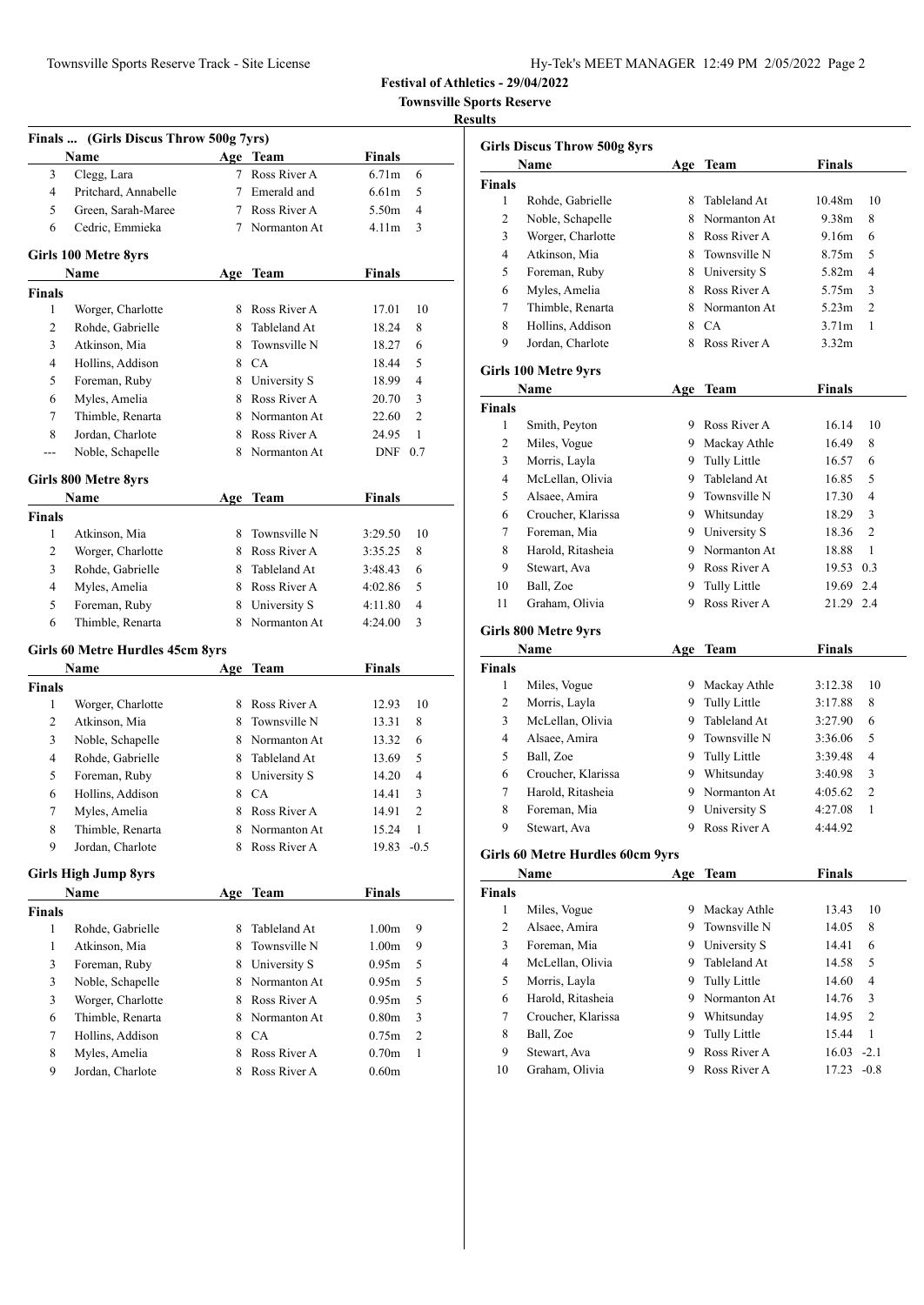**Festival of Athletics - 29/04/2022**

**Townsville Sports Reserve**

**Results**

### Finals ... (Girls Discus Throw 500g 7yrs)

| | Name | Age | Team | Finals | |
|---|---|---|---|---|---|
| 3 | Clegg, Lara | 7 | Ross River A | 6.71m | 6 |
| 4 | Pritchard, Annabelle | 7 | Emerald and | 6.61m | 5 |
| 5 | Green, Sarah-Maree | 7 | Ross River A | 5.50m | 4 |
| 6 | Cedric, Emmieka | 7 | Normanton At | 4.11m | 3 |

### Girls 100 Metre 8yrs

| | Name | Age | Team | Finals | |
|---|---|---|---|---|---|
| **Finals** | | | | | |
| 1 | Worger, Charlotte | 8 | Ross River A | 17.01 | 10 |
| 2 | Rohde, Gabrielle | 8 | Tableland At | 18.24 | 8 |
| 3 | Atkinson, Mia | 8 | Townsville N | 18.27 | 6 |
| 4 | Hollins, Addison | 8 | CA | 18.44 | 5 |
| 5 | Foreman, Ruby | 8 | University S | 18.99 | 4 |
| 6 | Myles, Amelia | 8 | Ross River A | 20.70 | 3 |
| 7 | Thimble, Renarta | 8 | Normanton At | 22.60 | 2 |
| 8 | Jordan, Charlote | 8 | Ross River A | 24.95 | 1 |
| --- | Noble, Schapelle | 8 | Normanton At | DNF | 0.7 |

### Girls 800 Metre 8yrs

| | Name | Age | Team | Finals | |
|---|---|---|---|---|---|
| **Finals** | | | | | |
| 1 | Atkinson, Mia | 8 | Townsville N | 3:29.50 | 10 |
| 2 | Worger, Charlotte | 8 | Ross River A | 3:35.25 | 8 |
| 3 | Rohde, Gabrielle | 8 | Tableland At | 3:48.43 | 6 |
| 4 | Myles, Amelia | 8 | Ross River A | 4:02.86 | 5 |
| 5 | Foreman, Ruby | 8 | University S | 4:11.80 | 4 |
| 6 | Thimble, Renarta | 8 | Normanton At | 4:24.00 | 3 |

### Girls 60 Metre Hurdles 45cm 8yrs

| | Name | Age | Team | Finals | |
|---|---|---|---|---|---|
| **Finals** | | | | | |
| 1 | Worger, Charlotte | 8 | Ross River A | 12.93 | 10 |
| 2 | Atkinson, Mia | 8 | Townsville N | 13.31 | 8 |
| 3 | Noble, Schapelle | 8 | Normanton At | 13.32 | 6 |
| 4 | Rohde, Gabrielle | 8 | Tableland At | 13.69 | 5 |
| 5 | Foreman, Ruby | 8 | University S | 14.20 | 4 |
| 6 | Hollins, Addison | 8 | CA | 14.41 | 3 |
| 7 | Myles, Amelia | 8 | Ross River A | 14.91 | 2 |
| 8 | Thimble, Renarta | 8 | Normanton At | 15.24 | 1 |
| 9 | Jordan, Charlote | 8 | Ross River A | 19.83 | -0.5 |

### Girls High Jump 8yrs

| | Name | Age | Team | Finals | |
|---|---|---|---|---|---|
| **Finals** | | | | | |
| 1 | Rohde, Gabrielle | 8 | Tableland At | 1.00m | 9 |
| 1 | Atkinson, Mia | 8 | Townsville N | 1.00m | 9 |
| 3 | Foreman, Ruby | 8 | University S | 0.95m | 5 |
| 3 | Noble, Schapelle | 8 | Normanton At | 0.95m | 5 |
| 3 | Worger, Charlotte | 8 | Ross River A | 0.95m | 5 |
| 6 | Thimble, Renarta | 8 | Normanton At | 0.80m | 3 |
| 7 | Hollins, Addison | 8 | CA | 0.75m | 2 |
| 8 | Myles, Amelia | 8 | Ross River A | 0.70m | 1 |
| 9 | Jordan, Charlote | 8 | Ross River A | 0.60m | |

### Girls Discus Throw 500g 8yrs

| | Name | Age | Team | Finals | |
|---|---|---|---|---|---|
| **Finals** | | | | | |
| 1 | Rohde, Gabrielle | 8 | Tableland At | 10.48m | 10 |
| 2 | Noble, Schapelle | 8 | Normanton At | 9.38m | 8 |
| 3 | Worger, Charlotte | 8 | Ross River A | 9.16m | 6 |
| 4 | Atkinson, Mia | 8 | Townsville N | 8.75m | 5 |
| 5 | Foreman, Ruby | 8 | University S | 5.82m | 4 |
| 6 | Myles, Amelia | 8 | Ross River A | 5.75m | 3 |
| 7 | Thimble, Renarta | 8 | Normanton At | 5.23m | 2 |
| 8 | Hollins, Addison | 8 | CA | 3.71m | 1 |
| 9 | Jordan, Charlote | 8 | Ross River A | 3.32m | |

### Girls 100 Metre 9yrs

| | Name | Age | Team | Finals | |
|---|---|---|---|---|---|
| **Finals** | | | | | |
| 1 | Smith, Peyton | 9 | Ross River A | 16.14 | 10 |
| 2 | Miles, Vogue | 9 | Mackay Athle | 16.49 | 8 |
| 3 | Morris, Layla | 9 | Tully Little | 16.57 | 6 |
| 4 | McLellan, Olivia | 9 | Tableland At | 16.85 | 5 |
| 5 | Alsaee, Amira | 9 | Townsville N | 17.30 | 4 |
| 6 | Croucher, Klarissa | 9 | Whitsunday | 18.29 | 3 |
| 7 | Foreman, Mia | 9 | University S | 18.36 | 2 |
| 8 | Harold, Ritasheia | 9 | Normanton At | 18.88 | 1 |
| 9 | Stewart, Ava | 9 | Ross River A | 19.53 | 0.3 |
| 10 | Ball, Zoe | 9 | Tully Little | 19.69 | 2.4 |
| 11 | Graham, Olivia | 9 | Ross River A | 21.29 | 2.4 |

### Girls 800 Metre 9yrs

| | Name | Age | Team | Finals | |
|---|---|---|---|---|---|
| **Finals** | | | | | |
| 1 | Miles, Vogue | 9 | Mackay Athle | 3:12.38 | 10 |
| 2 | Morris, Layla | 9 | Tully Little | 3:17.88 | 8 |
| 3 | McLellan, Olivia | 9 | Tableland At | 3:27.90 | 6 |
| 4 | Alsaee, Amira | 9 | Townsville N | 3:36.06 | 5 |
| 5 | Ball, Zoe | 9 | Tully Little | 3:39.48 | 4 |
| 6 | Croucher, Klarissa | 9 | Whitsunday | 3:40.98 | 3 |
| 7 | Harold, Ritasheia | 9 | Normanton At | 4:05.62 | 2 |
| 8 | Foreman, Mia | 9 | University S | 4:27.08 | 1 |
| 9 | Stewart, Ava | 9 | Ross River A | 4:44.92 | |

### Girls 60 Metre Hurdles 60cm 9yrs

| | Name | Age | Team | Finals | |
|---|---|---|---|---|---|
| **Finals** | | | | | |
| 1 | Miles, Vogue | 9 | Mackay Athle | 13.43 | 10 |
| 2 | Alsaee, Amira | 9 | Townsville N | 14.05 | 8 |
| 3 | Foreman, Mia | 9 | University S | 14.41 | 6 |
| 4 | McLellan, Olivia | 9 | Tableland At | 14.58 | 5 |
| 5 | Morris, Layla | 9 | Tully Little | 14.60 | 4 |
| 6 | Harold, Ritasheia | 9 | Normanton At | 14.76 | 3 |
| 7 | Croucher, Klarissa | 9 | Whitsunday | 14.95 | 2 |
| 8 | Ball, Zoe | 9 | Tully Little | 15.44 | 1 |
| 9 | Stewart, Ava | 9 | Ross River A | 16.03 | -2.1 |
| 10 | Graham, Olivia | 9 | Ross River A | 17.23 | -0.8 |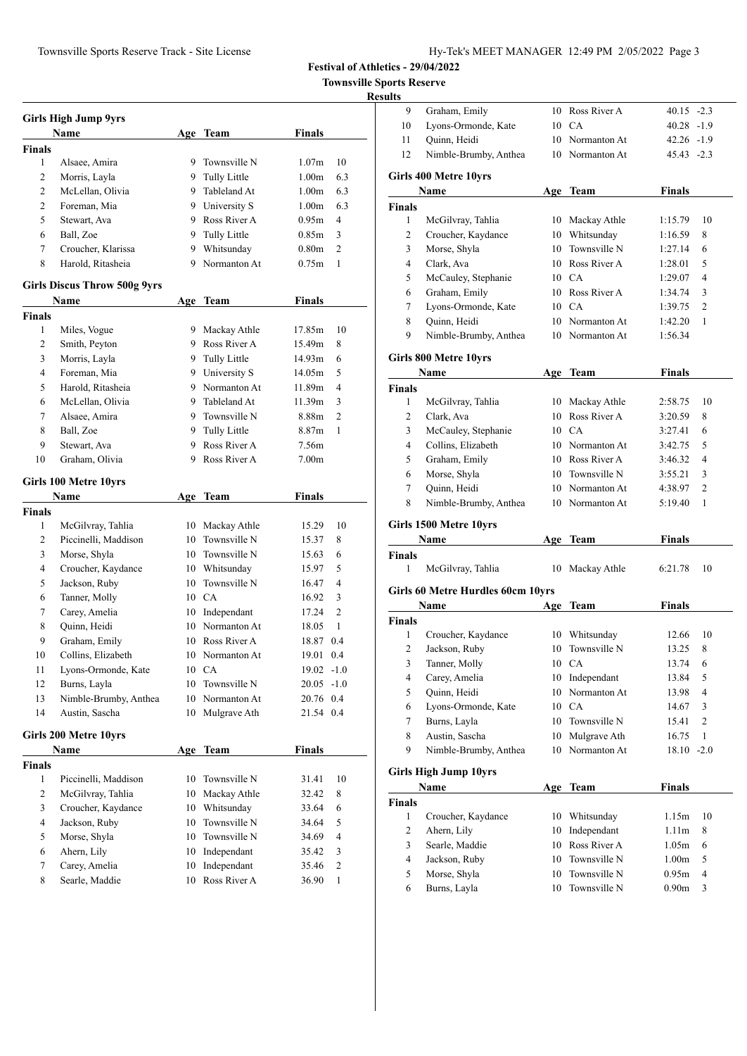**Festival of Athletics - 29/04/2022**

**Townsville Sports Reserve**

**Results**

### Girls High Jump 9yrs

| | Name | Age | Team | Finals | |
|---|---|---|---|---|---|
| **Finals** | | | | | |
| 1 | Alsaee, Amira | 9 | Townsville N | 1.07m | 10 |
| 2 | Morris, Layla | 9 | Tully Little | 1.00m | 6.3 |
| 2 | McLellan, Olivia | 9 | Tableland At | 1.00m | 6.3 |
| 2 | Foreman, Mia | 9 | University S | 1.00m | 6.3 |
| 5 | Stewart, Ava | 9 | Ross River A | 0.95m | 4 |
| 6 | Ball, Zoe | 9 | Tully Little | 0.85m | 3 |
| 7 | Croucher, Klarissa | 9 | Whitsunday | 0.80m | 2 |
| 8 | Harold, Ritasheia | 9 | Normanton At | 0.75m | 1 |

### Girls Discus Throw 500g 9yrs

| | Name | Age | Team | Finals | |
|---|---|---|---|---|---|
| **Finals** | | | | | |
| 1 | Miles, Vogue | 9 | Mackay Athle | 17.85m | 10 |
| 2 | Smith, Peyton | 9 | Ross River A | 15.49m | 8 |
| 3 | Morris, Layla | 9 | Tully Little | 14.93m | 6 |
| 4 | Foreman, Mia | 9 | University S | 14.05m | 5 |
| 5 | Harold, Ritasheia | 9 | Normanton At | 11.89m | 4 |
| 6 | McLellan, Olivia | 9 | Tableland At | 11.39m | 3 |
| 7 | Alsaee, Amira | 9 | Townsville N | 8.88m | 2 |
| 8 | Ball, Zoe | 9 | Tully Little | 8.87m | 1 |
| 9 | Stewart, Ava | 9 | Ross River A | 7.56m | |
| 10 | Graham, Olivia | 9 | Ross River A | 7.00m | |

### Girls 100 Metre 10yrs

| | Name | Age | Team | Finals | |
|---|---|---|---|---|---|
| **Finals** | | | | | |
| 1 | McGilvray, Tahlia | 10 | Mackay Athle | 15.29 | 10 |
| 2 | Piccinelli, Maddison | 10 | Townsville N | 15.37 | 8 |
| 3 | Morse, Shyla | 10 | Townsville N | 15.63 | 6 |
| 4 | Croucher, Kaydance | 10 | Whitsunday | 15.97 | 5 |
| 5 | Jackson, Ruby | 10 | Townsville N | 16.47 | 4 |
| 6 | Tanner, Molly | 10 | CA | 16.92 | 3 |
| 7 | Carey, Amelia | 10 | Independant | 17.24 | 2 |
| 8 | Quinn, Heidi | 10 | Normanton At | 18.05 | 1 |
| 9 | Graham, Emily | 10 | Ross River A | 18.87 | 0.4 |
| 10 | Collins, Elizabeth | 10 | Normanton At | 19.01 | 0.4 |
| 11 | Lyons-Ormonde, Kate | 10 | CA | 19.02 | -1.0 |
| 12 | Burns, Layla | 10 | Townsville N | 20.05 | -1.0 |
| 13 | Nimble-Brumby, Anthea | 10 | Normanton At | 20.76 | 0.4 |
| 14 | Austin, Sascha | 10 | Mulgrave Ath | 21.54 | 0.4 |

### Girls 200 Metre 10yrs

| | Name | Age | Team | Finals | |
|---|---|---|---|---|---|
| **Finals** | | | | | |
| 1 | Piccinelli, Maddison | 10 | Townsville N | 31.41 | 10 |
| 2 | McGilvray, Tahlia | 10 | Mackay Athle | 32.42 | 8 |
| 3 | Croucher, Kaydance | 10 | Whitsunday | 33.64 | 6 |
| 4 | Jackson, Ruby | 10 | Townsville N | 34.64 | 5 |
| 5 | Morse, Shyla | 10 | Townsville N | 34.69 | 4 |
| 6 | Ahern, Lily | 10 | Independant | 35.42 | 3 |
| 7 | Carey, Amelia | 10 | Independant | 35.46 | 2 |
| 8 | Searle, Maddie | 10 | Ross River A | 36.90 | 1 |
| 9 | Graham, Emily | 10 | Ross River A | 40.15 | -2.3 |
| 10 | Lyons-Ormonde, Kate | 10 | CA | 40.28 | -1.9 |
| 11 | Quinn, Heidi | 10 | Normanton At | 42.26 | -1.9 |
| 12 | Nimble-Brumby, Anthea | 10 | Normanton At | 45.43 | -2.3 |

### Girls 400 Metre 10yrs

| | Name | Age | Team | Finals | |
|---|---|---|---|---|---|
| **Finals** | | | | | |
| 1 | McGilvray, Tahlia | 10 | Mackay Athle | 1:15.79 | 10 |
| 2 | Croucher, Kaydance | 10 | Whitsunday | 1:16.59 | 8 |
| 3 | Morse, Shyla | 10 | Townsville N | 1:27.14 | 6 |
| 4 | Clark, Ava | 10 | Ross River A | 1:28.01 | 5 |
| 5 | McCauley, Stephanie | 10 | CA | 1:29.07 | 4 |
| 6 | Graham, Emily | 10 | Ross River A | 1:34.74 | 3 |
| 7 | Lyons-Ormonde, Kate | 10 | CA | 1:39.75 | 2 |
| 8 | Quinn, Heidi | 10 | Normanton At | 1:42.20 | 1 |
| 9 | Nimble-Brumby, Anthea | 10 | Normanton At | 1:56.34 | |

### Girls 800 Metre 10yrs

| | Name | Age | Team | Finals | |
|---|---|---|---|---|---|
| **Finals** | | | | | |
| 1 | McGilvray, Tahlia | 10 | Mackay Athle | 2:58.75 | 10 |
| 2 | Clark, Ava | 10 | Ross River A | 3:20.59 | 8 |
| 3 | McCauley, Stephanie | 10 | CA | 3:27.41 | 6 |
| 4 | Collins, Elizabeth | 10 | Normanton At | 3:42.75 | 5 |
| 5 | Graham, Emily | 10 | Ross River A | 3:46.32 | 4 |
| 6 | Morse, Shyla | 10 | Townsville N | 3:55.21 | 3 |
| 7 | Quinn, Heidi | 10 | Normanton At | 4:38.97 | 2 |
| 8 | Nimble-Brumby, Anthea | 10 | Normanton At | 5:19.40 | 1 |

### Girls 1500 Metre 10yrs

| | Name | Age | Team | Finals | |
|---|---|---|---|---|---|
| **Finals** | | | | | |
| 1 | McGilvray, Tahlia | 10 | Mackay Athle | 6:21.78 | 10 |

### Girls 60 Metre Hurdles 60cm 10yrs

| | Name | Age | Team | Finals | |
|---|---|---|---|---|---|
| **Finals** | | | | | |
| 1 | Croucher, Kaydance | 10 | Whitsunday | 12.66 | 10 |
| 2 | Jackson, Ruby | 10 | Townsville N | 13.25 | 8 |
| 3 | Tanner, Molly | 10 | CA | 13.74 | 6 |
| 4 | Carey, Amelia | 10 | Independant | 13.84 | 5 |
| 5 | Quinn, Heidi | 10 | Normanton At | 13.98 | 4 |
| 6 | Lyons-Ormonde, Kate | 10 | CA | 14.67 | 3 |
| 7 | Burns, Layla | 10 | Townsville N | 15.41 | 2 |
| 8 | Austin, Sascha | 10 | Mulgrave Ath | 16.75 | 1 |
| 9 | Nimble-Brumby, Anthea | 10 | Normanton At | 18.10 | -2.0 |

### Girls High Jump 10yrs

| | Name | Age | Team | Finals | |
|---|---|---|---|---|---|
| **Finals** | | | | | |
| 1 | Croucher, Kaydance | 10 | Whitsunday | 1.15m | 10 |
| 2 | Ahern, Lily | 10 | Independant | 1.11m | 8 |
| 3 | Searle, Maddie | 10 | Ross River A | 1.05m | 6 |
| 4 | Jackson, Ruby | 10 | Townsville N | 1.00m | 5 |
| 5 | Morse, Shyla | 10 | Townsville N | 0.95m | 4 |
| 6 | Burns, Layla | 10 | Townsville N | 0.90m | 3 |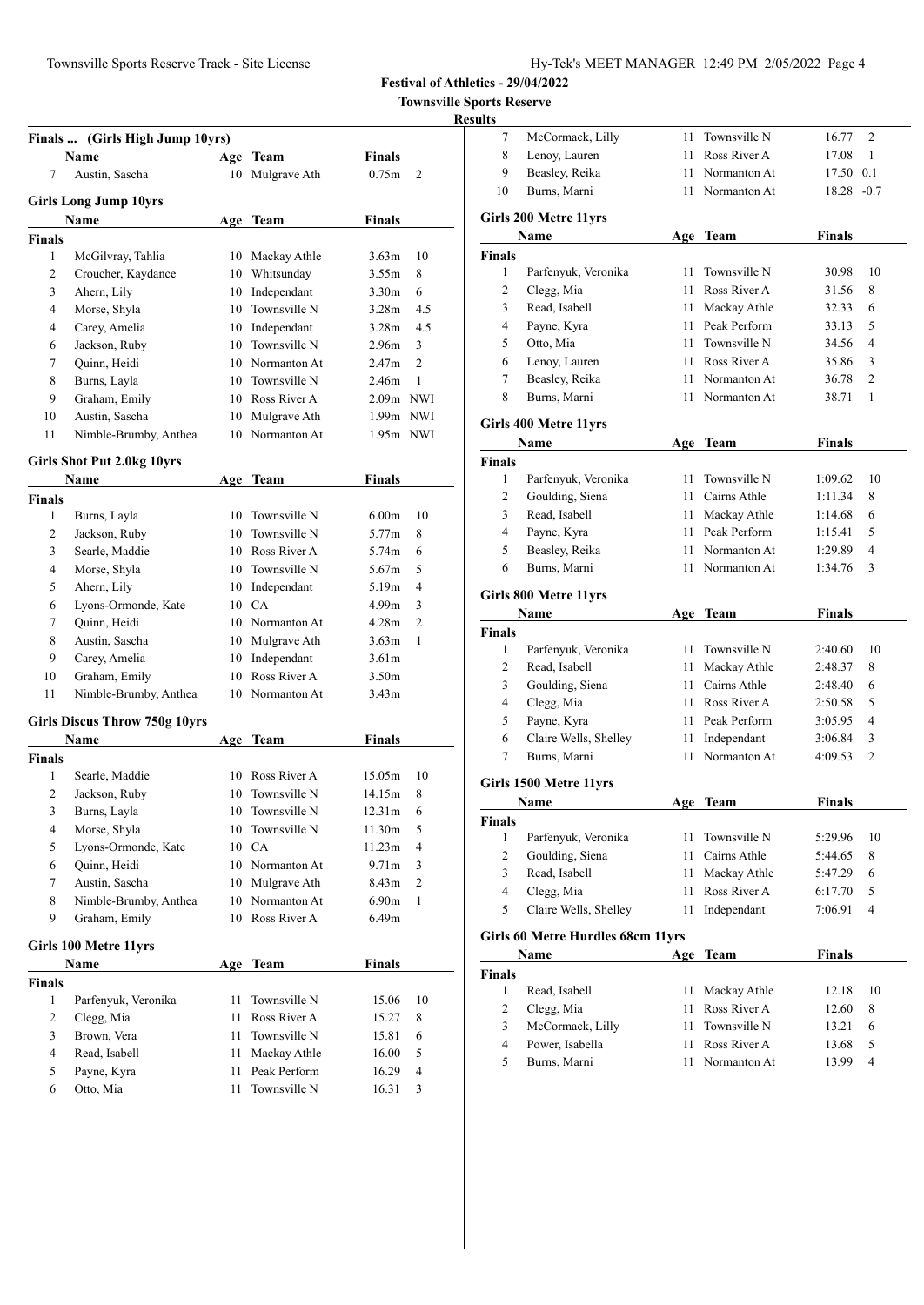Festival of Athletics - 29/04/2022

Townsville Sports Reserve

Results

### Finals ... (Girls High Jump 10yrs)

| | Name | Age | Team | Finals | |
|---|---|---|---|---|---|
| 7 | Austin, Sascha | 10 | Mulgrave Ath | 0.75m | 2 |

### Girls Long Jump 10yrs

| | Name | Age | Team | Finals | |
|---|---|---|---|---|---|
| **Finals** | | | | | |
| 1 | McGilvray, Tahlia | 10 | Mackay Athle | 3.63m | 10 |
| 2 | Croucher, Kaydance | 10 | Whitsunday | 3.55m | 8 |
| 3 | Ahern, Lily | 10 | Independant | 3.30m | 6 |
| 4 | Morse, Shyla | 10 | Townsville N | 3.28m | 4.5 |
| 4 | Carey, Amelia | 10 | Independant | 3.28m | 4.5 |
| 6 | Jackson, Ruby | 10 | Townsville N | 2.96m | 3 |
| 7 | Quinn, Heidi | 10 | Normanton At | 2.47m | 2 |
| 8 | Burns, Layla | 10 | Townsville N | 2.46m | 1 |
| 9 | Graham, Emily | 10 | Ross River A | 2.09m | NWI |
| 10 | Austin, Sascha | 10 | Mulgrave Ath | 1.99m | NWI |
| 11 | Nimble-Brumby, Anthea | 10 | Normanton At | 1.95m | NWI |

### Girls Shot Put 2.0kg 10yrs

| | Name | Age | Team | Finals | |
|---|---|---|---|---|---|
| **Finals** | | | | | |
| 1 | Burns, Layla | 10 | Townsville N | 6.00m | 10 |
| 2 | Jackson, Ruby | 10 | Townsville N | 5.77m | 8 |
| 3 | Searle, Maddie | 10 | Ross River A | 5.74m | 6 |
| 4 | Morse, Shyla | 10 | Townsville N | 5.67m | 5 |
| 5 | Ahern, Lily | 10 | Independant | 5.19m | 4 |
| 6 | Lyons-Ormonde, Kate | 10 | CA | 4.99m | 3 |
| 7 | Quinn, Heidi | 10 | Normanton At | 4.28m | 2 |
| 8 | Austin, Sascha | 10 | Mulgrave Ath | 3.63m | 1 |
| 9 | Carey, Amelia | 10 | Independant | 3.61m | |
| 10 | Graham, Emily | 10 | Ross River A | 3.50m | |
| 11 | Nimble-Brumby, Anthea | 10 | Normanton At | 3.43m | |

### Girls Discus Throw 750g 10yrs

| | Name | Age | Team | Finals | |
|---|---|---|---|---|---|
| **Finals** | | | | | |
| 1 | Searle, Maddie | 10 | Ross River A | 15.05m | 10 |
| 2 | Jackson, Ruby | 10 | Townsville N | 14.15m | 8 |
| 3 | Burns, Layla | 10 | Townsville N | 12.31m | 6 |
| 4 | Morse, Shyla | 10 | Townsville N | 11.30m | 5 |
| 5 | Lyons-Ormonde, Kate | 10 | CA | 11.23m | 4 |
| 6 | Quinn, Heidi | 10 | Normanton At | 9.71m | 3 |
| 7 | Austin, Sascha | 10 | Mulgrave Ath | 8.43m | 2 |
| 8 | Nimble-Brumby, Anthea | 10 | Normanton At | 6.90m | 1 |
| 9 | Graham, Emily | 10 | Ross River A | 6.49m | |

### Girls 100 Metre 11yrs

| | Name | Age | Team | Finals | |
|---|---|---|---|---|---|
| **Finals** | | | | | |
| 1 | Parfenyuk, Veronika | 11 | Townsville N | 15.06 | 10 |
| 2 | Clegg, Mia | 11 | Ross River A | 15.27 | 8 |
| 3 | Brown, Vera | 11 | Townsville N | 15.81 | 6 |
| 4 | Read, Isabell | 11 | Mackay Athle | 16.00 | 5 |
| 5 | Payne, Kyra | 11 | Peak Perform | 16.29 | 4 |
| 6 | Otto, Mia | 11 | Townsville N | 16.31 | 3 |
| 7 | McCormack, Lilly | 11 | Townsville N | 16.77 | 2 |
| 8 | Lenoy, Lauren | 11 | Ross River A | 17.08 | 1 |
| 9 | Beasley, Reika | 11 | Normanton At | 17.50 | 0.1 |
| 10 | Burns, Marni | 11 | Normanton At | 18.28 | -0.7 |

### Girls 200 Metre 11yrs

| | Name | Age | Team | Finals | |
|---|---|---|---|---|---|
| **Finals** | | | | | |
| 1 | Parfenyuk, Veronika | 11 | Townsville N | 30.98 | 10 |
| 2 | Clegg, Mia | 11 | Ross River A | 31.56 | 8 |
| 3 | Read, Isabell | 11 | Mackay Athle | 32.33 | 6 |
| 4 | Payne, Kyra | 11 | Peak Perform | 33.13 | 5 |
| 5 | Otto, Mia | 11 | Townsville N | 34.56 | 4 |
| 6 | Lenoy, Lauren | 11 | Ross River A | 35.86 | 3 |
| 7 | Beasley, Reika | 11 | Normanton At | 36.78 | 2 |
| 8 | Burns, Marni | 11 | Normanton At | 38.71 | 1 |

### Girls 400 Metre 11yrs

| | Name | Age | Team | Finals | |
|---|---|---|---|---|---|
| **Finals** | | | | | |
| 1 | Parfenyuk, Veronika | 11 | Townsville N | 1:09.62 | 10 |
| 2 | Goulding, Siena | 11 | Cairns Athle | 1:11.34 | 8 |
| 3 | Read, Isabell | 11 | Mackay Athle | 1:14.68 | 6 |
| 4 | Payne, Kyra | 11 | Peak Perform | 1:15.41 | 5 |
| 5 | Beasley, Reika | 11 | Normanton At | 1:29.89 | 4 |
| 6 | Burns, Marni | 11 | Normanton At | 1:34.76 | 3 |

### Girls 800 Metre 11yrs

| | Name | Age | Team | Finals | |
|---|---|---|---|---|---|
| **Finals** | | | | | |
| 1 | Parfenyuk, Veronika | 11 | Townsville N | 2:40.60 | 10 |
| 2 | Read, Isabell | 11 | Mackay Athle | 2:48.37 | 8 |
| 3 | Goulding, Siena | 11 | Cairns Athle | 2:48.40 | 6 |
| 4 | Clegg, Mia | 11 | Ross River A | 2:50.58 | 5 |
| 5 | Payne, Kyra | 11 | Peak Perform | 3:05.95 | 4 |
| 6 | Claire Wells, Shelley | 11 | Independant | 3:06.84 | 3 |
| 7 | Burns, Marni | 11 | Normanton At | 4:09.53 | 2 |

### Girls 1500 Metre 11yrs

| | Name | Age | Team | Finals | |
|---|---|---|---|---|---|
| **Finals** | | | | | |
| 1 | Parfenyuk, Veronika | 11 | Townsville N | 5:29.96 | 10 |
| 2 | Goulding, Siena | 11 | Cairns Athle | 5:44.65 | 8 |
| 3 | Read, Isabell | 11 | Mackay Athle | 5:47.29 | 6 |
| 4 | Clegg, Mia | 11 | Ross River A | 6:17.70 | 5 |
| 5 | Claire Wells, Shelley | 11 | Independant | 7:06.91 | 4 |

### Girls 60 Metre Hurdles 68cm 11yrs

| | Name | Age | Team | Finals | |
|---|---|---|---|---|---|
| **Finals** | | | | | |
| 1 | Read, Isabell | 11 | Mackay Athle | 12.18 | 10 |
| 2 | Clegg, Mia | 11 | Ross River A | 12.60 | 8 |
| 3 | McCormack, Lilly | 11 | Townsville N | 13.21 | 6 |
| 4 | Power, Isabella | 11 | Ross River A | 13.68 | 5 |
| 5 | Burns, Marni | 11 | Normanton At | 13.99 | 4 |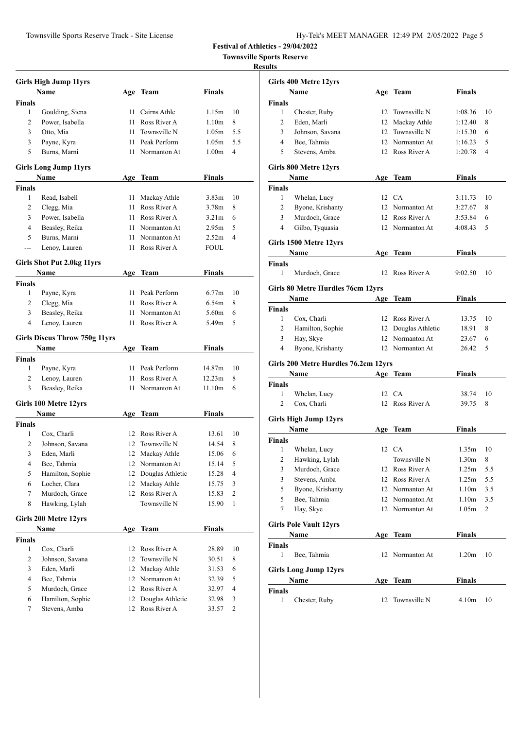**Festival of Athletics - 29/04/2022**

**Townsville Sports Reserve**

**Results**

### Girls High Jump 11yrs

| | Name | Age | Team | Finals | |
|---|---|---|---|---|---|
| **Finals** | | | | | |
| 1 | Goulding, Siena | 11 | Cairns Athle | 1.15m | 10 |
| 2 | Power, Isabella | 11 | Ross River A | 1.10m | 8 |
| 3 | Otto, Mia | 11 | Townsville N | 1.05m | 5.5 |
| 3 | Payne, Kyra | 11 | Peak Perform | 1.05m | 5.5 |
| 5 | Burns, Marni | 11 | Normanton At | 1.00m | 4 |

### Girls Long Jump 11yrs

| | Name | Age | Team | Finals | |
|---|---|---|---|---|---|
| **Finals** | | | | | |
| 1 | Read, Isabell | 11 | Mackay Athle | 3.83m | 10 |
| 2 | Clegg, Mia | 11 | Ross River A | 3.78m | 8 |
| 3 | Power, Isabella | 11 | Ross River A | 3.21m | 6 |
| 4 | Beasley, Reika | 11 | Normanton At | 2.95m | 5 |
| 5 | Burns, Marni | 11 | Normanton At | 2.52m | 4 |
| --- | Lenoy, Lauren | 11 | Ross River A | FOUL | |

### Girls Shot Put 2.0kg 11yrs

| | Name | Age | Team | Finals | |
|---|---|---|---|---|---|
| **Finals** | | | | | |
| 1 | Payne, Kyra | 11 | Peak Perform | 6.77m | 10 |
| 2 | Clegg, Mia | 11 | Ross River A | 6.54m | 8 |
| 3 | Beasley, Reika | 11 | Normanton At | 5.60m | 6 |
| 4 | Lenoy, Lauren | 11 | Ross River A | 5.49m | 5 |

### Girls Discus Throw 750g 11yrs

| | Name | Age | Team | Finals | |
|---|---|---|---|---|---|
| **Finals** | | | | | |
| 1 | Payne, Kyra | 11 | Peak Perform | 14.87m | 10 |
| 2 | Lenoy, Lauren | 11 | Ross River A | 12.23m | 8 |
| 3 | Beasley, Reika | 11 | Normanton At | 11.10m | 6 |

### Girls 100 Metre 12yrs

| | Name | Age | Team | Finals | |
|---|---|---|---|---|---|
| **Finals** | | | | | |
| 1 | Cox, Charli | 12 | Ross River A | 13.61 | 10 |
| 2 | Johnson, Savana | 12 | Townsville N | 14.54 | 8 |
| 3 | Eden, Marli | 12 | Mackay Athle | 15.06 | 6 |
| 4 | Bee, Tahmia | 12 | Normanton At | 15.14 | 5 |
| 5 | Hamilton, Sophie | 12 | Douglas Athletic | 15.28 | 4 |
| 6 | Locher, Clara | 12 | Mackay Athle | 15.75 | 3 |
| 7 | Murdoch, Grace | 12 | Ross River A | 15.83 | 2 |
| 8 | Hawking, Lylah | | Townsville N | 15.90 | 1 |

### Girls 200 Metre 12yrs

| | Name | Age | Team | Finals | |
|---|---|---|---|---|---|
| **Finals** | | | | | |
| 1 | Cox, Charli | 12 | Ross River A | 28.89 | 10 |
| 2 | Johnson, Savana | 12 | Townsville N | 30.51 | 8 |
| 3 | Eden, Marli | 12 | Mackay Athle | 31.53 | 6 |
| 4 | Bee, Tahmia | 12 | Normanton At | 32.39 | 5 |
| 5 | Murdoch, Grace | 12 | Ross River A | 32.97 | 4 |
| 6 | Hamilton, Sophie | 12 | Douglas Athletic | 32.98 | 3 |
| 7 | Stevens, Amba | 12 | Ross River A | 33.57 | 2 |

### Girls 400 Metre 12yrs

| | Name | Age | Team | Finals | |
|---|---|---|---|---|---|
| **Finals** | | | | | |
| 1 | Chester, Ruby | 12 | Townsville N | 1:08.36 | 10 |
| 2 | Eden, Marli | 12 | Mackay Athle | 1:12.40 | 8 |
| 3 | Johnson, Savana | 12 | Townsville N | 1:15.30 | 6 |
| 4 | Bee, Tahmia | 12 | Normanton At | 1:16.23 | 5 |
| 5 | Stevens, Amba | 12 | Ross River A | 1:20.78 | 4 |

### Girls 800 Metre 12yrs

| | Name | Age | Team | Finals | |
|---|---|---|---|---|---|
| **Finals** | | | | | |
| 1 | Whelan, Lucy | 12 | CA | 3:11.73 | 10 |
| 2 | Byone, Krishanty | 12 | Normanton At | 3:27.67 | 8 |
| 3 | Murdoch, Grace | 12 | Ross River A | 3:53.84 | 6 |
| 4 | Gilbo, Tyquasia | 12 | Normanton At | 4:08.43 | 5 |

### Girls 1500 Metre 12yrs

| | Name | Age | Team | Finals | |
|---|---|---|---|---|---|
| **Finals** | | | | | |
| 1 | Murdoch, Grace | 12 | Ross River A | 9:02.50 | 10 |

### Girls 80 Metre Hurdles 76cm 12yrs

| | Name | Age | Team | Finals | |
|---|---|---|---|---|---|
| **Finals** | | | | | |
| 1 | Cox, Charli | 12 | Ross River A | 13.75 | 10 |
| 2 | Hamilton, Sophie | 12 | Douglas Athletic | 18.91 | 8 |
| 3 | Hay, Skye | 12 | Normanton At | 23.67 | 6 |
| 4 | Byone, Krishanty | 12 | Normanton At | 26.42 | 5 |

### Girls 200 Metre Hurdles 76.2cm 12yrs

| | Name | Age | Team | Finals | |
|---|---|---|---|---|---|
| **Finals** | | | | | |
| 1 | Whelan, Lucy | 12 | CA | 38.74 | 10 |
| 2 | Cox, Charli | 12 | Ross River A | 39.75 | 8 |

### Girls High Jump 12yrs

| | Name | Age | Team | Finals | |
|---|---|---|---|---|---|
| **Finals** | | | | | |
| 1 | Whelan, Lucy | 12 | CA | 1.35m | 10 |
| 2 | Hawking, Lylah | | Townsville N | 1.30m | 8 |
| 3 | Murdoch, Grace | 12 | Ross River A | 1.25m | 5.5 |
| 3 | Stevens, Amba | 12 | Ross River A | 1.25m | 5.5 |
| 5 | Byone, Krishanty | 12 | Normanton At | 1.10m | 3.5 |
| 5 | Bee, Tahmia | 12 | Normanton At | 1.10m | 3.5 |
| 7 | Hay, Skye | 12 | Normanton At | 1.05m | 2 |

### Girls Pole Vault 12yrs

| | Name | Age | Team | Finals | |
|---|---|---|---|---|---|
| **Finals** | | | | | |
| 1 | Bee, Tahmia | 12 | Normanton At | 1.20m | 10 |

### Girls Long Jump 12yrs

| | Name | Age | Team | Finals | |
|---|---|---|---|---|---|
| **Finals** | | | | | |
| 1 | Chester, Ruby | 12 | Townsville N | 4.10m | 10 |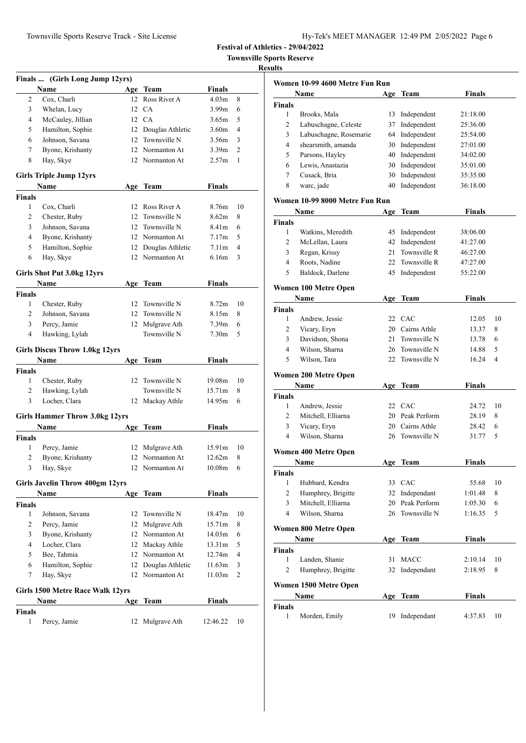**Festival of Athletics - 29/04/2022**

**Townsville Sports Reserve**

**Results**

### Finals ... (Girls Long Jump 12yrs)

| | Name | Age | Team | Finals | |
|---|---|---|---|---|---|
| 2 | Cox, Charli | 12 | Ross River A | 4.03m | 8 |
| 3 | Whelan, Lucy | 12 | CA | 3.99m | 6 |
| 4 | McCauley, Jillian | 12 | CA | 3.65m | 5 |
| 5 | Hamilton, Sophie | 12 | Douglas Athletic | 3.60m | 4 |
| 6 | Johnson, Savana | 12 | Townsville N | 3.56m | 3 |
| 7 | Byone, Krishanty | 12 | Normanton At | 3.39m | 2 |
| 8 | Hay, Skye | 12 | Normanton At | 2.57m | 1 |

### Girls Triple Jump 12yrs

| | Name | Age | Team | Finals | |
|---|---|---|---|---|---|
| **Finals** | | | | | |
| 1 | Cox, Charli | 12 | Ross River A | 8.76m | 10 |
| 2 | Chester, Ruby | 12 | Townsville N | 8.62m | 8 |
| 3 | Johnson, Savana | 12 | Townsville N | 8.41m | 6 |
| 4 | Byone, Krishanty | 12 | Normanton At | 7.17m | 5 |
| 5 | Hamilton, Sophie | 12 | Douglas Athletic | 7.11m | 4 |
| 6 | Hay, Skye | 12 | Normanton At | 6.16m | 3 |

### Girls Shot Put 3.0kg 12yrs

| | Name | Age | Team | Finals | |
|---|---|---|---|---|---|
| **Finals** | | | | | |
| 1 | Chester, Ruby | 12 | Townsville N | 8.72m | 10 |
| 2 | Johnson, Savana | 12 | Townsville N | 8.15m | 8 |
| 3 | Percy, Jamie | 12 | Mulgrave Ath | 7.39m | 6 |
| 4 | Hawking, Lylah | | Townsville N | 7.30m | 5 |

### Girls Discus Throw 1.0kg 12yrs

| | Name | Age | Team | Finals | |
|---|---|---|---|---|---|
| **Finals** | | | | | |
| 1 | Chester, Ruby | 12 | Townsville N | 19.08m | 10 |
| 2 | Hawking, Lylah | | Townsville N | 15.71m | 8 |
| 3 | Locher, Clara | 12 | Mackay Athle | 14.95m | 6 |

### Girls Hammer Throw 3.0kg 12yrs

| | Name | Age | Team | Finals | |
|---|---|---|---|---|---|
| **Finals** | | | | | |
| 1 | Percy, Jamie | 12 | Mulgrave Ath | 15.91m | 10 |
| 2 | Byone, Krishanty | 12 | Normanton At | 12.62m | 8 |
| 3 | Hay, Skye | 12 | Normanton At | 10.08m | 6 |

### Girls Javelin Throw 400gm 12yrs

| | Name | Age | Team | Finals | |
|---|---|---|---|---|---|
| **Finals** | | | | | |
| 1 | Johnson, Savana | 12 | Townsville N | 18.47m | 10 |
| 2 | Percy, Jamie | 12 | Mulgrave Ath | 15.71m | 8 |
| 3 | Byone, Krishanty | 12 | Normanton At | 14.03m | 6 |
| 4 | Locher, Clara | 12 | Mackay Athle | 13.31m | 5 |
| 5 | Bee, Tahmia | 12 | Normanton At | 12.74m | 4 |
| 6 | Hamilton, Sophie | 12 | Douglas Athletic | 11.63m | 3 |
| 7 | Hay, Skye | 12 | Normanton At | 11.03m | 2 |

### Girls 1500 Metre Race Walk 12yrs

| | Name | Age | Team | Finals | |
|---|---|---|---|---|---|
| **Finals** | | | | | |
| 1 | Percy, Jamie | 12 | Mulgrave Ath | 12:46.22 | 10 |

### Women 10-99 4600 Metre Fun Run

| | Name | Age | Team | Finals |
|---|---|---|---|---|
| **Finals** | | | | |
| 1 | Brooks, Mala | 13 | Independent | 21:18.00 |
| 2 | Labuschagne, Celeste | 37 | Independent | 25:36.00 |
| 3 | Labuschagne, Rosemarie | 64 | Independent | 25:54.00 |
| 4 | shearsmith, amanda | 30 | Independent | 27:01.00 |
| 5 | Parsons, Hayley | 40 | Independent | 34:02.00 |
| 6 | Lewis, Anastazia | 30 | Independent | 35:01.00 |
| 7 | Cusack, Bria | 30 | Independent | 35:35.00 |
| 8 | warc, jade | 40 | Independent | 36:18.00 |

### Women 10-99 8000 Metre Fun Run

| | Name | Age | Team | Finals |
|---|---|---|---|---|
| **Finals** | | | | |
| 1 | Watkins, Meredith | 45 | Independent | 38:06.00 |
| 2 | McLellan, Laura | 42 | Independent | 41:27.00 |
| 3 | Regan, Krissy | 21 | Townsville R | 46:27.00 |
| 4 | Roots, Nadine | 22 | Townsville R | 47:27.00 |
| 5 | Baldock, Darlene | 45 | Independent | 55:22.00 |

### Women 100 Metre Open

| | Name | Age | Team | Finals | |
|---|---|---|---|---|---|
| **Finals** | | | | | |
| 1 | Andrew, Jessie | 22 | CAC | 12.05 | 10 |
| 2 | Vicary, Eryn | 20 | Cairns Athle | 13.37 | 8 |
| 3 | Davidson, Shona | 21 | Townsville N | 13.78 | 6 |
| 4 | Wilson, Sharna | 26 | Townsville N | 14.88 | 5 |
| 5 | Wilson, Tara | 22 | Townsville N | 16.24 | 4 |

### Women 200 Metre Open

| | Name | Age | Team | Finals | |
|---|---|---|---|---|---|
| **Finals** | | | | | |
| 1 | Andrew, Jessie | 22 | CAC | 24.72 | 10 |
| 2 | Mitchell, Elliarna | 20 | Peak Perform | 28.19 | 8 |
| 3 | Vicary, Eryn | 20 | Cairns Athle | 28.42 | 6 |
| 4 | Wilson, Sharna | 26 | Townsville N | 31.77 | 5 |

### Women 400 Metre Open

| | Name | Age | Team | Finals | |
|---|---|---|---|---|---|
| **Finals** | | | | | |
| 1 | Hubbard, Kendra | 33 | CAC | 55.68 | 10 |
| 2 | Humphrey, Brigitte | 32 | Independant | 1:01.48 | 8 |
| 3 | Mitchell, Elliarna | 20 | Peak Perform | 1:05.30 | 6 |
| 4 | Wilson, Sharna | 26 | Townsville N | 1:16.35 | 5 |

### Women 800 Metre Open

| | Name | Age | Team | Finals | |
|---|---|---|---|---|---|
| **Finals** | | | | | |
| 1 | Landen, Shanie | 31 | MACC | 2:10.14 | 10 |
| 2 | Humphrey, Brigitte | 32 | Independant | 2:18.95 | 8 |

### Women 1500 Metre Open

| | Name | Age | Team | Finals | |
|---|---|---|---|---|---|
| **Finals** | | | | | |
| 1 | Morden, Emily | 19 | Independant | 4:37.83 | 10 |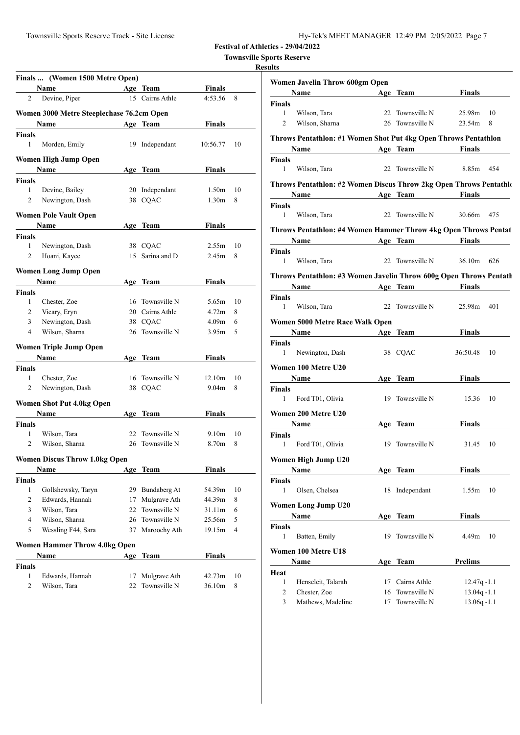**Festival of Athletics - 29/04/2022**

**Townsville Sports Reserve**

**Results**

### Finals ... (Women 1500 Metre Open)

| | Name | Age | Team | Finals | |
|---|---|---|---|---|---|
| 2 | Devine, Piper | 15 | Cairns Athle | 4:53.56 | 8 |

### Women 3000 Metre Steeplechase 76.2cm Open

| | Name | Age | Team | Finals | |
|---|---|---|---|---|---|
| **Finals** | | | | | |
| 1 | Morden, Emily | 19 | Independant | 10:56.77 | 10 |

### Women High Jump Open

| | Name | Age | Team | Finals | |
|---|---|---|---|---|---|
| **Finals** | | | | | |
| 1 | Devine, Bailey | 20 | Independant | 1.50m | 10 |
| 2 | Newington, Dash | 38 | CQAC | 1.30m | 8 |

### Women Pole Vault Open

| | Name | Age | Team | Finals | |
|---|---|---|---|---|---|
| **Finals** | | | | | |
| 1 | Newington, Dash | 38 | CQAC | 2.55m | 10 |
| 2 | Hoani, Kayce | 15 | Sarina and D | 2.45m | 8 |

### Women Long Jump Open

| | Name | Age | Team | Finals | |
|---|---|---|---|---|---|
| **Finals** | | | | | |
| 1 | Chester, Zoe | 16 | Townsville N | 5.65m | 10 |
| 2 | Vicary, Eryn | 20 | Cairns Athle | 4.72m | 8 |
| 3 | Newington, Dash | 38 | CQAC | 4.09m | 6 |
| 4 | Wilson, Sharna | 26 | Townsville N | 3.95m | 5 |

### Women Triple Jump Open

| | Name | Age | Team | Finals | |
|---|---|---|---|---|---|
| **Finals** | | | | | |
| 1 | Chester, Zoe | 16 | Townsville N | 12.10m | 10 |
| 2 | Newington, Dash | 38 | CQAC | 9.04m | 8 |

### Women Shot Put 4.0kg Open

| | Name | Age | Team | Finals | |
|---|---|---|---|---|---|
| **Finals** | | | | | |
| 1 | Wilson, Tara | 22 | Townsville N | 9.10m | 10 |
| 2 | Wilson, Sharna | 26 | Townsville N | 8.70m | 8 |

### Women Discus Throw 1.0kg Open

| | Name | Age | Team | Finals | |
|---|---|---|---|---|---|
| **Finals** | | | | | |
| 1 | Gollshewsky, Taryn | 29 | Bundaberg At | 54.39m | 10 |
| 2 | Edwards, Hannah | 17 | Mulgrave Ath | 44.39m | 8 |
| 3 | Wilson, Tara | 22 | Townsville N | 31.11m | 6 |
| 4 | Wilson, Sharna | 26 | Townsville N | 25.56m | 5 |
| 5 | Wessling F44, Sara | 37 | Maroochy Ath | 19.15m | 4 |

### Women Hammer Throw 4.0kg Open

| | Name | Age | Team | Finals | |
|---|---|---|---|---|---|
| **Finals** | | | | | |
| 1 | Edwards, Hannah | 17 | Mulgrave Ath | 42.73m | 10 |
| 2 | Wilson, Tara | 22 | Townsville N | 36.10m | 8 |

### Women Javelin Throw 600gm Open

| | Name | Age | Team | Finals | |
|---|---|---|---|---|---|
| **Finals** | | | | | |
| 1 | Wilson, Tara | 22 | Townsville N | 25.98m | 10 |
| 2 | Wilson, Sharna | 26 | Townsville N | 23.54m | 8 |

### Throws Pentathlon: #1 Women Shot Put 4kg Open Throws Pentathlon

| | Name | Age | Team | Finals | |
|---|---|---|---|---|---|
| **Finals** | | | | | |
| 1 | Wilson, Tara | 22 | Townsville N | 8.85m | 454 |

### Throws Pentathlon: #2 Women Discus Throw 2kg Open Throws Pentathlo

| | Name | Age | Team | Finals | |
|---|---|---|---|---|---|
| **Finals** | | | | | |
| 1 | Wilson, Tara | 22 | Townsville N | 30.66m | 475 |

### Throws Pentathlon: #4 Women Hammer Throw 4kg Open Throws Pentat

| | Name | Age | Team | Finals | |
|---|---|---|---|---|---|
| **Finals** | | | | | |
| 1 | Wilson, Tara | 22 | Townsville N | 36.10m | 626 |

### Throws Pentathlon: #3 Women Javelin Throw 600g Open Throws Pentath

| | Name | Age | Team | Finals | |
|---|---|---|---|---|---|
| **Finals** | | | | | |
| 1 | Wilson, Tara | 22 | Townsville N | 25.98m | 401 |

### Women 5000 Metre Race Walk Open

| | Name | Age | Team | Finals | |
|---|---|---|---|---|---|
| **Finals** | | | | | |
| 1 | Newington, Dash | 38 | CQAC | 36:50.48 | 10 |

### Women 100 Metre U20

| | Name | Age | Team | Finals | |
|---|---|---|---|---|---|
| **Finals** | | | | | |
| 1 | Ford T01, Olivia | 19 | Townsville N | 15.36 | 10 |

### Women 200 Metre U20

| | Name | Age | Team | Finals | |
|---|---|---|---|---|---|
| **Finals** | | | | | |
| 1 | Ford T01, Olivia | 19 | Townsville N | 31.45 | 10 |

### Women High Jump U20

| | Name | Age | Team | Finals | |
|---|---|---|---|---|---|
| **Finals** | | | | | |
| 1 | Olsen, Chelsea | 18 | Independant | 1.55m | 10 |

### Women Long Jump U20

| | Name | Age | Team | Finals | |
|---|---|---|---|---|---|
| **Finals** | | | | | |
| 1 | Batten, Emily | 19 | Townsville N | 4.49m | 10 |

### Women 100 Metre U18

| | Name | Age | Team | Prelims |
|---|---|---|---|---|
| **Heat** | | | | |
| 1 | Henseleit, Talarah | 17 | Cairns Athle | 12.47q -1.1 |
| 2 | Chester, Zoe | 16 | Townsville N | 13.04q -1.1 |
| 3 | Mathews, Madeline | 17 | Townsville N | 13.06q -1.1 |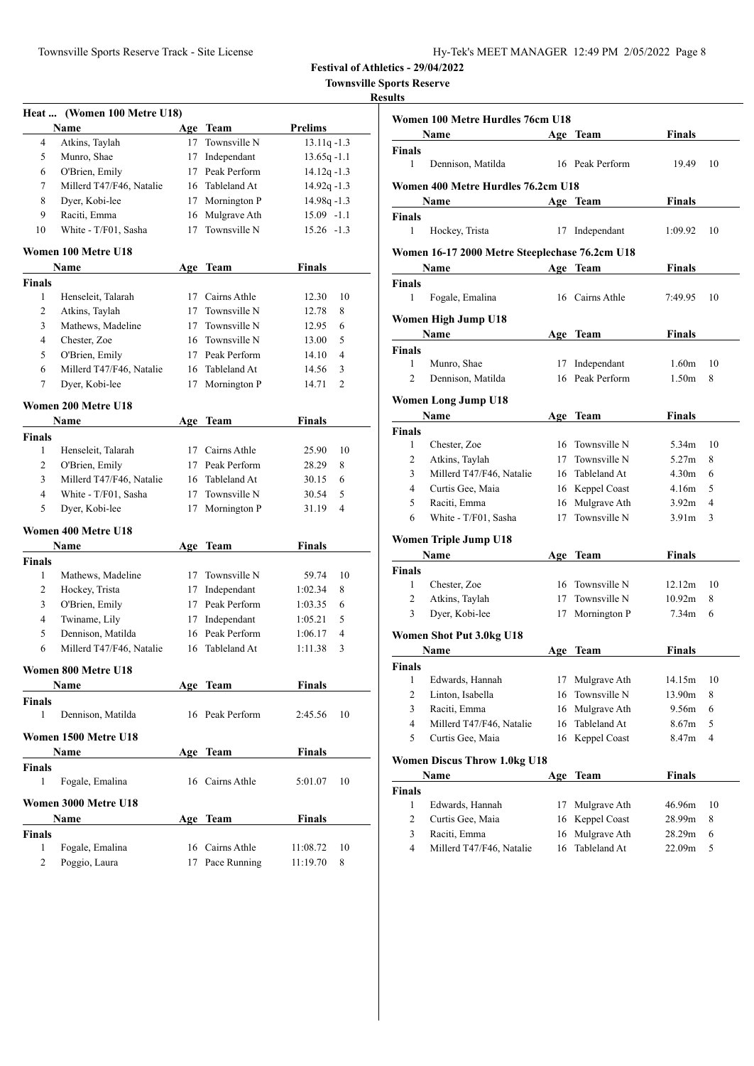**Festival of Athletics - 29/04/2022**

**Townsville Sports Reserve**

**Results**

### Heat ... (Women 100 Metre U18)

| | Name | Age | Team | Prelims |
|---|---|---|---|---|
| 4 | Atkins, Taylah | 17 | Townsville N | 13.11q -1.3 |
| 5 | Munro, Shae | 17 | Independant | 13.65q -1.1 |
| 6 | O'Brien, Emily | 17 | Peak Perform | 14.12q -1.3 |
| 7 | Millerd T47/F46, Natalie | 16 | Tableland At | 14.92q -1.3 |
| 8 | Dyer, Kobi-lee | 17 | Mornington P | 14.98q -1.3 |
| 9 | Raciti, Emma | 16 | Mulgrave Ath | 15.09 -1.1 |
| 10 | White - T/F01, Sasha | 17 | Townsville N | 15.26 -1.3 |

### Women 100 Metre U18

| | Name | Age | Team | Finals | |
|---|---|---|---|---|---|
| **Finals** | | | | | |
| 1 | Henseleit, Talarah | 17 | Cairns Athle | 12.30 | 10 |
| 2 | Atkins, Taylah | 17 | Townsville N | 12.78 | 8 |
| 3 | Mathews, Madeline | 17 | Townsville N | 12.95 | 6 |
| 4 | Chester, Zoe | 16 | Townsville N | 13.00 | 5 |
| 5 | O'Brien, Emily | 17 | Peak Perform | 14.10 | 4 |
| 6 | Millerd T47/F46, Natalie | 16 | Tableland At | 14.56 | 3 |
| 7 | Dyer, Kobi-lee | 17 | Mornington P | 14.71 | 2 |

### Women 200 Metre U18

| | Name | Age | Team | Finals | |
|---|---|---|---|---|---|
| **Finals** | | | | | |
| 1 | Henseleit, Talarah | 17 | Cairns Athle | 25.90 | 10 |
| 2 | O'Brien, Emily | 17 | Peak Perform | 28.29 | 8 |
| 3 | Millerd T47/F46, Natalie | 16 | Tableland At | 30.15 | 6 |
| 4 | White - T/F01, Sasha | 17 | Townsville N | 30.54 | 5 |
| 5 | Dyer, Kobi-lee | 17 | Mornington P | 31.19 | 4 |

### Women 400 Metre U18

| | Name | Age | Team | Finals | |
|---|---|---|---|---|---|
| **Finals** | | | | | |
| 1 | Mathews, Madeline | 17 | Townsville N | 59.74 | 10 |
| 2 | Hockey, Trista | 17 | Independant | 1:02.34 | 8 |
| 3 | O'Brien, Emily | 17 | Peak Perform | 1:03.35 | 6 |
| 4 | Twiname, Lily | 17 | Independant | 1:05.21 | 5 |
| 5 | Dennison, Matilda | 16 | Peak Perform | 1:06.17 | 4 |
| 6 | Millerd T47/F46, Natalie | 16 | Tableland At | 1:11.38 | 3 |

### Women 800 Metre U18

| | Name | Age | Team | Finals | |
|---|---|---|---|---|---|
| **Finals** | | | | | |
| 1 | Dennison, Matilda | 16 | Peak Perform | 2:45.56 | 10 |

### Women 1500 Metre U18

| | Name | Age | Team | Finals | |
|---|---|---|---|---|---|
| **Finals** | | | | | |
| 1 | Fogale, Emalina | 16 | Cairns Athle | 5:01.07 | 10 |

### Women 3000 Metre U18

| | Name | Age | Team | Finals | |
|---|---|---|---|---|---|
| **Finals** | | | | | |
| 1 | Fogale, Emalina | 16 | Cairns Athle | 11:08.72 | 10 |
| 2 | Poggio, Laura | 17 | Pace Running | 11:19.70 | 8 |

### Women 100 Metre Hurdles 76cm U18

| | Name | Age | Team | Finals | |
|---|---|---|---|---|---|
| **Finals** | | | | | |
| 1 | Dennison, Matilda | 16 | Peak Perform | 19.49 | 10 |

### Women 400 Metre Hurdles 76.2cm U18

| | Name | Age | Team | Finals | |
|---|---|---|---|---|---|
| **Finals** | | | | | |
| 1 | Hockey, Trista | 17 | Independant | 1:09.92 | 10 |

### Women 16-17 2000 Metre Steeplechase 76.2cm U18

| | Name | Age | Team | Finals | |
|---|---|---|---|---|---|
| **Finals** | | | | | |
| 1 | Fogale, Emalina | 16 | Cairns Athle | 7:49.95 | 10 |

### Women High Jump U18

| | Name | Age | Team | Finals | |
|---|---|---|---|---|---|
| **Finals** | | | | | |
| 1 | Munro, Shae | 17 | Independant | 1.60m | 10 |
| 2 | Dennison, Matilda | 16 | Peak Perform | 1.50m | 8 |

### Women Long Jump U18

| | Name | Age | Team | Finals | |
|---|---|---|---|---|---|
| **Finals** | | | | | |
| 1 | Chester, Zoe | 16 | Townsville N | 5.34m | 10 |
| 2 | Atkins, Taylah | 17 | Townsville N | 5.27m | 8 |
| 3 | Millerd T47/F46, Natalie | 16 | Tableland At | 4.30m | 6 |
| 4 | Curtis Gee, Maia | 16 | Keppel Coast | 4.16m | 5 |
| 5 | Raciti, Emma | 16 | Mulgrave Ath | 3.92m | 4 |
| 6 | White - T/F01, Sasha | 17 | Townsville N | 3.91m | 3 |

### Women Triple Jump U18

| | Name | Age | Team | Finals | |
|---|---|---|---|---|---|
| **Finals** | | | | | |
| 1 | Chester, Zoe | 16 | Townsville N | 12.12m | 10 |
| 2 | Atkins, Taylah | 17 | Townsville N | 10.92m | 8 |
| 3 | Dyer, Kobi-lee | 17 | Mornington P | 7.34m | 6 |

### Women Shot Put 3.0kg U18

| | Name | Age | Team | Finals | |
|---|---|---|---|---|---|
| **Finals** | | | | | |
| 1 | Edwards, Hannah | 17 | Mulgrave Ath | 14.15m | 10 |
| 2 | Linton, Isabella | 16 | Townsville N | 13.90m | 8 |
| 3 | Raciti, Emma | 16 | Mulgrave Ath | 9.56m | 6 |
| 4 | Millerd T47/F46, Natalie | 16 | Tableland At | 8.67m | 5 |
| 5 | Curtis Gee, Maia | 16 | Keppel Coast | 8.47m | 4 |

### Women Discus Throw 1.0kg U18

| | Name | Age | Team | Finals | |
|---|---|---|---|---|---|
| **Finals** | | | | | |
| 1 | Edwards, Hannah | 17 | Mulgrave Ath | 46.96m | 10 |
| 2 | Curtis Gee, Maia | 16 | Keppel Coast | 28.99m | 8 |
| 3 | Raciti, Emma | 16 | Mulgrave Ath | 28.29m | 6 |
| 4 | Millerd T47/F46, Natalie | 16 | Tableland At | 22.09m | 5 |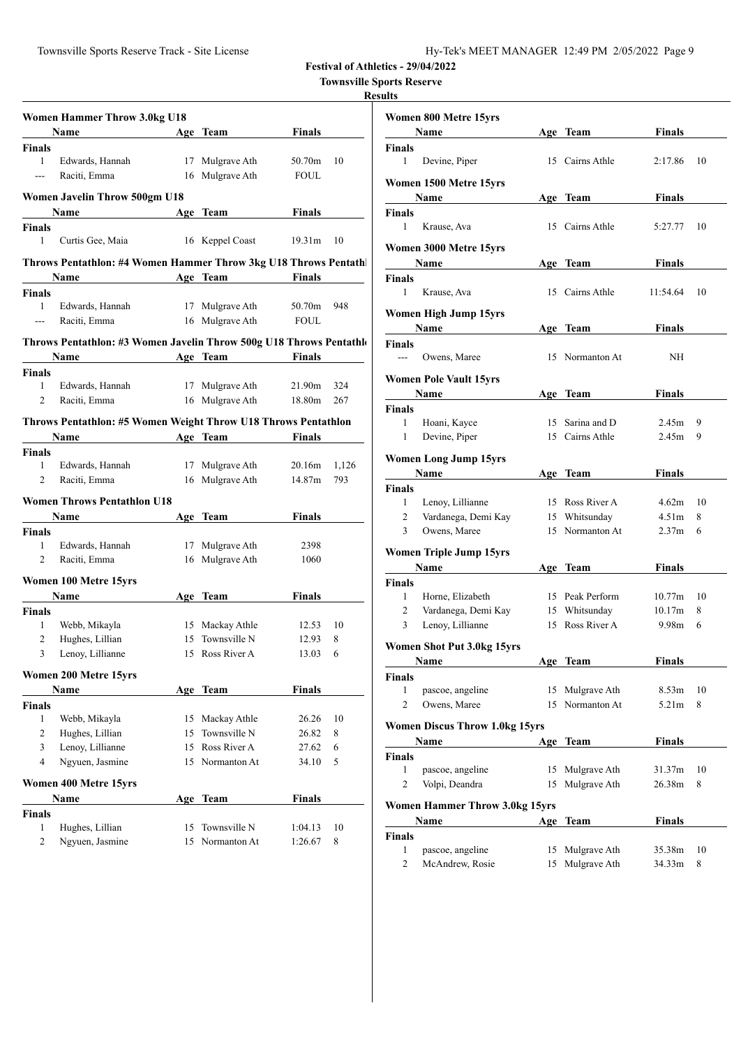**Festival of Athletics - 29/04/2022**

**Townsville Sports Reserve**

**Results**

### Women Hammer Throw 3.0kg U18

| | Name | Age | Team | Finals | |
|---|---|---|---|---|---|
| **Finals** | | | | | |
| 1 | Edwards, Hannah | 17 | Mulgrave Ath | 50.70m | 10 |
| --- | Raciti, Emma | 16 | Mulgrave Ath | FOUL | |

### Women Javelin Throw 500gm U18

| | Name | Age | Team | Finals | |
|---|---|---|---|---|---|
| **Finals** | | | | | |
| 1 | Curtis Gee, Maia | 16 | Keppel Coast | 19.31m | 10 |

### Throws Pentathlon: #4 Women Hammer Throw 3kg U18 Throws Pentathl

| | Name | Age | Team | Finals | |
|---|---|---|---|---|---|
| **Finals** | | | | | |
| 1 | Edwards, Hannah | 17 | Mulgrave Ath | 50.70m | 948 |
| --- | Raciti, Emma | 16 | Mulgrave Ath | FOUL | |

### Throws Pentathlon: #3 Women Javelin Throw 500g U18 Throws Pentathl

| | Name | Age | Team | Finals | |
|---|---|---|---|---|---|
| **Finals** | | | | | |
| 1 | Edwards, Hannah | 17 | Mulgrave Ath | 21.90m | 324 |
| 2 | Raciti, Emma | 16 | Mulgrave Ath | 18.80m | 267 |

### Throws Pentathlon: #5 Women Weight Throw U18 Throws Pentathlon

| | Name | Age | Team | Finals | |
|---|---|---|---|---|---|
| **Finals** | | | | | |
| 1 | Edwards, Hannah | 17 | Mulgrave Ath | 20.16m | 1,126 |
| 2 | Raciti, Emma | 16 | Mulgrave Ath | 14.87m | 793 |

### Women Throws Pentathlon U18

| | Name | Age | Team | Finals |
|---|---|---|---|---|
| **Finals** | | | | |
| 1 | Edwards, Hannah | 17 | Mulgrave Ath | 2398 |
| 2 | Raciti, Emma | 16 | Mulgrave Ath | 1060 |

### Women 100 Metre 15yrs

| | Name | Age | Team | Finals | |
|---|---|---|---|---|---|
| **Finals** | | | | | |
| 1 | Webb, Mikayla | 15 | Mackay Athle | 12.53 | 10 |
| 2 | Hughes, Lillian | 15 | Townsville N | 12.93 | 8 |
| 3 | Lenoy, Lillianne | 15 | Ross River A | 13.03 | 6 |

### Women 200 Metre 15yrs

| | Name | Age | Team | Finals | |
|---|---|---|---|---|---|
| **Finals** | | | | | |
| 1 | Webb, Mikayla | 15 | Mackay Athle | 26.26 | 10 |
| 2 | Hughes, Lillian | 15 | Townsville N | 26.82 | 8 |
| 3 | Lenoy, Lillianne | 15 | Ross River A | 27.62 | 6 |
| 4 | Ngyuen, Jasmine | 15 | Normanton At | 34.10 | 5 |

### Women 400 Metre 15yrs

| | Name | Age | Team | Finals | |
|---|---|---|---|---|---|
| **Finals** | | | | | |
| 1 | Hughes, Lillian | 15 | Townsville N | 1:04.13 | 10 |
| 2 | Ngyuen, Jasmine | 15 | Normanton At | 1:26.67 | 8 |

### Women 800 Metre 15yrs

| | Name | Age | Team | Finals | |
|---|---|---|---|---|---|
| **Finals** | | | | | |
| 1 | Devine, Piper | 15 | Cairns Athle | 2:17.86 | 10 |

### Women 1500 Metre 15yrs

| | Name | Age | Team | Finals | |
|---|---|---|---|---|---|
| **Finals** | | | | | |
| 1 | Krause, Ava | 15 | Cairns Athle | 5:27.77 | 10 |

### Women 3000 Metre 15yrs

| | Name | Age | Team | Finals | |
|---|---|---|---|---|---|
| **Finals** | | | | | |
| 1 | Krause, Ava | 15 | Cairns Athle | 11:54.64 | 10 |

### Women High Jump 15yrs

| | Name | Age | Team | Finals |
|---|---|---|---|---|
| **Finals** | | | | |
| --- | Owens, Maree | 15 | Normanton At | NH |

### Women Pole Vault 15yrs

| | Name | Age | Team | Finals | |
|---|---|---|---|---|---|
| **Finals** | | | | | |
| 1 | Hoani, Kayce | 15 | Sarina and D | 2.45m | 9 |
| 1 | Devine, Piper | 15 | Cairns Athle | 2.45m | 9 |

### Women Long Jump 15yrs

| | Name | Age | Team | Finals | |
|---|---|---|---|---|---|
| **Finals** | | | | | |
| 1 | Lenoy, Lillianne | 15 | Ross River A | 4.62m | 10 |
| 2 | Vardanega, Demi Kay | 15 | Whitsunday | 4.51m | 8 |
| 3 | Owens, Maree | 15 | Normanton At | 2.37m | 6 |

### Women Triple Jump 15yrs

| | Name | Age | Team | Finals | |
|---|---|---|---|---|---|
| **Finals** | | | | | |
| 1 | Horne, Elizabeth | 15 | Peak Perform | 10.77m | 10 |
| 2 | Vardanega, Demi Kay | 15 | Whitsunday | 10.17m | 8 |
| 3 | Lenoy, Lillianne | 15 | Ross River A | 9.98m | 6 |

### Women Shot Put 3.0kg 15yrs

| | Name | Age | Team | Finals | |
|---|---|---|---|---|---|
| **Finals** | | | | | |
| 1 | pascoe, angeline | 15 | Mulgrave Ath | 8.53m | 10 |
| 2 | Owens, Maree | 15 | Normanton At | 5.21m | 8 |

### Women Discus Throw 1.0kg 15yrs

| | Name | Age | Team | Finals | |
|---|---|---|---|---|---|
| **Finals** | | | | | |
| 1 | pascoe, angeline | 15 | Mulgrave Ath | 31.37m | 10 |
| 2 | Volpi, Deandra | 15 | Mulgrave Ath | 26.38m | 8 |

### Women Hammer Throw 3.0kg 15yrs

| | Name | Age | Team | Finals | |
|---|---|---|---|---|---|
| **Finals** | | | | | |
| 1 | pascoe, angeline | 15 | Mulgrave Ath | 35.38m | 10 |
| 2 | McAndrew, Rosie | 15 | Mulgrave Ath | 34.33m | 8 |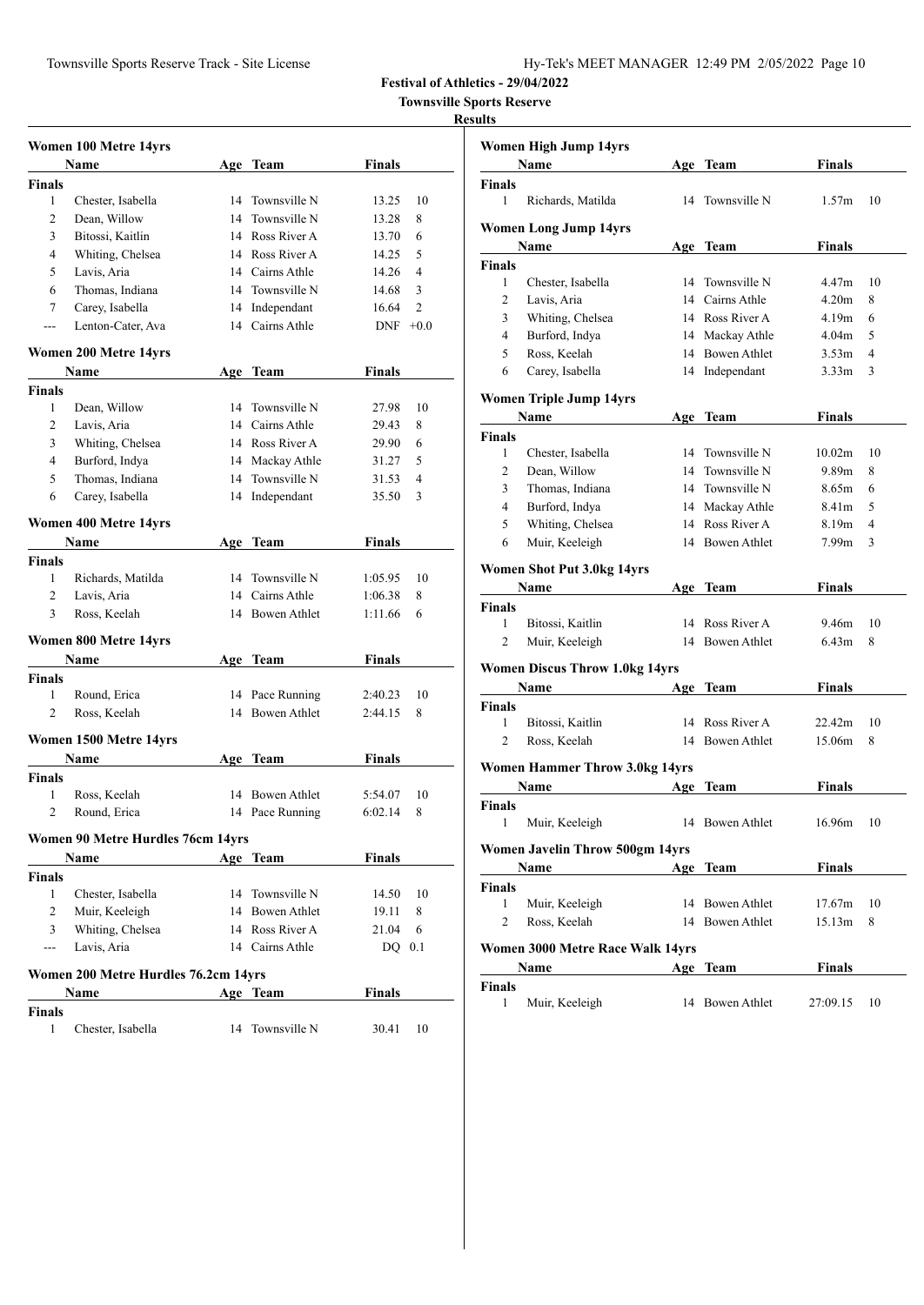**Festival of Athletics - 29/04/2022**

**Townsville Sports Reserve**

**Results**

### Women 100 Metre 14yrs

| | Name | Age | Team | Finals | |
|---|---|---|---|---|---|
| **Finals** | | | | | |
| 1 | Chester, Isabella | 14 | Townsville N | 13.25 | 10 |
| 2 | Dean, Willow | 14 | Townsville N | 13.28 | 8 |
| 3 | Bitossi, Kaitlin | 14 | Ross River A | 13.70 | 6 |
| 4 | Whiting, Chelsea | 14 | Ross River A | 14.25 | 5 |
| 5 | Lavis, Aria | 14 | Cairns Athle | 14.26 | 4 |
| 6 | Thomas, Indiana | 14 | Townsville N | 14.68 | 3 |
| 7 | Carey, Isabella | 14 | Independant | 16.64 | 2 |
| --- | Lenton-Cater, Ava | 14 | Cairns Athle | DNF | +0.0 |

### Women 200 Metre 14yrs

| | Name | Age | Team | Finals | |
|---|---|---|---|---|---|
| **Finals** | | | | | |
| 1 | Dean, Willow | 14 | Townsville N | 27.98 | 10 |
| 2 | Lavis, Aria | 14 | Cairns Athle | 29.43 | 8 |
| 3 | Whiting, Chelsea | 14 | Ross River A | 29.90 | 6 |
| 4 | Burford, Indya | 14 | Mackay Athle | 31.27 | 5 |
| 5 | Thomas, Indiana | 14 | Townsville N | 31.53 | 4 |
| 6 | Carey, Isabella | 14 | Independant | 35.50 | 3 |

### Women 400 Metre 14yrs

| | Name | Age | Team | Finals | |
|---|---|---|---|---|---|
| **Finals** | | | | | |
| 1 | Richards, Matilda | 14 | Townsville N | 1:05.95 | 10 |
| 2 | Lavis, Aria | 14 | Cairns Athle | 1:06.38 | 8 |
| 3 | Ross, Keelah | 14 | Bowen Athlet | 1:11.66 | 6 |

### Women 800 Metre 14yrs

| | Name | Age | Team | Finals | |
|---|---|---|---|---|---|
| **Finals** | | | | | |
| 1 | Round, Erica | 14 | Pace Running | 2:40.23 | 10 |
| 2 | Ross, Keelah | 14 | Bowen Athlet | 2:44.15 | 8 |

### Women 1500 Metre 14yrs

| | Name | Age | Team | Finals | |
|---|---|---|---|---|---|
| **Finals** | | | | | |
| 1 | Ross, Keelah | 14 | Bowen Athlet | 5:54.07 | 10 |
| 2 | Round, Erica | 14 | Pace Running | 6:02.14 | 8 |

### Women 90 Metre Hurdles 76cm 14yrs

| | Name | Age | Team | Finals | |
|---|---|---|---|---|---|
| **Finals** | | | | | |
| 1 | Chester, Isabella | 14 | Townsville N | 14.50 | 10 |
| 2 | Muir, Keeleigh | 14 | Bowen Athlet | 19.11 | 8 |
| 3 | Whiting, Chelsea | 14 | Ross River A | 21.04 | 6 |
| --- | Lavis, Aria | 14 | Cairns Athle | DQ | 0.1 |

### Women 200 Metre Hurdles 76.2cm 14yrs

| | Name | Age | Team | Finals | |
|---|---|---|---|---|---|
| **Finals** | | | | | |
| 1 | Chester, Isabella | 14 | Townsville N | 30.41 | 10 |

### Women High Jump 14yrs

| | Name | Age | Team | Finals | |
|---|---|---|---|---|---|
| **Finals** | | | | | |
| 1 | Richards, Matilda | 14 | Townsville N | 1.57m | 10 |

### Women Long Jump 14yrs

| | Name | Age | Team | Finals | |
|---|---|---|---|---|---|
| **Finals** | | | | | |
| 1 | Chester, Isabella | 14 | Townsville N | 4.47m | 10 |
| 2 | Lavis, Aria | 14 | Cairns Athle | 4.20m | 8 |
| 3 | Whiting, Chelsea | 14 | Ross River A | 4.19m | 6 |
| 4 | Burford, Indya | 14 | Mackay Athle | 4.04m | 5 |
| 5 | Ross, Keelah | 14 | Bowen Athlet | 3.53m | 4 |
| 6 | Carey, Isabella | 14 | Independant | 3.33m | 3 |

### Women Triple Jump 14yrs

| | Name | Age | Team | Finals | |
|---|---|---|---|---|---|
| **Finals** | | | | | |
| 1 | Chester, Isabella | 14 | Townsville N | 10.02m | 10 |
| 2 | Dean, Willow | 14 | Townsville N | 9.89m | 8 |
| 3 | Thomas, Indiana | 14 | Townsville N | 8.65m | 6 |
| 4 | Burford, Indya | 14 | Mackay Athle | 8.41m | 5 |
| 5 | Whiting, Chelsea | 14 | Ross River A | 8.19m | 4 |
| 6 | Muir, Keeleigh | 14 | Bowen Athlet | 7.99m | 3 |

### Women Shot Put 3.0kg 14yrs

| | Name | Age | Team | Finals | |
|---|---|---|---|---|---|
| **Finals** | | | | | |
| 1 | Bitossi, Kaitlin | 14 | Ross River A | 9.46m | 10 |
| 2 | Muir, Keeleigh | 14 | Bowen Athlet | 6.43m | 8 |

### Women Discus Throw 1.0kg 14yrs

| | Name | Age | Team | Finals | |
|---|---|---|---|---|---|
| **Finals** | | | | | |
| 1 | Bitossi, Kaitlin | 14 | Ross River A | 22.42m | 10 |
| 2 | Ross, Keelah | 14 | Bowen Athlet | 15.06m | 8 |

### Women Hammer Throw 3.0kg 14yrs

| | Name | Age | Team | Finals | |
|---|---|---|---|---|---|
| **Finals** | | | | | |
| 1 | Muir, Keeleigh | 14 | Bowen Athlet | 16.96m | 10 |

### Women Javelin Throw 500gm 14yrs

| | Name | Age | Team | Finals | |
|---|---|---|---|---|---|
| **Finals** | | | | | |
| 1 | Muir, Keeleigh | 14 | Bowen Athlet | 17.67m | 10 |
| 2 | Ross, Keelah | 14 | Bowen Athlet | 15.13m | 8 |

### Women 3000 Metre Race Walk 14yrs

| | Name | Age | Team | Finals | |
|---|---|---|---|---|---|
| **Finals** | | | | | |
| 1 | Muir, Keeleigh | 14 | Bowen Athlet | 27:09.15 | 10 |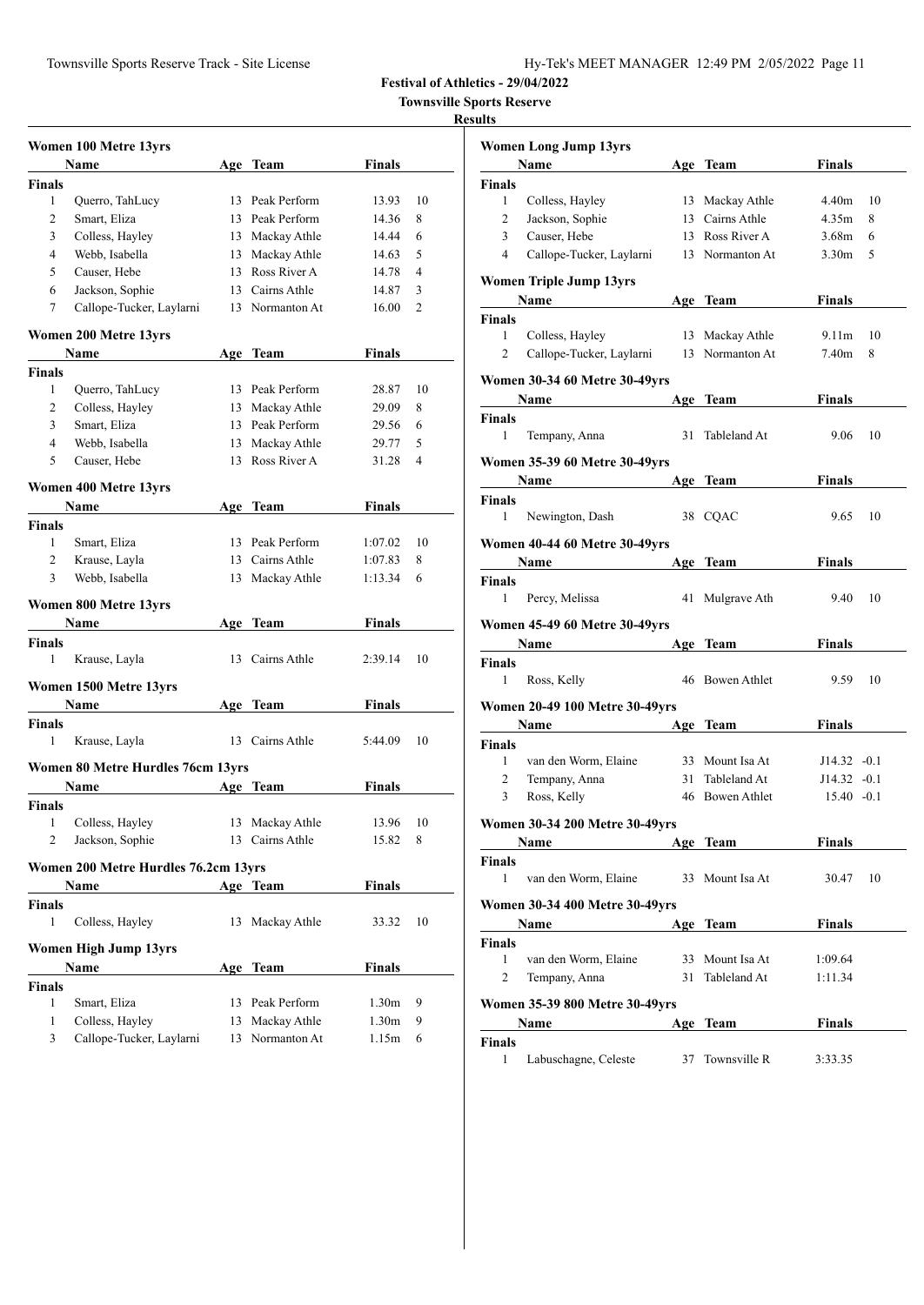**Festival of Athletics - 29/04/2022**

**Townsville Sports Reserve**

**Results**

### Women 100 Metre 13yrs

| | Name | Age | Team | Finals | |
|---|---|---|---|---|---|
| **Finals** | | | | | |
| 1 | Querro, TahLucy | 13 | Peak Perform | 13.93 | 10 |
| 2 | Smart, Eliza | 13 | Peak Perform | 14.36 | 8 |
| 3 | Colless, Hayley | 13 | Mackay Athle | 14.44 | 6 |
| 4 | Webb, Isabella | 13 | Mackay Athle | 14.63 | 5 |
| 5 | Causer, Hebe | 13 | Ross River A | 14.78 | 4 |
| 6 | Jackson, Sophie | 13 | Cairns Athle | 14.87 | 3 |
| 7 | Callope-Tucker, Laylarni | 13 | Normanton At | 16.00 | 2 |

### Women 200 Metre 13yrs

| | Name | Age | Team | Finals | |
|---|---|---|---|---|---|
| **Finals** | | | | | |
| 1 | Querro, TahLucy | 13 | Peak Perform | 28.87 | 10 |
| 2 | Colless, Hayley | 13 | Mackay Athle | 29.09 | 8 |
| 3 | Smart, Eliza | 13 | Peak Perform | 29.56 | 6 |
| 4 | Webb, Isabella | 13 | Mackay Athle | 29.77 | 5 |
| 5 | Causer, Hebe | 13 | Ross River A | 31.28 | 4 |

### Women 400 Metre 13yrs

| | Name | Age | Team | Finals | |
|---|---|---|---|---|---|
| **Finals** | | | | | |
| 1 | Smart, Eliza | 13 | Peak Perform | 1:07.02 | 10 |
| 2 | Krause, Layla | 13 | Cairns Athle | 1:07.83 | 8 |
| 3 | Webb, Isabella | 13 | Mackay Athle | 1:13.34 | 6 |

### Women 800 Metre 13yrs

| | Name | Age | Team | Finals | |
|---|---|---|---|---|---|
| **Finals** | | | | | |
| 1 | Krause, Layla | 13 | Cairns Athle | 2:39.14 | 10 |

### Women 1500 Metre 13yrs

| | Name | Age | Team | Finals | |
|---|---|---|---|---|---|
| **Finals** | | | | | |
| 1 | Krause, Layla | 13 | Cairns Athle | 5:44.09 | 10 |

### Women 80 Metre Hurdles 76cm 13yrs

| | Name | Age | Team | Finals | |
|---|---|---|---|---|---|
| **Finals** | | | | | |
| 1 | Colless, Hayley | 13 | Mackay Athle | 13.96 | 10 |
| 2 | Jackson, Sophie | 13 | Cairns Athle | 15.82 | 8 |

### Women 200 Metre Hurdles 76.2cm 13yrs

| | Name | Age | Team | Finals | |
|---|---|---|---|---|---|
| **Finals** | | | | | |
| 1 | Colless, Hayley | 13 | Mackay Athle | 33.32 | 10 |

### Women High Jump 13yrs

| | Name | Age | Team | Finals | |
|---|---|---|---|---|---|
| **Finals** | | | | | |
| 1 | Smart, Eliza | 13 | Peak Perform | 1.30m | 9 |
| 1 | Colless, Hayley | 13 | Mackay Athle | 1.30m | 9 |
| 3 | Callope-Tucker, Laylarni | 13 | Normanton At | 1.15m | 6 |

### Women Long Jump 13yrs

| | Name | Age | Team | Finals | |
|---|---|---|---|---|---|
| **Finals** | | | | | |
| 1 | Colless, Hayley | 13 | Mackay Athle | 4.40m | 10 |
| 2 | Jackson, Sophie | 13 | Cairns Athle | 4.35m | 8 |
| 3 | Causer, Hebe | 13 | Ross River A | 3.68m | 6 |
| 4 | Callope-Tucker, Laylarni | 13 | Normanton At | 3.30m | 5 |

### Women Triple Jump 13yrs

| | Name | Age | Team | Finals | |
|---|---|---|---|---|---|
| **Finals** | | | | | |
| 1 | Colless, Hayley | 13 | Mackay Athle | 9.11m | 10 |
| 2 | Callope-Tucker, Laylarni | 13 | Normanton At | 7.40m | 8 |

### Women 30-34 60 Metre 30-49yrs

| | Name | Age | Team | Finals | |
|---|---|---|---|---|---|
| **Finals** | | | | | |
| 1 | Tempany, Anna | 31 | Tableland At | 9.06 | 10 |

### Women 35-39 60 Metre 30-49yrs

| | Name | Age | Team | Finals | |
|---|---|---|---|---|---|
| **Finals** | | | | | |
| 1 | Newington, Dash | 38 | CQAC | 9.65 | 10 |

### Women 40-44 60 Metre 30-49yrs

| | Name | Age | Team | Finals | |
|---|---|---|---|---|---|
| **Finals** | | | | | |
| 1 | Percy, Melissa | 41 | Mulgrave Ath | 9.40 | 10 |

### Women 45-49 60 Metre 30-49yrs

| | Name | Age | Team | Finals | |
|---|---|---|---|---|---|
| **Finals** | | | | | |
| 1 | Ross, Kelly | 46 | Bowen Athlet | 9.59 | 10 |

### Women 20-49 100 Metre 30-49yrs

| | Name | Age | Team | Finals | |
|---|---|---|---|---|---|
| **Finals** | | | | | |
| 1 | van den Worm, Elaine | 33 | Mount Isa At | J14.32 | -0.1 |
| 2 | Tempany, Anna | 31 | Tableland At | J14.32 | -0.1 |
| 3 | Ross, Kelly | 46 | Bowen Athlet | 15.40 | -0.1 |

### Women 30-34 200 Metre 30-49yrs

| | Name | Age | Team | Finals | |
|---|---|---|---|---|---|
| **Finals** | | | | | |
| 1 | van den Worm, Elaine | 33 | Mount Isa At | 30.47 | 10 |

### Women 30-34 400 Metre 30-49yrs

| | Name | Age | Team | Finals |
|---|---|---|---|---|
| **Finals** | | | | |
| 1 | van den Worm, Elaine | 33 | Mount Isa At | 1:09.64 |
| 2 | Tempany, Anna | 31 | Tableland At | 1:11.34 |

### Women 35-39 800 Metre 30-49yrs

| | Name | Age | Team | Finals |
|---|---|---|---|---|
| **Finals** | | | | |
| 1 | Labuschagne, Celeste | 37 | Townsville R | 3:33.35 |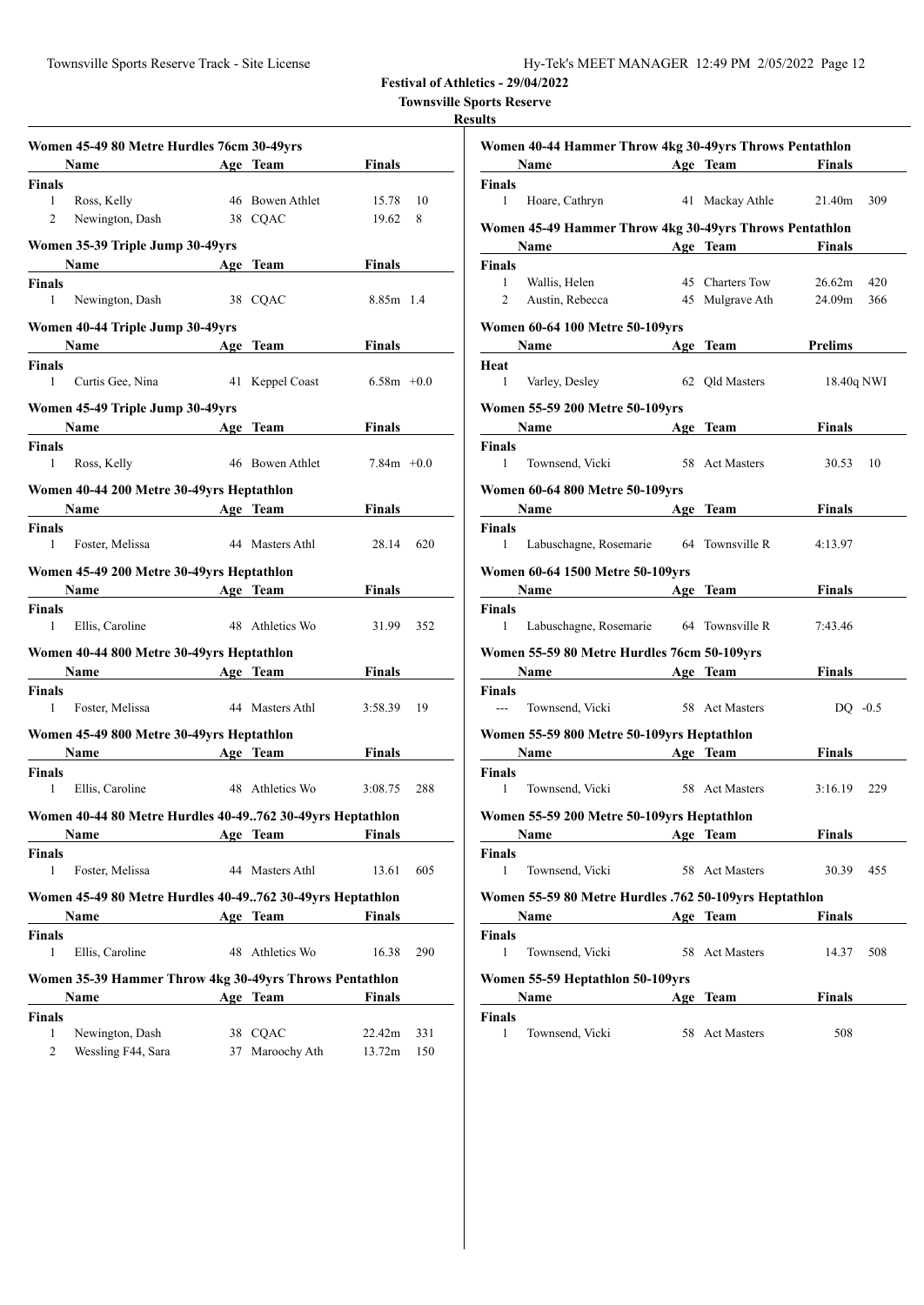**Festival of Athletics - 29/04/2022**

**Townsville Sports Reserve**

**Results**

### Women 45-49 80 Metre Hurdles 76cm 30-49yrs

| | Name | Age | Team | Finals | |
|---|---|---|---|---|---|
| **Finals** | | | | | |
| 1 | Ross, Kelly | 46 | Bowen Athlet | 15.78 | 10 |
| 2 | Newington, Dash | 38 | CQAC | 19.62 | 8 |

### Women 35-39 Triple Jump 30-49yrs

| | Name | Age | Team | Finals | |
|---|---|---|---|---|---|
| **Finals** | | | | | |
| 1 | Newington, Dash | 38 | CQAC | 8.85m | 1.4 |

### Women 40-44 Triple Jump 30-49yrs

| | Name | Age | Team | Finals | |
|---|---|---|---|---|---|
| **Finals** | | | | | |
| 1 | Curtis Gee, Nina | 41 | Keppel Coast | 6.58m | +0.0 |

### Women 45-49 Triple Jump 30-49yrs

| | Name | Age | Team | Finals | |
|---|---|---|---|---|---|
| **Finals** | | | | | |
| 1 | Ross, Kelly | 46 | Bowen Athlet | 7.84m | +0.0 |

### Women 40-44 200 Metre 30-49yrs Heptathlon

| | Name | Age | Team | Finals | |
|---|---|---|---|---|---|
| **Finals** | | | | | |
| 1 | Foster, Melissa | 44 | Masters Athl | 28.14 | 620 |

### Women 45-49 200 Metre 30-49yrs Heptathlon

| | Name | Age | Team | Finals | |
|---|---|---|---|---|---|
| **Finals** | | | | | |
| 1 | Ellis, Caroline | 48 | Athletics Wo | 31.99 | 352 |

### Women 40-44 800 Metre 30-49yrs Heptathlon

| | Name | Age | Team | Finals | |
|---|---|---|---|---|---|
| **Finals** | | | | | |
| 1 | Foster, Melissa | 44 | Masters Athl | 3:58.39 | 19 |

### Women 45-49 800 Metre 30-49yrs Heptathlon

| | Name | Age | Team | Finals | |
|---|---|---|---|---|---|
| **Finals** | | | | | |
| 1 | Ellis, Caroline | 48 | Athletics Wo | 3:08.75 | 288 |

### Women 40-44 80 Metre Hurdles 40-49..762 30-49yrs Heptathlon

| | Name | Age | Team | Finals | |
|---|---|---|---|---|---|
| **Finals** | | | | | |
| 1 | Foster, Melissa | 44 | Masters Athl | 13.61 | 605 |

### Women 45-49 80 Metre Hurdles 40-49..762 30-49yrs Heptathlon

| | Name | Age | Team | Finals | |
|---|---|---|---|---|---|
| **Finals** | | | | | |
| 1 | Ellis, Caroline | 48 | Athletics Wo | 16.38 | 290 |

### Women 35-39 Hammer Throw 4kg 30-49yrs Throws Pentathlon

| | Name | Age | Team | Finals | |
|---|---|---|---|---|---|
| **Finals** | | | | | |
| 1 | Newington, Dash | 38 | CQAC | 22.42m | 331 |
| 2 | Wessling F44, Sara | 37 | Maroochy Ath | 13.72m | 150 |

### Women 40-44 Hammer Throw 4kg 30-49yrs Throws Pentathlon

| | Name | Age | Team | Finals | |
|---|---|---|---|---|---|
| **Finals** | | | | | |
| 1 | Hoare, Cathryn | 41 | Mackay Athle | 21.40m | 309 |

### Women 45-49 Hammer Throw 4kg 30-49yrs Throws Pentathlon

| | Name | Age | Team | Finals | |
|---|---|---|---|---|---|
| **Finals** | | | | | |
| 1 | Wallis, Helen | 45 | Charters Tow | 26.62m | 420 |
| 2 | Austin, Rebecca | 45 | Mulgrave Ath | 24.09m | 366 |

### Women 60-64 100 Metre 50-109yrs

| | Name | Age | Team | Prelims | |
|---|---|---|---|---|---|
| **Heat** | | | | | |
| 1 | Varley, Desley | 62 | Qld Masters | 18.40q | NWI |

### Women 55-59 200 Metre 50-109yrs

| | Name | Age | Team | Finals | |
|---|---|---|---|---|---|
| **Finals** | | | | | |
| 1 | Townsend, Vicki | 58 | Act Masters | 30.53 | 10 |

### Women 60-64 800 Metre 50-109yrs

| | Name | Age | Team | Finals |
|---|---|---|---|---|
| **Finals** | | | | |
| 1 | Labuschagne, Rosemarie | 64 | Townsville R | 4:13.97 |

### Women 60-64 1500 Metre 50-109yrs

| | Name | Age | Team | Finals |
|---|---|---|---|---|
| **Finals** | | | | |
| 1 | Labuschagne, Rosemarie | 64 | Townsville R | 7:43.46 |

### Women 55-59 80 Metre Hurdles 76cm 50-109yrs

| | Name | Age | Team | Finals | |
|---|---|---|---|---|---|
| **Finals** | | | | | |
| --- | Townsend, Vicki | 58 | Act Masters | DQ | -0.5 |

### Women 55-59 800 Metre 50-109yrs Heptathlon

| | Name | Age | Team | Finals | |
|---|---|---|---|---|---|
| **Finals** | | | | | |
| 1 | Townsend, Vicki | 58 | Act Masters | 3:16.19 | 229 |

### Women 55-59 200 Metre 50-109yrs Heptathlon

| | Name | Age | Team | Finals | |
|---|---|---|---|---|---|
| **Finals** | | | | | |
| 1 | Townsend, Vicki | 58 | Act Masters | 30.39 | 455 |

### Women 55-59 80 Metre Hurdles .762 50-109yrs Heptathlon

| | Name | Age | Team | Finals | |
|---|---|---|---|---|---|
| **Finals** | | | | | |
| 1 | Townsend, Vicki | 58 | Act Masters | 14.37 | 508 |

### Women 55-59 Heptathlon 50-109yrs

| | Name | Age | Team | Finals |
|---|---|---|---|---|
| **Finals** | | | | |
| 1 | Townsend, Vicki | 58 | Act Masters | 508 |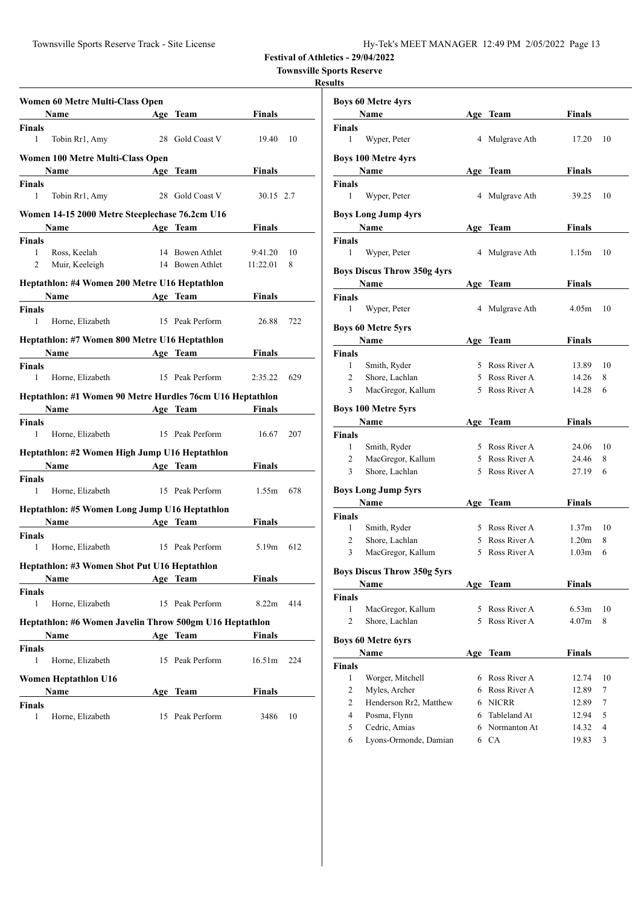**Festival of Athletics - 29/04/2022**

**Townsville Sports Reserve**

**Results**

### Women 60 Metre Multi-Class Open

| | Name | Age | Team | Finals | |
|---|---|---|---|---|---|
| **Finals** | | | | | |
| 1 | Tobin Rr1, Amy | 28 | Gold Coast V | 19.40 | 10 |

### Women 100 Metre Multi-Class Open

| | Name | Age | Team | Finals | |
|---|---|---|---|---|---|
| **Finals** | | | | | |
| 1 | Tobin Rr1, Amy | 28 | Gold Coast V | 30.15 | 2.7 |

### Women 14-15 2000 Metre Steeplechase 76.2cm U16

| | Name | Age | Team | Finals | |
|---|---|---|---|---|---|
| **Finals** | | | | | |
| 1 | Ross, Keelah | 14 | Bowen Athlet | 9:41.20 | 10 |
| 2 | Muir, Keeleigh | 14 | Bowen Athlet | 11:22.01 | 8 |

### Heptathlon: #4 Women 200 Metre U16 Heptathlon

| | Name | Age | Team | Finals | |
|---|---|---|---|---|---|
| **Finals** | | | | | |
| 1 | Horne, Elizabeth | 15 | Peak Perform | 26.88 | 722 |

### Heptathlon: #7 Women 800 Metre U16 Heptathlon

| | Name | Age | Team | Finals | |
|---|---|---|---|---|---|
| **Finals** | | | | | |
| 1 | Horne, Elizabeth | 15 | Peak Perform | 2:35.22 | 629 |

### Heptathlon: #1 Women 90 Metre Hurdles 76cm U16 Heptathlon

| | Name | Age | Team | Finals | |
|---|---|---|---|---|---|
| **Finals** | | | | | |
| 1 | Horne, Elizabeth | 15 | Peak Perform | 16.67 | 207 |

### Heptathlon: #2 Women High Jump U16 Heptathlon

| | Name | Age | Team | Finals | |
|---|---|---|---|---|---|
| **Finals** | | | | | |
| 1 | Horne, Elizabeth | 15 | Peak Perform | 1.55m | 678 |

### Heptathlon: #5 Women Long Jump U16 Heptathlon

| | Name | Age | Team | Finals | |
|---|---|---|---|---|---|
| **Finals** | | | | | |
| 1 | Horne, Elizabeth | 15 | Peak Perform | 5.19m | 612 |

### Heptathlon: #3 Women Shot Put U16 Heptathlon

| | Name | Age | Team | Finals | |
|---|---|---|---|---|---|
| **Finals** | | | | | |
| 1 | Horne, Elizabeth | 15 | Peak Perform | 8.22m | 414 |

### Heptathlon: #6 Women Javelin Throw 500gm U16 Heptathlon

| | Name | Age | Team | Finals | |
|---|---|---|---|---|---|
| **Finals** | | | | | |
| 1 | Horne, Elizabeth | 15 | Peak Perform | 16.51m | 224 |

### Women Heptathlon U16

| | Name | Age | Team | Finals | |
|---|---|---|---|---|---|
| **Finals** | | | | | |
| 1 | Horne, Elizabeth | 15 | Peak Perform | 3486 | 10 |

### Boys 60 Metre 4yrs

| | Name | Age | Team | Finals | |
|---|---|---|---|---|---|
| **Finals** | | | | | |
| 1 | Wyper, Peter | 4 | Mulgrave Ath | 17.20 | 10 |

### Boys 100 Metre 4yrs

| | Name | Age | Team | Finals | |
|---|---|---|---|---|---|
| **Finals** | | | | | |
| 1 | Wyper, Peter | 4 | Mulgrave Ath | 39.25 | 10 |

### Boys Long Jump 4yrs

| | Name | Age | Team | Finals | |
|---|---|---|---|---|---|
| **Finals** | | | | | |
| 1 | Wyper, Peter | 4 | Mulgrave Ath | 1.15m | 10 |

### Boys Discus Throw 350g 4yrs

| | Name | Age | Team | Finals | |
|---|---|---|---|---|---|
| **Finals** | | | | | |
| 1 | Wyper, Peter | 4 | Mulgrave Ath | 4.05m | 10 |

### Boys 60 Metre 5yrs

| | Name | Age | Team | Finals | |
|---|---|---|---|---|---|
| **Finals** | | | | | |
| 1 | Smith, Ryder | 5 | Ross River A | 13.89 | 10 |
| 2 | Shore, Lachlan | 5 | Ross River A | 14.26 | 8 |
| 3 | MacGregor, Kallum | 5 | Ross River A | 14.28 | 6 |

### Boys 100 Metre 5yrs

| | Name | Age | Team | Finals | |
|---|---|---|---|---|---|
| **Finals** | | | | | |
| 1 | Smith, Ryder | 5 | Ross River A | 24.06 | 10 |
| 2 | MacGregor, Kallum | 5 | Ross River A | 24.46 | 8 |
| 3 | Shore, Lachlan | 5 | Ross River A | 27.19 | 6 |

### Boys Long Jump 5yrs

| | Name | Age | Team | Finals | |
|---|---|---|---|---|---|
| **Finals** | | | | | |
| 1 | Smith, Ryder | 5 | Ross River A | 1.37m | 10 |
| 2 | Shore, Lachlan | 5 | Ross River A | 1.20m | 8 |
| 3 | MacGregor, Kallum | 5 | Ross River A | 1.03m | 6 |

### Boys Discus Throw 350g 5yrs

| | Name | Age | Team | Finals | |
|---|---|---|---|---|---|
| **Finals** | | | | | |
| 1 | MacGregor, Kallum | 5 | Ross River A | 6.53m | 10 |
| 2 | Shore, Lachlan | 5 | Ross River A | 4.07m | 8 |

### Boys 60 Metre 6yrs

| | Name | Age | Team | Finals | |
|---|---|---|---|---|---|
| **Finals** | | | | | |
| 1 | Worger, Mitchell | 6 | Ross River A | 12.74 | 10 |
| 2 | Myles, Archer | 6 | Ross River A | 12.89 | 7 |
| 2 | Henderson Rr2, Matthew | 6 | NICRR | 12.89 | 7 |
| 4 | Posma, Flynn | 6 | Tableland At | 12.94 | 5 |
| 5 | Cedric, Amias | 6 | Normanton At | 14.32 | 4 |
| 6 | Lyons-Ormonde, Damian | 6 | CA | 19.83 | 3 |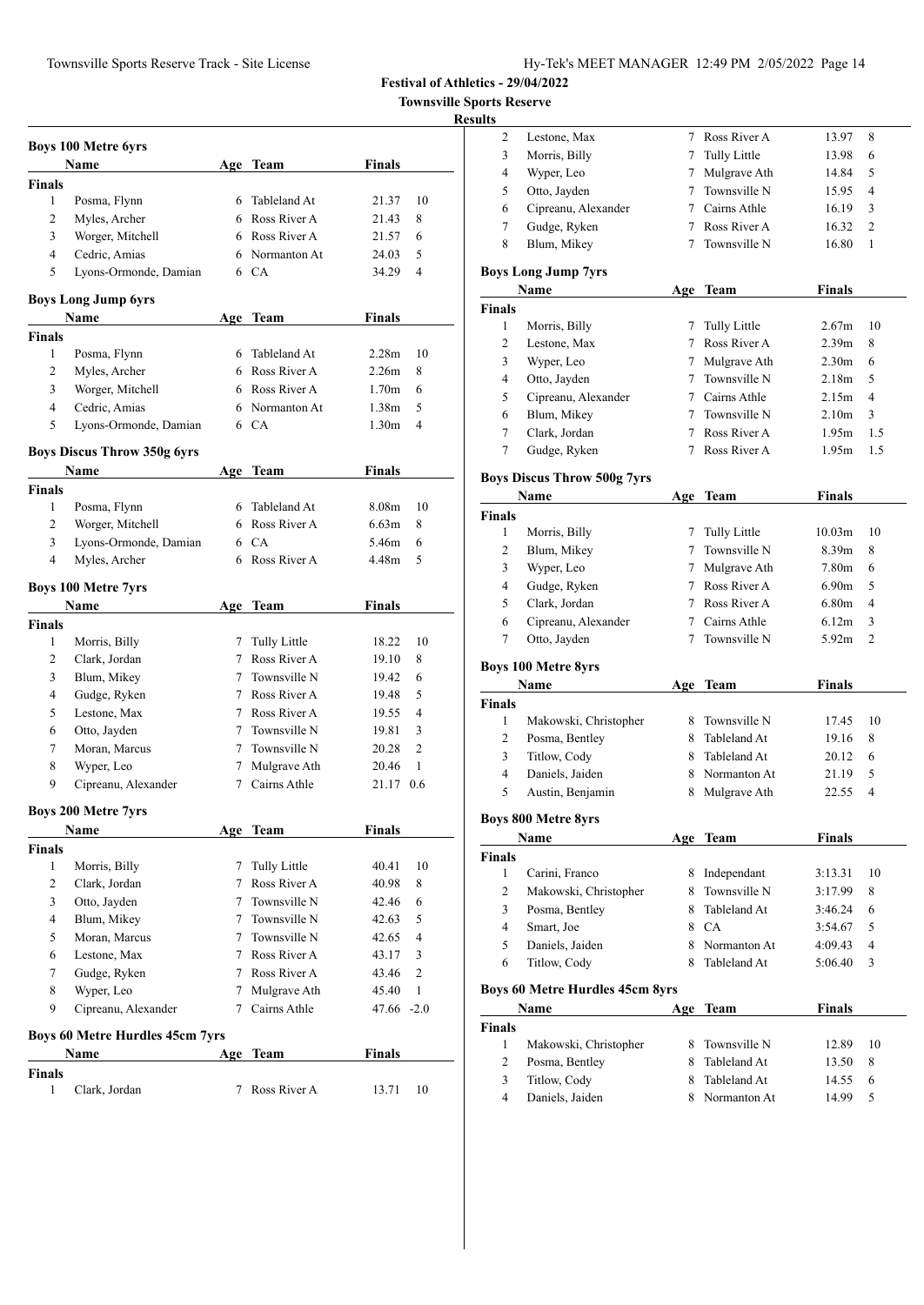**Festival of Athletics - 29/04/2022**

**Townsville Sports Reserve**

**Results**

### Boys 100 Metre 6yrs

| | Name | Age | Team | Finals | |
|---|---|---|---|---|---|
| **Finals** | | | | | |
| 1 | Posma, Flynn | 6 | Tableland At | 21.37 | 10 |
| 2 | Myles, Archer | 6 | Ross River A | 21.43 | 8 |
| 3 | Worger, Mitchell | 6 | Ross River A | 21.57 | 6 |
| 4 | Cedric, Amias | 6 | Normanton At | 24.03 | 5 |
| 5 | Lyons-Ormonde, Damian | 6 | CA | 34.29 | 4 |

### Boys Long Jump 6yrs

| | Name | Age | Team | Finals | |
|---|---|---|---|---|---|
| **Finals** | | | | | |
| 1 | Posma, Flynn | 6 | Tableland At | 2.28m | 10 |
| 2 | Myles, Archer | 6 | Ross River A | 2.26m | 8 |
| 3 | Worger, Mitchell | 6 | Ross River A | 1.70m | 6 |
| 4 | Cedric, Amias | 6 | Normanton At | 1.38m | 5 |
| 5 | Lyons-Ormonde, Damian | 6 | CA | 1.30m | 4 |

### Boys Discus Throw 350g 6yrs

| | Name | Age | Team | Finals | |
|---|---|---|---|---|---|
| **Finals** | | | | | |
| 1 | Posma, Flynn | 6 | Tableland At | 8.08m | 10 |
| 2 | Worger, Mitchell | 6 | Ross River A | 6.63m | 8 |
| 3 | Lyons-Ormonde, Damian | 6 | CA | 5.46m | 6 |
| 4 | Myles, Archer | 6 | Ross River A | 4.48m | 5 |

### Boys 100 Metre 7yrs

| | Name | Age | Team | Finals | |
|---|---|---|---|---|---|
| **Finals** | | | | | |
| 1 | Morris, Billy | 7 | Tully Little | 18.22 | 10 |
| 2 | Clark, Jordan | 7 | Ross River A | 19.10 | 8 |
| 3 | Blum, Mikey | 7 | Townsville N | 19.42 | 6 |
| 4 | Gudge, Ryken | 7 | Ross River A | 19.48 | 5 |
| 5 | Lestone, Max | 7 | Ross River A | 19.55 | 4 |
| 6 | Otto, Jayden | 7 | Townsville N | 19.81 | 3 |
| 7 | Moran, Marcus | 7 | Townsville N | 20.28 | 2 |
| 8 | Wyper, Leo | 7 | Mulgrave Ath | 20.46 | 1 |
| 9 | Cipreanu, Alexander | 7 | Cairns Athle | 21.17 | 0.6 |

### Boys 200 Metre 7yrs

| | Name | Age | Team | Finals | |
|---|---|---|---|---|---|
| **Finals** | | | | | |
| 1 | Morris, Billy | 7 | Tully Little | 40.41 | 10 |
| 2 | Clark, Jordan | 7 | Ross River A | 40.98 | 8 |
| 3 | Otto, Jayden | 7 | Townsville N | 42.46 | 6 |
| 4 | Blum, Mikey | 7 | Townsville N | 42.63 | 5 |
| 5 | Moran, Marcus | 7 | Townsville N | 42.65 | 4 |
| 6 | Lestone, Max | 7 | Ross River A | 43.17 | 3 |
| 7 | Gudge, Ryken | 7 | Ross River A | 43.46 | 2 |
| 8 | Wyper, Leo | 7 | Mulgrave Ath | 45.40 | 1 |
| 9 | Cipreanu, Alexander | 7 | Cairns Athle | 47.66 | -2.0 |

### Boys 60 Metre Hurdles 45cm 7yrs

| | Name | Age | Team | Finals | |
|---|---|---|---|---|---|
| **Finals** | | | | | |
| 1 | Clark, Jordan | 7 | Ross River A | 13.71 | 10 |
| 2 | Lestone, Max | 7 | Ross River A | 13.97 | 8 |
| 3 | Morris, Billy | 7 | Tully Little | 13.98 | 6 |
| 4 | Wyper, Leo | 7 | Mulgrave Ath | 14.84 | 5 |
| 5 | Otto, Jayden | 7 | Townsville N | 15.95 | 4 |
| 6 | Cipreanu, Alexander | 7 | Cairns Athle | 16.19 | 3 |
| 7 | Gudge, Ryken | 7 | Ross River A | 16.32 | 2 |
| 8 | Blum, Mikey | 7 | Townsville N | 16.80 | 1 |

### Boys Long Jump 7yrs

| | Name | Age | Team | Finals | |
|---|---|---|---|---|---|
| **Finals** | | | | | |
| 1 | Morris, Billy | 7 | Tully Little | 2.67m | 10 |
| 2 | Lestone, Max | 7 | Ross River A | 2.39m | 8 |
| 3 | Wyper, Leo | 7 | Mulgrave Ath | 2.30m | 6 |
| 4 | Otto, Jayden | 7 | Townsville N | 2.18m | 5 |
| 5 | Cipreanu, Alexander | 7 | Cairns Athle | 2.15m | 4 |
| 6 | Blum, Mikey | 7 | Townsville N | 2.10m | 3 |
| 7 | Clark, Jordan | 7 | Ross River A | 1.95m | 1.5 |
| 7 | Gudge, Ryken | 7 | Ross River A | 1.95m | 1.5 |

### Boys Discus Throw 500g 7yrs

| | Name | Age | Team | Finals | |
|---|---|---|---|---|---|
| **Finals** | | | | | |
| 1 | Morris, Billy | 7 | Tully Little | 10.03m | 10 |
| 2 | Blum, Mikey | 7 | Townsville N | 8.39m | 8 |
| 3 | Wyper, Leo | 7 | Mulgrave Ath | 7.80m | 6 |
| 4 | Gudge, Ryken | 7 | Ross River A | 6.90m | 5 |
| 5 | Clark, Jordan | 7 | Ross River A | 6.80m | 4 |
| 6 | Cipreanu, Alexander | 7 | Cairns Athle | 6.12m | 3 |
| 7 | Otto, Jayden | 7 | Townsville N | 5.92m | 2 |

### Boys 100 Metre 8yrs

| | Name | Age | Team | Finals | |
|---|---|---|---|---|---|
| **Finals** | | | | | |
| 1 | Makowski, Christopher | 8 | Townsville N | 17.45 | 10 |
| 2 | Posma, Bentley | 8 | Tableland At | 19.16 | 8 |
| 3 | Titlow, Cody | 8 | Tableland At | 20.12 | 6 |
| 4 | Daniels, Jaiden | 8 | Normanton At | 21.19 | 5 |
| 5 | Austin, Benjamin | 8 | Mulgrave Ath | 22.55 | 4 |

### Boys 800 Metre 8yrs

| | Name | Age | Team | Finals | |
|---|---|---|---|---|---|
| **Finals** | | | | | |
| 1 | Carini, Franco | 8 | Independant | 3:13.31 | 10 |
| 2 | Makowski, Christopher | 8 | Townsville N | 3:17.99 | 8 |
| 3 | Posma, Bentley | 8 | Tableland At | 3:46.24 | 6 |
| 4 | Smart, Joe | 8 | CA | 3:54.67 | 5 |
| 5 | Daniels, Jaiden | 8 | Normanton At | 4:09.43 | 4 |
| 6 | Titlow, Cody | 8 | Tableland At | 5:06.40 | 3 |

### Boys 60 Metre Hurdles 45cm 8yrs

| | Name | Age | Team | Finals | |
|---|---|---|---|---|---|
| **Finals** | | | | | |
| 1 | Makowski, Christopher | 8 | Townsville N | 12.89 | 10 |
| 2 | Posma, Bentley | 8 | Tableland At | 13.50 | 8 |
| 3 | Titlow, Cody | 8 | Tableland At | 14.55 | 6 |
| 4 | Daniels, Jaiden | 8 | Normanton At | 14.99 | 5 |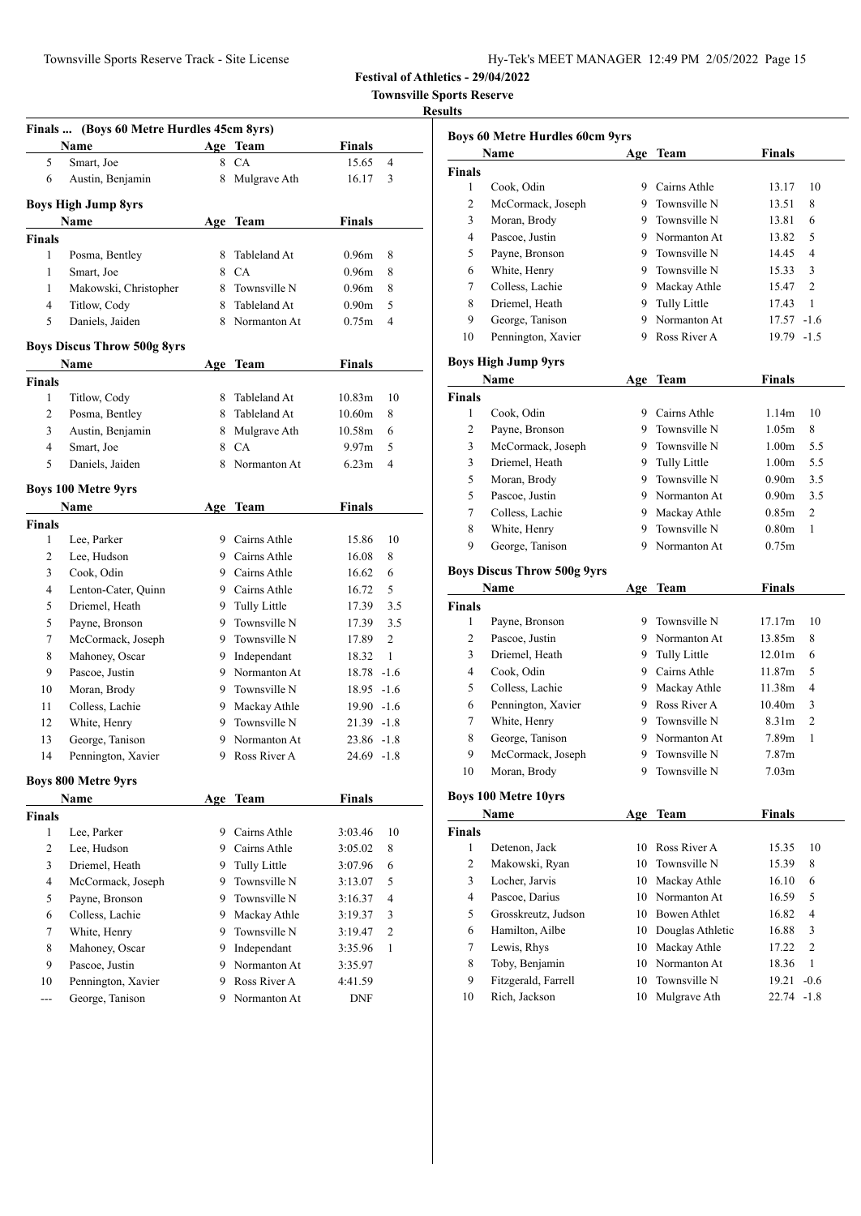**Festival of Athletics - 29/04/2022**

**Townsville Sports Reserve**

**Results**

### Finals ... (Boys 60 Metre Hurdles 45cm 8yrs)

| | Name | Age | Team | Finals | |
|---|---|---|---|---|---|
| 5 | Smart, Joe | 8 | CA | 15.65 | 4 |
| 6 | Austin, Benjamin | 8 | Mulgrave Ath | 16.17 | 3 |

### Boys High Jump 8yrs

| | Name | Age | Team | Finals | |
|---|---|---|---|---|---|
| **Finals** | | | | | |
| 1 | Posma, Bentley | 8 | Tableland At | 0.96m | 8 |
| 1 | Smart, Joe | 8 | CA | 0.96m | 8 |
| 1 | Makowski, Christopher | 8 | Townsville N | 0.96m | 8 |
| 4 | Titlow, Cody | 8 | Tableland At | 0.90m | 5 |
| 5 | Daniels, Jaiden | 8 | Normanton At | 0.75m | 4 |

### Boys Discus Throw 500g 8yrs

| | Name | Age | Team | Finals | |
|---|---|---|---|---|---|
| **Finals** | | | | | |
| 1 | Titlow, Cody | 8 | Tableland At | 10.83m | 10 |
| 2 | Posma, Bentley | 8 | Tableland At | 10.60m | 8 |
| 3 | Austin, Benjamin | 8 | Mulgrave Ath | 10.58m | 6 |
| 4 | Smart, Joe | 8 | CA | 9.97m | 5 |
| 5 | Daniels, Jaiden | 8 | Normanton At | 6.23m | 4 |

### Boys 100 Metre 9yrs

| | Name | Age | Team | Finals | |
|---|---|---|---|---|---|
| **Finals** | | | | | |
| 1 | Lee, Parker | 9 | Cairns Athle | 15.86 | 10 |
| 2 | Lee, Hudson | 9 | Cairns Athle | 16.08 | 8 |
| 3 | Cook, Odin | 9 | Cairns Athle | 16.62 | 6 |
| 4 | Lenton-Cater, Quinn | 9 | Cairns Athle | 16.72 | 5 |
| 5 | Driemel, Heath | 9 | Tully Little | 17.39 | 3.5 |
| 5 | Payne, Bronson | 9 | Townsville N | 17.39 | 3.5 |
| 7 | McCormack, Joseph | 9 | Townsville N | 17.89 | 2 |
| 8 | Mahoney, Oscar | 9 | Independant | 18.32 | 1 |
| 9 | Pascoe, Justin | 9 | Normanton At | 18.78 | -1.6 |
| 10 | Moran, Brody | 9 | Townsville N | 18.95 | -1.6 |
| 11 | Colless, Lachie | 9 | Mackay Athle | 19.90 | -1.6 |
| 12 | White, Henry | 9 | Townsville N | 21.39 | -1.8 |
| 13 | George, Tanison | 9 | Normanton At | 23.86 | -1.8 |
| 14 | Pennington, Xavier | 9 | Ross River A | 24.69 | -1.8 |

### Boys 800 Metre 9yrs

| | Name | Age | Team | Finals | |
|---|---|---|---|---|---|
| **Finals** | | | | | |
| 1 | Lee, Parker | 9 | Cairns Athle | 3:03.46 | 10 |
| 2 | Lee, Hudson | 9 | Cairns Athle | 3:05.02 | 8 |
| 3 | Driemel, Heath | 9 | Tully Little | 3:07.96 | 6 |
| 4 | McCormack, Joseph | 9 | Townsville N | 3:13.07 | 5 |
| 5 | Payne, Bronson | 9 | Townsville N | 3:16.37 | 4 |
| 6 | Colless, Lachie | 9 | Mackay Athle | 3:19.37 | 3 |
| 7 | White, Henry | 9 | Townsville N | 3:19.47 | 2 |
| 8 | Mahoney, Oscar | 9 | Independant | 3:35.96 | 1 |
| 9 | Pascoe, Justin | 9 | Normanton At | 3:35.97 | |
| 10 | Pennington, Xavier | 9 | Ross River A | 4:41.59 | |
| --- | George, Tanison | 9 | Normanton At | DNF | |

### Boys 60 Metre Hurdles 60cm 9yrs

| | Name | Age | Team | Finals | |
|---|---|---|---|---|---|
| **Finals** | | | | | |
| 1 | Cook, Odin | 9 | Cairns Athle | 13.17 | 10 |
| 2 | McCormack, Joseph | 9 | Townsville N | 13.51 | 8 |
| 3 | Moran, Brody | 9 | Townsville N | 13.81 | 6 |
| 4 | Pascoe, Justin | 9 | Normanton At | 13.82 | 5 |
| 5 | Payne, Bronson | 9 | Townsville N | 14.45 | 4 |
| 6 | White, Henry | 9 | Townsville N | 15.33 | 3 |
| 7 | Colless, Lachie | 9 | Mackay Athle | 15.47 | 2 |
| 8 | Driemel, Heath | 9 | Tully Little | 17.43 | 1 |
| 9 | George, Tanison | 9 | Normanton At | 17.57 | -1.6 |
| 10 | Pennington, Xavier | 9 | Ross River A | 19.79 | -1.5 |

### Boys High Jump 9yrs

| | Name | Age | Team | Finals | |
|---|---|---|---|---|---|
| **Finals** | | | | | |
| 1 | Cook, Odin | 9 | Cairns Athle | 1.14m | 10 |
| 2 | Payne, Bronson | 9 | Townsville N | 1.05m | 8 |
| 3 | McCormack, Joseph | 9 | Townsville N | 1.00m | 5.5 |
| 3 | Driemel, Heath | 9 | Tully Little | 1.00m | 5.5 |
| 5 | Moran, Brody | 9 | Townsville N | 0.90m | 3.5 |
| 5 | Pascoe, Justin | 9 | Normanton At | 0.90m | 3.5 |
| 7 | Colless, Lachie | 9 | Mackay Athle | 0.85m | 2 |
| 8 | White, Henry | 9 | Townsville N | 0.80m | 1 |
| 9 | George, Tanison | 9 | Normanton At | 0.75m | |

### Boys Discus Throw 500g 9yrs

| | Name | Age | Team | Finals | |
|---|---|---|---|---|---|
| **Finals** | | | | | |
| 1 | Payne, Bronson | 9 | Townsville N | 17.17m | 10 |
| 2 | Pascoe, Justin | 9 | Normanton At | 13.85m | 8 |
| 3 | Driemel, Heath | 9 | Tully Little | 12.01m | 6 |
| 4 | Cook, Odin | 9 | Cairns Athle | 11.87m | 5 |
| 5 | Colless, Lachie | 9 | Mackay Athle | 11.38m | 4 |
| 6 | Pennington, Xavier | 9 | Ross River A | 10.40m | 3 |
| 7 | White, Henry | 9 | Townsville N | 8.31m | 2 |
| 8 | George, Tanison | 9 | Normanton At | 7.89m | 1 |
| 9 | McCormack, Joseph | 9 | Townsville N | 7.87m | |
| 10 | Moran, Brody | 9 | Townsville N | 7.03m | |

### Boys 100 Metre 10yrs

| | Name | Age | Team | Finals | |
|---|---|---|---|---|---|
| **Finals** | | | | | |
| 1 | Detenon, Jack | 10 | Ross River A | 15.35 | 10 |
| 2 | Makowski, Ryan | 10 | Townsville N | 15.39 | 8 |
| 3 | Locher, Jarvis | 10 | Mackay Athle | 16.10 | 6 |
| 4 | Pascoe, Darius | 10 | Normanton At | 16.59 | 5 |
| 5 | Grosskreutz, Judson | 10 | Bowen Athlet | 16.82 | 4 |
| 6 | Hamilton, Ailbe | 10 | Douglas Athletic | 16.88 | 3 |
| 7 | Lewis, Rhys | 10 | Mackay Athle | 17.22 | 2 |
| 8 | Toby, Benjamin | 10 | Normanton At | 18.36 | 1 |
| 9 | Fitzgerald, Farrell | 10 | Townsville N | 19.21 | -0.6 |
| 10 | Rich, Jackson | 10 | Mulgrave Ath | 22.74 | -1.8 |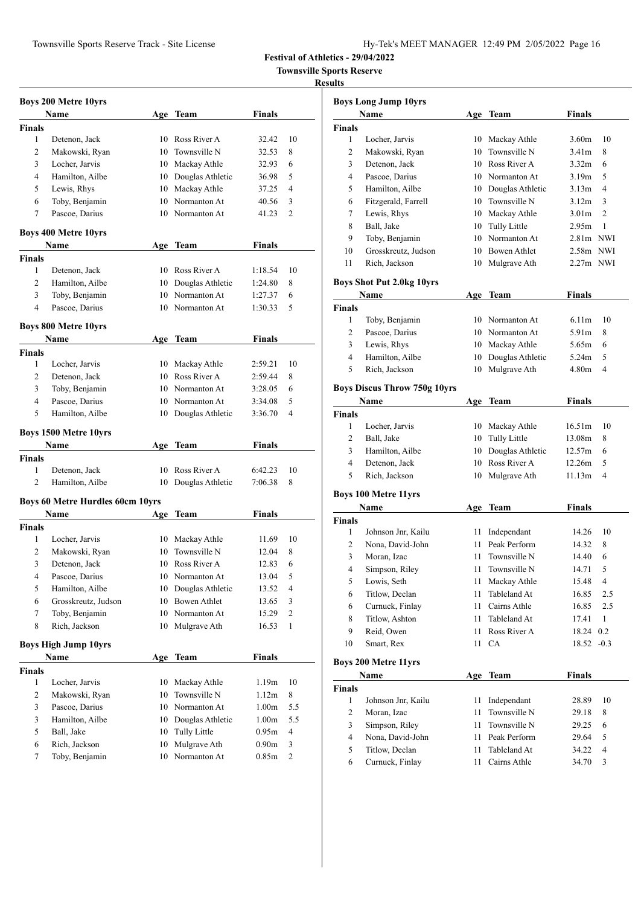**Festival of Athletics - 29/04/2022**

**Townsville Sports Reserve**

**Results**

### Boys 200 Metre 10yrs

| | Name | Age | Team | Finals | |
|---|---|---|---|---|---|
| **Finals** | | | | | |
| 1 | Detenon, Jack | 10 | Ross River A | 32.42 | 10 |
| 2 | Makowski, Ryan | 10 | Townsville N | 32.53 | 8 |
| 3 | Locher, Jarvis | 10 | Mackay Athle | 32.93 | 6 |
| 4 | Hamilton, Ailbe | 10 | Douglas Athletic | 36.98 | 5 |
| 5 | Lewis, Rhys | 10 | Mackay Athle | 37.25 | 4 |
| 6 | Toby, Benjamin | 10 | Normanton At | 40.56 | 3 |
| 7 | Pascoe, Darius | 10 | Normanton At | 41.23 | 2 |

### Boys 400 Metre 10yrs

| | Name | Age | Team | Finals | |
|---|---|---|---|---|---|
| **Finals** | | | | | |
| 1 | Detenon, Jack | 10 | Ross River A | 1:18.54 | 10 |
| 2 | Hamilton, Ailbe | 10 | Douglas Athletic | 1:24.80 | 8 |
| 3 | Toby, Benjamin | 10 | Normanton At | 1:27.37 | 6 |
| 4 | Pascoe, Darius | 10 | Normanton At | 1:30.33 | 5 |

### Boys 800 Metre 10yrs

| | Name | Age | Team | Finals | |
|---|---|---|---|---|---|
| **Finals** | | | | | |
| 1 | Locher, Jarvis | 10 | Mackay Athle | 2:59.21 | 10 |
| 2 | Detenon, Jack | 10 | Ross River A | 2:59.44 | 8 |
| 3 | Toby, Benjamin | 10 | Normanton At | 3:28.05 | 6 |
| 4 | Pascoe, Darius | 10 | Normanton At | 3:34.08 | 5 |
| 5 | Hamilton, Ailbe | 10 | Douglas Athletic | 3:36.70 | 4 |

### Boys 1500 Metre 10yrs

| | Name | Age | Team | Finals | |
|---|---|---|---|---|---|
| **Finals** | | | | | |
| 1 | Detenon, Jack | 10 | Ross River A | 6:42.23 | 10 |
| 2 | Hamilton, Ailbe | 10 | Douglas Athletic | 7:06.38 | 8 |

### Boys 60 Metre Hurdles 60cm 10yrs

| | Name | Age | Team | Finals | |
|---|---|---|---|---|---|
| **Finals** | | | | | |
| 1 | Locher, Jarvis | 10 | Mackay Athle | 11.69 | 10 |
| 2 | Makowski, Ryan | 10 | Townsville N | 12.04 | 8 |
| 3 | Detenon, Jack | 10 | Ross River A | 12.83 | 6 |
| 4 | Pascoe, Darius | 10 | Normanton At | 13.04 | 5 |
| 5 | Hamilton, Ailbe | 10 | Douglas Athletic | 13.52 | 4 |
| 6 | Grosskreutz, Judson | 10 | Bowen Athlet | 13.65 | 3 |
| 7 | Toby, Benjamin | 10 | Normanton At | 15.29 | 2 |
| 8 | Rich, Jackson | 10 | Mulgrave Ath | 16.53 | 1 |

### Boys High Jump 10yrs

| | Name | Age | Team | Finals | |
|---|---|---|---|---|---|
| **Finals** | | | | | |
| 1 | Locher, Jarvis | 10 | Mackay Athle | 1.19m | 10 |
| 2 | Makowski, Ryan | 10 | Townsville N | 1.12m | 8 |
| 3 | Pascoe, Darius | 10 | Normanton At | 1.00m | 5.5 |
| 3 | Hamilton, Ailbe | 10 | Douglas Athletic | 1.00m | 5.5 |
| 5 | Ball, Jake | 10 | Tully Little | 0.95m | 4 |
| 6 | Rich, Jackson | 10 | Mulgrave Ath | 0.90m | 3 |
| 7 | Toby, Benjamin | 10 | Normanton At | 0.85m | 2 |

### Boys Long Jump 10yrs

| | Name | Age | Team | Finals | |
|---|---|---|---|---|---|
| **Finals** | | | | | |
| 1 | Locher, Jarvis | 10 | Mackay Athle | 3.60m | 10 |
| 2 | Makowski, Ryan | 10 | Townsville N | 3.41m | 8 |
| 3 | Detenon, Jack | 10 | Ross River A | 3.32m | 6 |
| 4 | Pascoe, Darius | 10 | Normanton At | 3.19m | 5 |
| 5 | Hamilton, Ailbe | 10 | Douglas Athletic | 3.13m | 4 |
| 6 | Fitzgerald, Farrell | 10 | Townsville N | 3.12m | 3 |
| 7 | Lewis, Rhys | 10 | Mackay Athle | 3.01m | 2 |
| 8 | Ball, Jake | 10 | Tully Little | 2.95m | 1 |
| 9 | Toby, Benjamin | 10 | Normanton At | 2.81m | NWI |
| 10 | Grosskreutz, Judson | 10 | Bowen Athlet | 2.58m | NWI |
| 11 | Rich, Jackson | 10 | Mulgrave Ath | 2.27m | NWI |

### Boys Shot Put 2.0kg 10yrs

| | Name | Age | Team | Finals | |
|---|---|---|---|---|---|
| **Finals** | | | | | |
| 1 | Toby, Benjamin | 10 | Normanton At | 6.11m | 10 |
| 2 | Pascoe, Darius | 10 | Normanton At | 5.91m | 8 |
| 3 | Lewis, Rhys | 10 | Mackay Athle | 5.65m | 6 |
| 4 | Hamilton, Ailbe | 10 | Douglas Athletic | 5.24m | 5 |
| 5 | Rich, Jackson | 10 | Mulgrave Ath | 4.80m | 4 |

### Boys Discus Throw 750g 10yrs

| | Name | Age | Team | Finals | |
|---|---|---|---|---|---|
| **Finals** | | | | | |
| 1 | Locher, Jarvis | 10 | Mackay Athle | 16.51m | 10 |
| 2 | Ball, Jake | 10 | Tully Little | 13.08m | 8 |
| 3 | Hamilton, Ailbe | 10 | Douglas Athletic | 12.57m | 6 |
| 4 | Detenon, Jack | 10 | Ross River A | 12.26m | 5 |
| 5 | Rich, Jackson | 10 | Mulgrave Ath | 11.13m | 4 |

### Boys 100 Metre 11yrs

| | Name | Age | Team | Finals | |
|---|---|---|---|---|---|
| **Finals** | | | | | |
| 1 | Johnson Jnr, Kailu | 11 | Independant | 14.26 | 10 |
| 2 | Nona, David-John | 11 | Peak Perform | 14.32 | 8 |
| 3 | Moran, Izac | 11 | Townsville N | 14.40 | 6 |
| 4 | Simpson, Riley | 11 | Townsville N | 14.71 | 5 |
| 5 | Lowis, Seth | 11 | Mackay Athle | 15.48 | 4 |
| 6 | Titlow, Declan | 11 | Tableland At | 16.85 | 2.5 |
| 6 | Curnuck, Finlay | 11 | Cairns Athle | 16.85 | 2.5 |
| 8 | Titlow, Ashton | 11 | Tableland At | 17.41 | 1 |
| 9 | Reid, Owen | 11 | Ross River A | 18.24 | 0.2 |
| 10 | Smart, Rex | 11 | CA | 18.52 | -0.3 |

### Boys 200 Metre 11yrs

| | Name | Age | Team | Finals | |
|---|---|---|---|---|---|
| **Finals** | | | | | |
| 1 | Johnson Jnr, Kailu | 11 | Independant | 28.89 | 10 |
| 2 | Moran, Izac | 11 | Townsville N | 29.18 | 8 |
| 3 | Simpson, Riley | 11 | Townsville N | 29.25 | 6 |
| 4 | Nona, David-John | 11 | Peak Perform | 29.64 | 5 |
| 5 | Titlow, Declan | 11 | Tableland At | 34.22 | 4 |
| 6 | Curnuck, Finlay | 11 | Cairns Athle | 34.70 | 3 |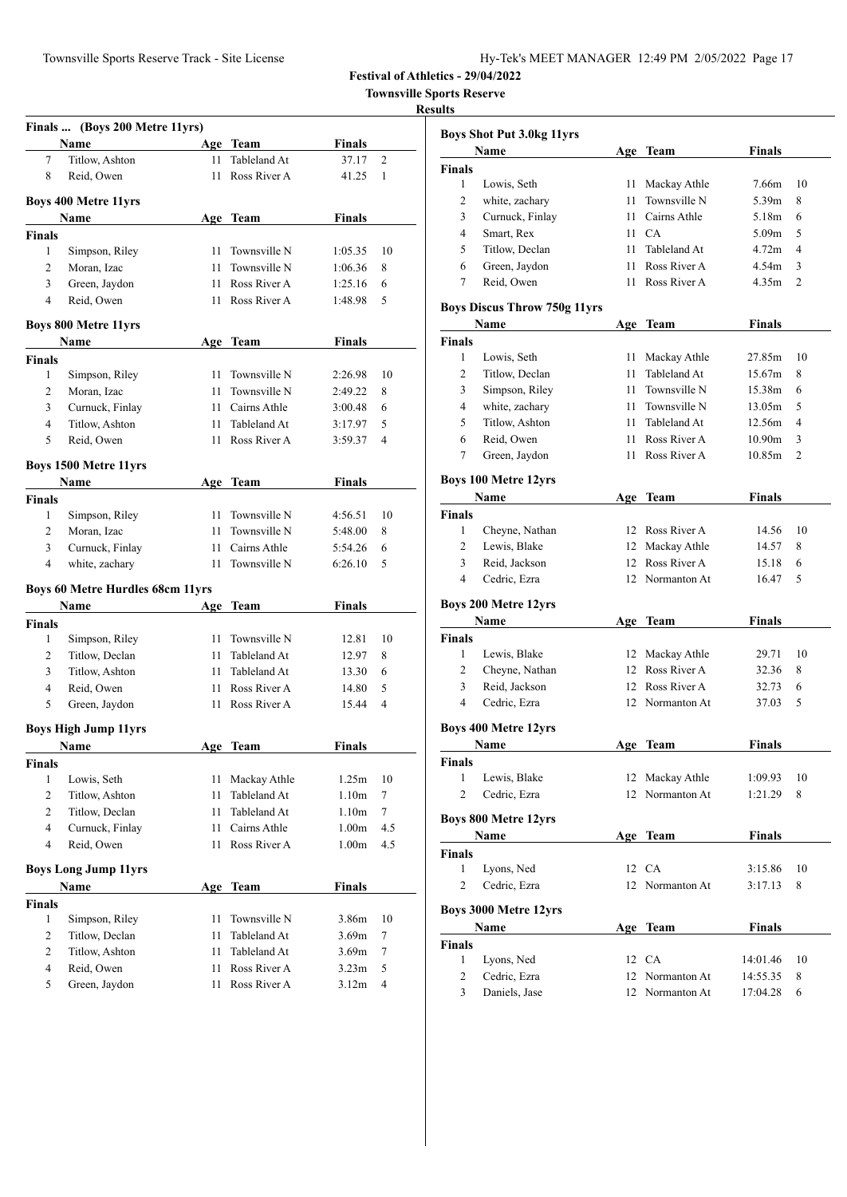**Festival of Athletics - 29/04/2022**

**Townsville Sports Reserve**

**Results**

### Finals ... (Boys 200 Metre 11yrs)

| | Name | Age | Team | Finals | |
|---|---|---|---|---|---|
| 7 | Titlow, Ashton | 11 | Tableland At | 37.17 | 2 |
| 8 | Reid, Owen | 11 | Ross River A | 41.25 | 1 |

### Boys 400 Metre 11yrs

| | Name | Age | Team | Finals | |
|---|---|---|---|---|---|
| **Finals** | | | | | |
| 1 | Simpson, Riley | 11 | Townsville N | 1:05.35 | 10 |
| 2 | Moran, Izac | 11 | Townsville N | 1:06.36 | 8 |
| 3 | Green, Jaydon | 11 | Ross River A | 1:25.16 | 6 |
| 4 | Reid, Owen | 11 | Ross River A | 1:48.98 | 5 |

### Boys 800 Metre 11yrs

| | Name | Age | Team | Finals | |
|---|---|---|---|---|---|
| **Finals** | | | | | |
| 1 | Simpson, Riley | 11 | Townsville N | 2:26.98 | 10 |
| 2 | Moran, Izac | 11 | Townsville N | 2:49.22 | 8 |
| 3 | Curnuck, Finlay | 11 | Cairns Athle | 3:00.48 | 6 |
| 4 | Titlow, Ashton | 11 | Tableland At | 3:17.97 | 5 |
| 5 | Reid, Owen | 11 | Ross River A | 3:59.37 | 4 |

### Boys 1500 Metre 11yrs

| | Name | Age | Team | Finals | |
|---|---|---|---|---|---|
| **Finals** | | | | | |
| 1 | Simpson, Riley | 11 | Townsville N | 4:56.51 | 10 |
| 2 | Moran, Izac | 11 | Townsville N | 5:48.00 | 8 |
| 3 | Curnuck, Finlay | 11 | Cairns Athle | 5:54.26 | 6 |
| 4 | white, zachary | 11 | Townsville N | 6:26.10 | 5 |

### Boys 60 Metre Hurdles 68cm 11yrs

| | Name | Age | Team | Finals | |
|---|---|---|---|---|---|
| **Finals** | | | | | |
| 1 | Simpson, Riley | 11 | Townsville N | 12.81 | 10 |
| 2 | Titlow, Declan | 11 | Tableland At | 12.97 | 8 |
| 3 | Titlow, Ashton | 11 | Tableland At | 13.30 | 6 |
| 4 | Reid, Owen | 11 | Ross River A | 14.80 | 5 |
| 5 | Green, Jaydon | 11 | Ross River A | 15.44 | 4 |

### Boys High Jump 11yrs

| | Name | Age | Team | Finals | |
|---|---|---|---|---|---|
| **Finals** | | | | | |
| 1 | Lowis, Seth | 11 | Mackay Athle | 1.25m | 10 |
| 2 | Titlow, Ashton | 11 | Tableland At | 1.10m | 7 |
| 2 | Titlow, Declan | 11 | Tableland At | 1.10m | 7 |
| 4 | Curnuck, Finlay | 11 | Cairns Athle | 1.00m | 4.5 |
| 4 | Reid, Owen | 11 | Ross River A | 1.00m | 4.5 |

### Boys Long Jump 11yrs

| | Name | Age | Team | Finals | |
|---|---|---|---|---|---|
| **Finals** | | | | | |
| 1 | Simpson, Riley | 11 | Townsville N | 3.86m | 10 |
| 2 | Titlow, Declan | 11 | Tableland At | 3.69m | 7 |
| 2 | Titlow, Ashton | 11 | Tableland At | 3.69m | 7 |
| 4 | Reid, Owen | 11 | Ross River A | 3.23m | 5 |
| 5 | Green, Jaydon | 11 | Ross River A | 3.12m | 4 |

### Boys Shot Put 3.0kg 11yrs

| | Name | Age | Team | Finals | |
|---|---|---|---|---|---|
| **Finals** | | | | | |
| 1 | Lowis, Seth | 11 | Mackay Athle | 7.66m | 10 |
| 2 | white, zachary | 11 | Townsville N | 5.39m | 8 |
| 3 | Curnuck, Finlay | 11 | Cairns Athle | 5.18m | 6 |
| 4 | Smart, Rex | 11 | CA | 5.09m | 5 |
| 5 | Titlow, Declan | 11 | Tableland At | 4.72m | 4 |
| 6 | Green, Jaydon | 11 | Ross River A | 4.54m | 3 |
| 7 | Reid, Owen | 11 | Ross River A | 4.35m | 2 |

### Boys Discus Throw 750g 11yrs

| | Name | Age | Team | Finals | |
|---|---|---|---|---|---|
| **Finals** | | | | | |
| 1 | Lowis, Seth | 11 | Mackay Athle | 27.85m | 10 |
| 2 | Titlow, Declan | 11 | Tableland At | 15.67m | 8 |
| 3 | Simpson, Riley | 11 | Townsville N | 15.38m | 6 |
| 4 | white, zachary | 11 | Townsville N | 13.05m | 5 |
| 5 | Titlow, Ashton | 11 | Tableland At | 12.56m | 4 |
| 6 | Reid, Owen | 11 | Ross River A | 10.90m | 3 |
| 7 | Green, Jaydon | 11 | Ross River A | 10.85m | 2 |

### Boys 100 Metre 12yrs

| | Name | Age | Team | Finals | |
|---|---|---|---|---|---|
| **Finals** | | | | | |
| 1 | Cheyne, Nathan | 12 | Ross River A | 14.56 | 10 |
| 2 | Lewis, Blake | 12 | Mackay Athle | 14.57 | 8 |
| 3 | Reid, Jackson | 12 | Ross River A | 15.18 | 6 |
| 4 | Cedric, Ezra | 12 | Normanton At | 16.47 | 5 |

### Boys 200 Metre 12yrs

| | Name | Age | Team | Finals | |
|---|---|---|---|---|---|
| **Finals** | | | | | |
| 1 | Lewis, Blake | 12 | Mackay Athle | 29.71 | 10 |
| 2 | Cheyne, Nathan | 12 | Ross River A | 32.36 | 8 |
| 3 | Reid, Jackson | 12 | Ross River A | 32.73 | 6 |
| 4 | Cedric, Ezra | 12 | Normanton At | 37.03 | 5 |

### Boys 400 Metre 12yrs

| | Name | Age | Team | Finals | |
|---|---|---|---|---|---|
| **Finals** | | | | | |
| 1 | Lewis, Blake | 12 | Mackay Athle | 1:09.93 | 10 |
| 2 | Cedric, Ezra | 12 | Normanton At | 1:21.29 | 8 |

### Boys 800 Metre 12yrs

| | Name | Age | Team | Finals | |
|---|---|---|---|---|---|
| **Finals** | | | | | |
| 1 | Lyons, Ned | 12 | CA | 3:15.86 | 10 |
| 2 | Cedric, Ezra | 12 | Normanton At | 3:17.13 | 8 |

### Boys 3000 Metre 12yrs

| | Name | Age | Team | Finals | |
|---|---|---|---|---|---|
| **Finals** | | | | | |
| 1 | Lyons, Ned | 12 | CA | 14:01.46 | 10 |
| 2 | Cedric, Ezra | 12 | Normanton At | 14:55.35 | 8 |
| 3 | Daniels, Jase | 12 | Normanton At | 17:04.28 | 6 |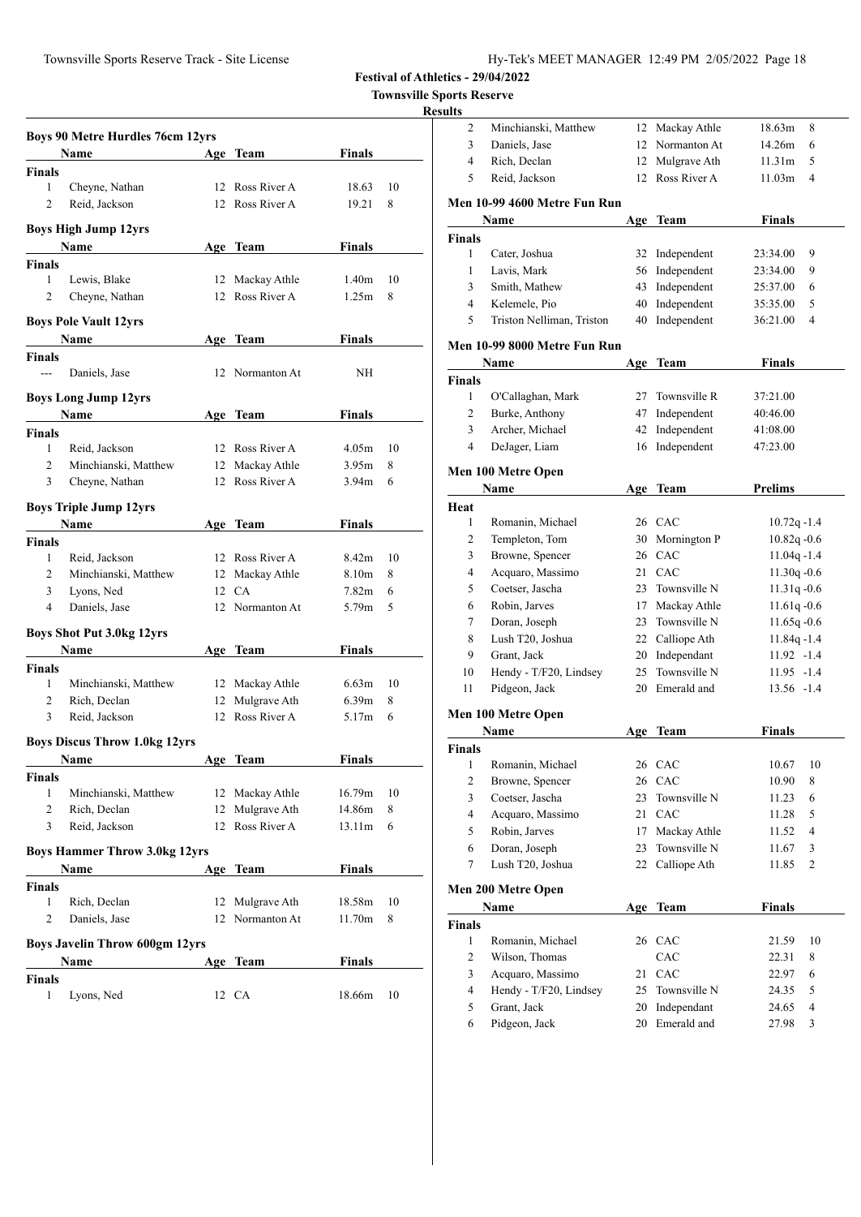**Festival of Athletics - 29/04/2022**

**Townsville Sports Reserve**

**Results**

### Boys 90 Metre Hurdles 76cm 12yrs

| | Name | Age | Team | Finals | |
|---|---|---|---|---|---|
| **Finals** | | | | | |
| 1 | Cheyne, Nathan | 12 | Ross River A | 18.63 | 10 |
| 2 | Reid, Jackson | 12 | Ross River A | 19.21 | 8 |

### Boys High Jump 12yrs

| | Name | Age | Team | Finals | |
|---|---|---|---|---|---|
| **Finals** | | | | | |
| 1 | Lewis, Blake | 12 | Mackay Athle | 1.40m | 10 |
| 2 | Cheyne, Nathan | 12 | Ross River A | 1.25m | 8 |

### Boys Pole Vault 12yrs

| | Name | Age | Team | Finals |
|---|---|---|---|---|
| **Finals** | | | | |
| --- | Daniels, Jase | 12 | Normanton At | NH |

### Boys Long Jump 12yrs

| | Name | Age | Team | Finals | |
|---|---|---|---|---|---|
| **Finals** | | | | | |
| 1 | Reid, Jackson | 12 | Ross River A | 4.05m | 10 |
| 2 | Minchianski, Matthew | 12 | Mackay Athle | 3.95m | 8 |
| 3 | Cheyne, Nathan | 12 | Ross River A | 3.94m | 6 |

### Boys Triple Jump 12yrs

| | Name | Age | Team | Finals | |
|---|---|---|---|---|---|
| **Finals** | | | | | |
| 1 | Reid, Jackson | 12 | Ross River A | 8.42m | 10 |
| 2 | Minchianski, Matthew | 12 | Mackay Athle | 8.10m | 8 |
| 3 | Lyons, Ned | 12 | CA | 7.82m | 6 |
| 4 | Daniels, Jase | 12 | Normanton At | 5.79m | 5 |

### Boys Shot Put 3.0kg 12yrs

| | Name | Age | Team | Finals | |
|---|---|---|---|---|---|
| **Finals** | | | | | |
| 1 | Minchianski, Matthew | 12 | Mackay Athle | 6.63m | 10 |
| 2 | Rich, Declan | 12 | Mulgrave Ath | 6.39m | 8 |
| 3 | Reid, Jackson | 12 | Ross River A | 5.17m | 6 |

### Boys Discus Throw 1.0kg 12yrs

| | Name | Age | Team | Finals | |
|---|---|---|---|---|---|
| **Finals** | | | | | |
| 1 | Minchianski, Matthew | 12 | Mackay Athle | 16.79m | 10 |
| 2 | Rich, Declan | 12 | Mulgrave Ath | 14.86m | 8 |
| 3 | Reid, Jackson | 12 | Ross River A | 13.11m | 6 |

### Boys Hammer Throw 3.0kg 12yrs

| | Name | Age | Team | Finals | |
|---|---|---|---|---|---|
| **Finals** | | | | | |
| 1 | Rich, Declan | 12 | Mulgrave Ath | 18.58m | 10 |
| 2 | Daniels, Jase | 12 | Normanton At | 11.70m | 8 |

### Boys Javelin Throw 600gm 12yrs

| | Name | Age | Team | Finals | |
|---|---|---|---|---|---|
| **Finals** | | | | | |
| 1 | Lyons, Ned | 12 | CA | 18.66m | 10 |
| 2 | Minchianski, Matthew | 12 | Mackay Athle | 18.63m | 8 |
| 3 | Daniels, Jase | 12 | Normanton At | 14.26m | 6 |
| 4 | Rich, Declan | 12 | Mulgrave Ath | 11.31m | 5 |
| 5 | Reid, Jackson | 12 | Ross River A | 11.03m | 4 |

### Men 10-99 4600 Metre Fun Run

| | Name | Age | Team | Finals | |
|---|---|---|---|---|---|
| **Finals** | | | | | |
| 1 | Cater, Joshua | 32 | Independent | 23:34.00 | 9 |
| 1 | Lavis, Mark | 56 | Independent | 23:34.00 | 9 |
| 3 | Smith, Mathew | 43 | Independent | 25:37.00 | 6 |
| 4 | Kelemele, Pio | 40 | Independent | 35:35.00 | 5 |
| 5 | Triston Nelliman, Triston | 40 | Independent | 36:21.00 | 4 |

### Men 10-99 8000 Metre Fun Run

| | Name | Age | Team | Finals |
|---|---|---|---|---|
| **Finals** | | | | |
| 1 | O'Callaghan, Mark | 27 | Townsville R | 37:21.00 |
| 2 | Burke, Anthony | 47 | Independent | 40:46.00 |
| 3 | Archer, Michael | 42 | Independent | 41:08.00 |
| 4 | DeJager, Liam | 16 | Independent | 47:23.00 |

### Men 100 Metre Open

| | Name | Age | Team | Prelims |
|---|---|---|---|---|
| **Heat** | | | | |
| 1 | Romanin, Michael | 26 | CAC | 10.72q -1.4 |
| 2 | Templeton, Tom | 30 | Mornington P | 10.82q -0.6 |
| 3 | Browne, Spencer | 26 | CAC | 11.04q -1.4 |
| 4 | Acquaro, Massimo | 21 | CAC | 11.30q -0.6 |
| 5 | Coetser, Jascha | 23 | Townsville N | 11.31q -0.6 |
| 6 | Robin, Jarves | 17 | Mackay Athle | 11.61q -0.6 |
| 7 | Doran, Joseph | 23 | Townsville N | 11.65q -0.6 |
| 8 | Lush T20, Joshua | 22 | Calliope Ath | 11.84q -1.4 |
| 9 | Grant, Jack | 20 | Independant | 11.92 -1.4 |
| 10 | Hendy - T/F20, Lindsey | 25 | Townsville N | 11.95 -1.4 |
| 11 | Pidgeon, Jack | 20 | Emerald and | 13.56 -1.4 |

### Men 100 Metre Open

| | Name | Age | Team | Finals | |
|---|---|---|---|---|---|
| **Finals** | | | | | |
| 1 | Romanin, Michael | 26 | CAC | 10.67 | 10 |
| 2 | Browne, Spencer | 26 | CAC | 10.90 | 8 |
| 3 | Coetser, Jascha | 23 | Townsville N | 11.23 | 6 |
| 4 | Acquaro, Massimo | 21 | CAC | 11.28 | 5 |
| 5 | Robin, Jarves | 17 | Mackay Athle | 11.52 | 4 |
| 6 | Doran, Joseph | 23 | Townsville N | 11.67 | 3 |
| 7 | Lush T20, Joshua | 22 | Calliope Ath | 11.85 | 2 |

### Men 200 Metre Open

| | Name | Age | Team | Finals | |
|---|---|---|---|---|---|
| **Finals** | | | | | |
| 1 | Romanin, Michael | 26 | CAC | 21.59 | 10 |
| 2 | Wilson, Thomas | | CAC | 22.31 | 8 |
| 3 | Acquaro, Massimo | 21 | CAC | 22.97 | 6 |
| 4 | Hendy - T/F20, Lindsey | 25 | Townsville N | 24.35 | 5 |
| 5 | Grant, Jack | 20 | Independant | 24.65 | 4 |
| 6 | Pidgeon, Jack | 20 | Emerald and | 27.98 | 3 |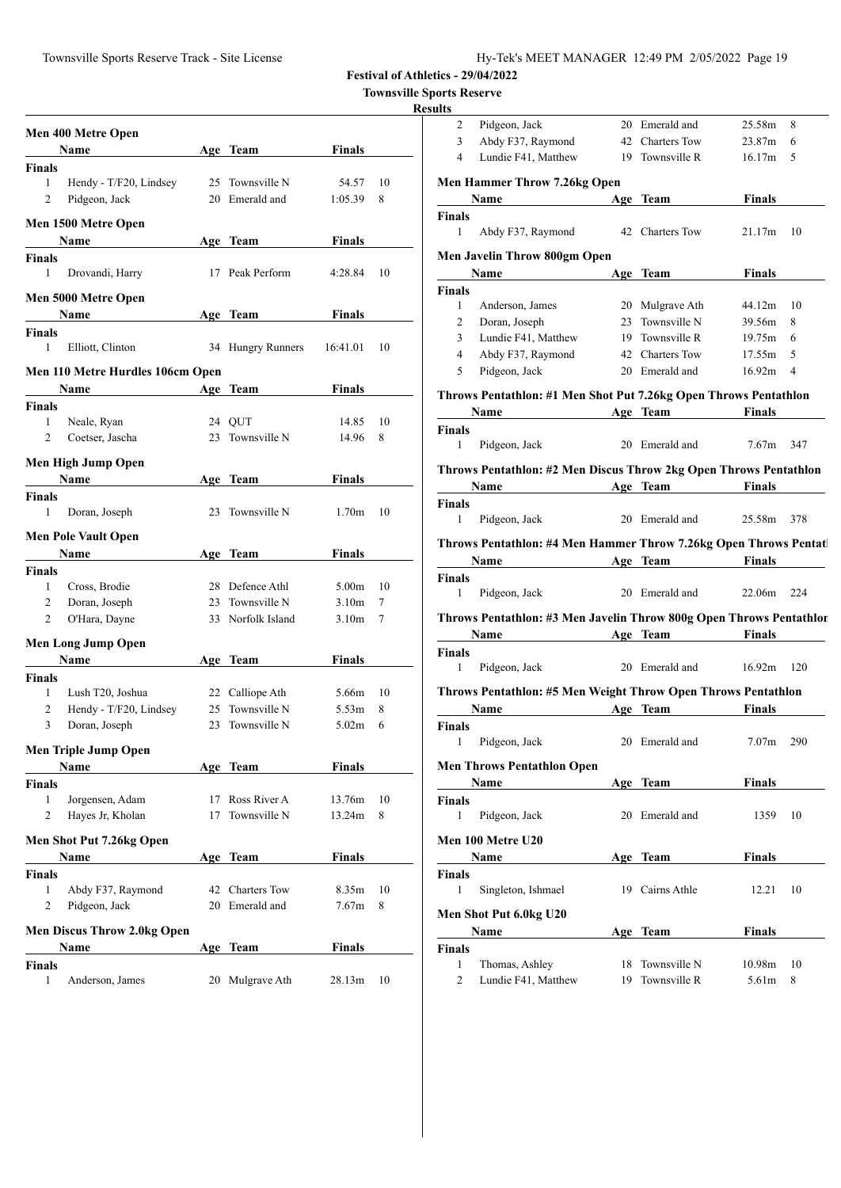**Festival of Athletics - 29/04/2022**

**Townsville Sports Reserve**

**Results**

### Men 400 Metre Open

| | Name | Age | Team | Finals | |
|---|---|---|---|---|---|
| **Finals** | | | | | |
| 1 | Hendy - T/F20, Lindsey | 25 | Townsville N | 54.57 | 10 |
| 2 | Pidgeon, Jack | 20 | Emerald and | 1:05.39 | 8 |

### Men 1500 Metre Open

| | Name | Age | Team | Finals | |
|---|---|---|---|---|---|
| **Finals** | | | | | |
| 1 | Drovandi, Harry | 17 | Peak Perform | 4:28.84 | 10 |

### Men 5000 Metre Open

| | Name | Age | Team | Finals | |
|---|---|---|---|---|---|
| **Finals** | | | | | |
| 1 | Elliott, Clinton | 34 | Hungry Runners | 16:41.01 | 10 |

### Men 110 Metre Hurdles 106cm Open

| | Name | Age | Team | Finals | |
|---|---|---|---|---|---|
| **Finals** | | | | | |
| 1 | Neale, Ryan | 24 | QUT | 14.85 | 10 |
| 2 | Coetser, Jascha | 23 | Townsville N | 14.96 | 8 |

### Men High Jump Open

| | Name | Age | Team | Finals | |
|---|---|---|---|---|---|
| **Finals** | | | | | |
| 1 | Doran, Joseph | 23 | Townsville N | 1.70m | 10 |

### Men Pole Vault Open

| | Name | Age | Team | Finals | |
|---|---|---|---|---|---|
| **Finals** | | | | | |
| 1 | Cross, Brodie | 28 | Defence Athl | 5.00m | 10 |
| 2 | Doran, Joseph | 23 | Townsville N | 3.10m | 7 |
| 2 | O'Hara, Dayne | 33 | Norfolk Island | 3.10m | 7 |

### Men Long Jump Open

| | Name | Age | Team | Finals | |
|---|---|---|---|---|---|
| **Finals** | | | | | |
| 1 | Lush T20, Joshua | 22 | Calliope Ath | 5.66m | 10 |
| 2 | Hendy - T/F20, Lindsey | 25 | Townsville N | 5.53m | 8 |
| 3 | Doran, Joseph | 23 | Townsville N | 5.02m | 6 |

### Men Triple Jump Open

| | Name | Age | Team | Finals | |
|---|---|---|---|---|---|
| **Finals** | | | | | |
| 1 | Jorgensen, Adam | 17 | Ross River A | 13.76m | 10 |
| 2 | Hayes Jr, Kholan | 17 | Townsville N | 13.24m | 8 |

### Men Shot Put 7.26kg Open

| | Name | Age | Team | Finals | |
|---|---|---|---|---|---|
| **Finals** | | | | | |
| 1 | Abdy F37, Raymond | 42 | Charters Tow | 8.35m | 10 |
| 2 | Pidgeon, Jack | 20 | Emerald and | 7.67m | 8 |

### Men Discus Throw 2.0kg Open

| | Name | Age | Team | Finals | |
|---|---|---|---|---|---|
| **Finals** | | | | | |
| 1 | Anderson, James | 20 | Mulgrave Ath | 28.13m | 10 |
| 2 | Pidgeon, Jack | 20 | Emerald and | 25.58m | 8 |
| 3 | Abdy F37, Raymond | 42 | Charters Tow | 23.87m | 6 |
| 4 | Lundie F41, Matthew | 19 | Townsville R | 16.17m | 5 |

### Men Hammer Throw 7.26kg Open

| | Name | Age | Team | Finals | |
|---|---|---|---|---|---|
| **Finals** | | | | | |
| 1 | Abdy F37, Raymond | 42 | Charters Tow | 21.17m | 10 |

### Men Javelin Throw 800gm Open

| | Name | Age | Team | Finals | |
|---|---|---|---|---|---|
| **Finals** | | | | | |
| 1 | Anderson, James | 20 | Mulgrave Ath | 44.12m | 10 |
| 2 | Doran, Joseph | 23 | Townsville N | 39.56m | 8 |
| 3 | Lundie F41, Matthew | 19 | Townsville R | 19.75m | 6 |
| 4 | Abdy F37, Raymond | 42 | Charters Tow | 17.55m | 5 |
| 5 | Pidgeon, Jack | 20 | Emerald and | 16.92m | 4 |

### Throws Pentathlon: #1 Men Shot Put 7.26kg Open Throws Pentathlon

| | Name | Age | Team | Finals | |
|---|---|---|---|---|---|
| **Finals** | | | | | |
| 1 | Pidgeon, Jack | 20 | Emerald and | 7.67m | 347 |

### Throws Pentathlon: #2 Men Discus Throw 2kg Open Throws Pentathlon

| | Name | Age | Team | Finals | |
|---|---|---|---|---|---|
| **Finals** | | | | | |
| 1 | Pidgeon, Jack | 20 | Emerald and | 25.58m | 378 |

### Throws Pentathlon: #4 Men Hammer Throw 7.26kg Open Throws Pentat

| | Name | Age | Team | Finals | |
|---|---|---|---|---|---|
| **Finals** | | | | | |
| 1 | Pidgeon, Jack | 20 | Emerald and | 22.06m | 224 |

### Throws Pentathlon: #3 Men Javelin Throw 800g Open Throws Pentathlon

| | Name | Age | Team | Finals | |
|---|---|---|---|---|---|
| **Finals** | | | | | |
| 1 | Pidgeon, Jack | 20 | Emerald and | 16.92m | 120 |

### Throws Pentathlon: #5 Men Weight Throw Open Throws Pentathlon

| | Name | Age | Team | Finals | |
|---|---|---|---|---|---|
| **Finals** | | | | | |
| 1 | Pidgeon, Jack | 20 | Emerald and | 7.07m | 290 |

### Men Throws Pentathlon Open

| | Name | Age | Team | Finals | |
|---|---|---|---|---|---|
| **Finals** | | | | | |
| 1 | Pidgeon, Jack | 20 | Emerald and | 1359 | 10 |

### Men 100 Metre U20

| | Name | Age | Team | Finals | |
|---|---|---|---|---|---|
| **Finals** | | | | | |
| 1 | Singleton, Ishmael | 19 | Cairns Athle | 12.21 | 10 |

### Men Shot Put 6.0kg U20

| | Name | Age | Team | Finals | |
|---|---|---|---|---|---|
| **Finals** | | | | | |
| 1 | Thomas, Ashley | 18 | Townsville N | 10.98m | 10 |
| 2 | Lundie F41, Matthew | 19 | Townsville R | 5.61m | 8 |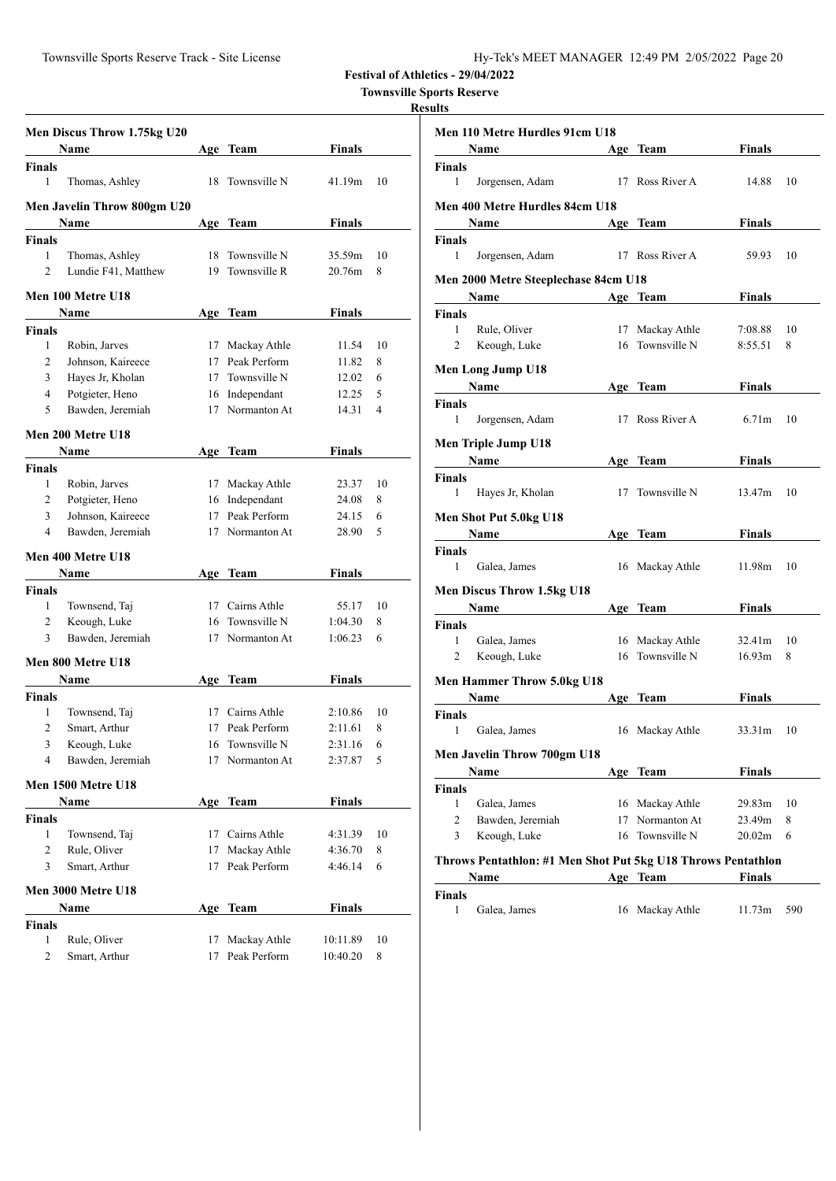Festival of Athletics - 29/04/2022

Townsville Sports Reserve

Results

### Men Discus Throw 1.75kg U20

| | Name | Age | Team | Finals | |
|---|---|---|---|---|---|
| **Finals** | | | | | |
| 1 | Thomas, Ashley | 18 | Townsville N | 41.19m | 10 |

### Men Javelin Throw 800gm U20

| | Name | Age | Team | Finals | |
|---|---|---|---|---|---|
| **Finals** | | | | | |
| 1 | Thomas, Ashley | 18 | Townsville N | 35.59m | 10 |
| 2 | Lundie F41, Matthew | 19 | Townsville R | 20.76m | 8 |

### Men 100 Metre U18

| | Name | Age | Team | Finals | |
|---|---|---|---|---|---|
| **Finals** | | | | | |
| 1 | Robin, Jarves | 17 | Mackay Athle | 11.54 | 10 |
| 2 | Johnson, Kaireece | 17 | Peak Perform | 11.82 | 8 |
| 3 | Hayes Jr, Kholan | 17 | Townsville N | 12.02 | 6 |
| 4 | Potgieter, Heno | 16 | Independant | 12.25 | 5 |
| 5 | Bawden, Jeremiah | 17 | Normanton At | 14.31 | 4 |

### Men 200 Metre U18

| | Name | Age | Team | Finals | |
|---|---|---|---|---|---|
| **Finals** | | | | | |
| 1 | Robin, Jarves | 17 | Mackay Athle | 23.37 | 10 |
| 2 | Potgieter, Heno | 16 | Independant | 24.08 | 8 |
| 3 | Johnson, Kaireece | 17 | Peak Perform | 24.15 | 6 |
| 4 | Bawden, Jeremiah | 17 | Normanton At | 28.90 | 5 |

### Men 400 Metre U18

| | Name | Age | Team | Finals | |
|---|---|---|---|---|---|
| **Finals** | | | | | |
| 1 | Townsend, Taj | 17 | Cairns Athle | 55.17 | 10 |
| 2 | Keough, Luke | 16 | Townsville N | 1:04.30 | 8 |
| 3 | Bawden, Jeremiah | 17 | Normanton At | 1:06.23 | 6 |

### Men 800 Metre U18

| | Name | Age | Team | Finals | |
|---|---|---|---|---|---|
| **Finals** | | | | | |
| 1 | Townsend, Taj | 17 | Cairns Athle | 2:10.86 | 10 |
| 2 | Smart, Arthur | 17 | Peak Perform | 2:11.61 | 8 |
| 3 | Keough, Luke | 16 | Townsville N | 2:31.16 | 6 |
| 4 | Bawden, Jeremiah | 17 | Normanton At | 2:37.87 | 5 |

### Men 1500 Metre U18

| | Name | Age | Team | Finals | |
|---|---|---|---|---|---|
| **Finals** | | | | | |
| 1 | Townsend, Taj | 17 | Cairns Athle | 4:31.39 | 10 |
| 2 | Rule, Oliver | 17 | Mackay Athle | 4:36.70 | 8 |
| 3 | Smart, Arthur | 17 | Peak Perform | 4:46.14 | 6 |

### Men 3000 Metre U18

| | Name | Age | Team | Finals | |
|---|---|---|---|---|---|
| **Finals** | | | | | |
| 1 | Rule, Oliver | 17 | Mackay Athle | 10:11.89 | 10 |
| 2 | Smart, Arthur | 17 | Peak Perform | 10:40.20 | 8 |

### Men 110 Metre Hurdles 91cm U18

| | Name | Age | Team | Finals | |
|---|---|---|---|---|---|
| **Finals** | | | | | |
| 1 | Jorgensen, Adam | 17 | Ross River A | 14.88 | 10 |

### Men 400 Metre Hurdles 84cm U18

| | Name | Age | Team | Finals | |
|---|---|---|---|---|---|
| **Finals** | | | | | |
| 1 | Jorgensen, Adam | 17 | Ross River A | 59.93 | 10 |

### Men 2000 Metre Steeplechase 84cm U18

| | Name | Age | Team | Finals | |
|---|---|---|---|---|---|
| **Finals** | | | | | |
| 1 | Rule, Oliver | 17 | Mackay Athle | 7:08.88 | 10 |
| 2 | Keough, Luke | 16 | Townsville N | 8:55.51 | 8 |

### Men Long Jump U18

| | Name | Age | Team | Finals | |
|---|---|---|---|---|---|
| **Finals** | | | | | |
| 1 | Jorgensen, Adam | 17 | Ross River A | 6.71m | 10 |

### Men Triple Jump U18

| | Name | Age | Team | Finals | |
|---|---|---|---|---|---|
| **Finals** | | | | | |
| 1 | Hayes Jr, Kholan | 17 | Townsville N | 13.47m | 10 |

### Men Shot Put 5.0kg U18

| | Name | Age | Team | Finals | |
|---|---|---|---|---|---|
| **Finals** | | | | | |
| 1 | Galea, James | 16 | Mackay Athle | 11.98m | 10 |

### Men Discus Throw 1.5kg U18

| | Name | Age | Team | Finals | |
|---|---|---|---|---|---|
| **Finals** | | | | | |
| 1 | Galea, James | 16 | Mackay Athle | 32.41m | 10 |
| 2 | Keough, Luke | 16 | Townsville N | 16.93m | 8 |

### Men Hammer Throw 5.0kg U18

| | Name | Age | Team | Finals | |
|---|---|---|---|---|---|
| **Finals** | | | | | |
| 1 | Galea, James | 16 | Mackay Athle | 33.31m | 10 |

### Men Javelin Throw 700gm U18

| | Name | Age | Team | Finals | |
|---|---|---|---|---|---|
| **Finals** | | | | | |
| 1 | Galea, James | 16 | Mackay Athle | 29.83m | 10 |
| 2 | Bawden, Jeremiah | 17 | Normanton At | 23.49m | 8 |
| 3 | Keough, Luke | 16 | Townsville N | 20.02m | 6 |

### Throws Pentathlon: #1 Men Shot Put 5kg U18 Throws Pentathlon

| | Name | Age | Team | Finals | |
|---|---|---|---|---|---|
| **Finals** | | | | | |
| 1 | Galea, James | 16 | Mackay Athle | 11.73m | 590 |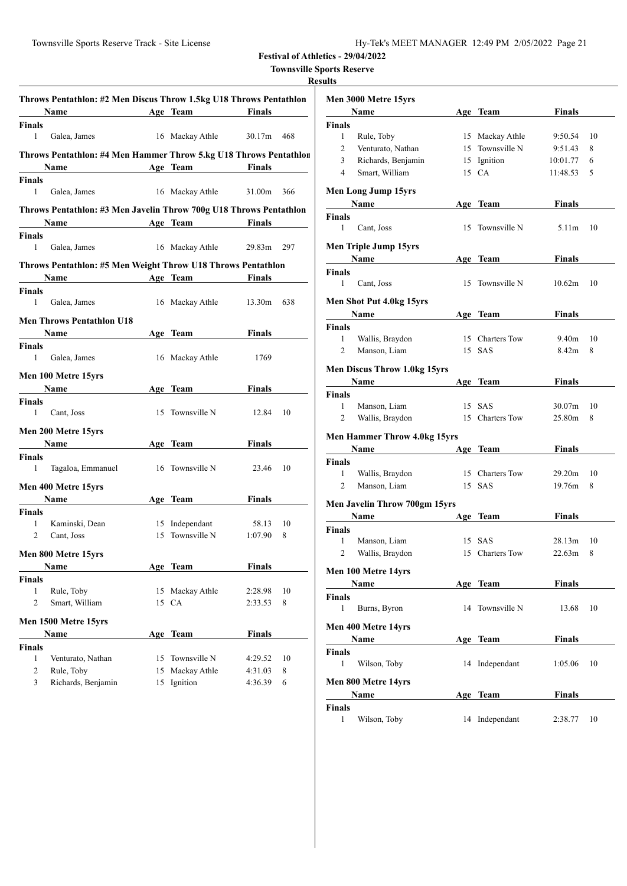**Festival of Athletics - 29/04/2022**

**Townsville Sports Reserve**

**Results**

### Throws Pentathlon: #2 Men Discus Throw 1.5kg U18 Throws Pentathlon

| | Name | Age | Team | Finals | |
|---|---|---|---|---|---|
| **Finals** | | | | | |
| 1 | Galea, James | 16 | Mackay Athle | 30.17m | 468 |

### Throws Pentathlon: #4 Men Hammer Throw 5.kg U18 Throws Pentathlon

| | Name | Age | Team | Finals | |
|---|---|---|---|---|---|
| **Finals** | | | | | |
| 1 | Galea, James | 16 | Mackay Athle | 31.00m | 366 |

### Throws Pentathlon: #3 Men Javelin Throw 700g U18 Throws Pentathlon

| | Name | Age | Team | Finals | |
|---|---|---|---|---|---|
| **Finals** | | | | | |
| 1 | Galea, James | 16 | Mackay Athle | 29.83m | 297 |

### Throws Pentathlon: #5 Men Weight Throw U18 Throws Pentathlon

| | Name | Age | Team | Finals | |
|---|---|---|---|---|---|
| **Finals** | | | | | |
| 1 | Galea, James | 16 | Mackay Athle | 13.30m | 638 |

### Men Throws Pentathlon U18

| | Name | Age | Team | Finals |
|---|---|---|---|---|
| **Finals** | | | | |
| 1 | Galea, James | 16 | Mackay Athle | 1769 |

### Men 100 Metre 15yrs

| | Name | Age | Team | Finals | |
|---|---|---|---|---|---|
| **Finals** | | | | | |
| 1 | Cant, Joss | 15 | Townsville N | 12.84 | 10 |

### Men 200 Metre 15yrs

| | Name | Age | Team | Finals | |
|---|---|---|---|---|---|
| **Finals** | | | | | |
| 1 | Tagaloa, Emmanuel | 16 | Townsville N | 23.46 | 10 |

### Men 400 Metre 15yrs

| | Name | Age | Team | Finals | |
|---|---|---|---|---|---|
| **Finals** | | | | | |
| 1 | Kaminski, Dean | 15 | Independant | 58.13 | 10 |
| 2 | Cant, Joss | 15 | Townsville N | 1:07.90 | 8 |

### Men 800 Metre 15yrs

| | Name | Age | Team | Finals | |
|---|---|---|---|---|---|
| **Finals** | | | | | |
| 1 | Rule, Toby | 15 | Mackay Athle | 2:28.98 | 10 |
| 2 | Smart, William | 15 | CA | 2:33.53 | 8 |

### Men 1500 Metre 15yrs

| | Name | Age | Team | Finals | |
|---|---|---|---|---|---|
| **Finals** | | | | | |
| 1 | Venturato, Nathan | 15 | Townsville N | 4:29.52 | 10 |
| 2 | Rule, Toby | 15 | Mackay Athle | 4:31.03 | 8 |
| 3 | Richards, Benjamin | 15 | Ignition | 4:36.39 | 6 |

### Men 3000 Metre 15yrs

| | Name | Age | Team | Finals | |
|---|---|---|---|---|---|
| **Finals** | | | | | |
| 1 | Rule, Toby | 15 | Mackay Athle | 9:50.54 | 10 |
| 2 | Venturato, Nathan | 15 | Townsville N | 9:51.43 | 8 |
| 3 | Richards, Benjamin | 15 | Ignition | 10:01.77 | 6 |
| 4 | Smart, William | 15 | CA | 11:48.53 | 5 |

### Men Long Jump 15yrs

| | Name | Age | Team | Finals | |
|---|---|---|---|---|---|
| **Finals** | | | | | |
| 1 | Cant, Joss | 15 | Townsville N | 5.11m | 10 |

### Men Triple Jump 15yrs

| | Name | Age | Team | Finals | |
|---|---|---|---|---|---|
| **Finals** | | | | | |
| 1 | Cant, Joss | 15 | Townsville N | 10.62m | 10 |

### Men Shot Put 4.0kg 15yrs

| | Name | Age | Team | Finals | |
|---|---|---|---|---|---|
| **Finals** | | | | | |
| 1 | Wallis, Braydon | 15 | Charters Tow | 9.40m | 10 |
| 2 | Manson, Liam | 15 | SAS | 8.42m | 8 |

### Men Discus Throw 1.0kg 15yrs

| | Name | Age | Team | Finals | |
|---|---|---|---|---|---|
| **Finals** | | | | | |
| 1 | Manson, Liam | 15 | SAS | 30.07m | 10 |
| 2 | Wallis, Braydon | 15 | Charters Tow | 25.80m | 8 |

### Men Hammer Throw 4.0kg 15yrs

| | Name | Age | Team | Finals | |
|---|---|---|---|---|---|
| **Finals** | | | | | |
| 1 | Wallis, Braydon | 15 | Charters Tow | 29.20m | 10 |
| 2 | Manson, Liam | 15 | SAS | 19.76m | 8 |

### Men Javelin Throw 700gm 15yrs

| | Name | Age | Team | Finals | |
|---|---|---|---|---|---|
| **Finals** | | | | | |
| 1 | Manson, Liam | 15 | SAS | 28.13m | 10 |
| 2 | Wallis, Braydon | 15 | Charters Tow | 22.63m | 8 |

### Men 100 Metre 14yrs

| | Name | Age | Team | Finals | |
|---|---|---|---|---|---|
| **Finals** | | | | | |
| 1 | Burns, Byron | 14 | Townsville N | 13.68 | 10 |

### Men 400 Metre 14yrs

| | Name | Age | Team | Finals | |
|---|---|---|---|---|---|
| **Finals** | | | | | |
| 1 | Wilson, Toby | 14 | Independant | 1:05.06 | 10 |

### Men 800 Metre 14yrs

| | Name | Age | Team | Finals | |
|---|---|---|---|---|---|
| **Finals** | | | | | |
| 1 | Wilson, Toby | 14 | Independant | 2:38.77 | 10 |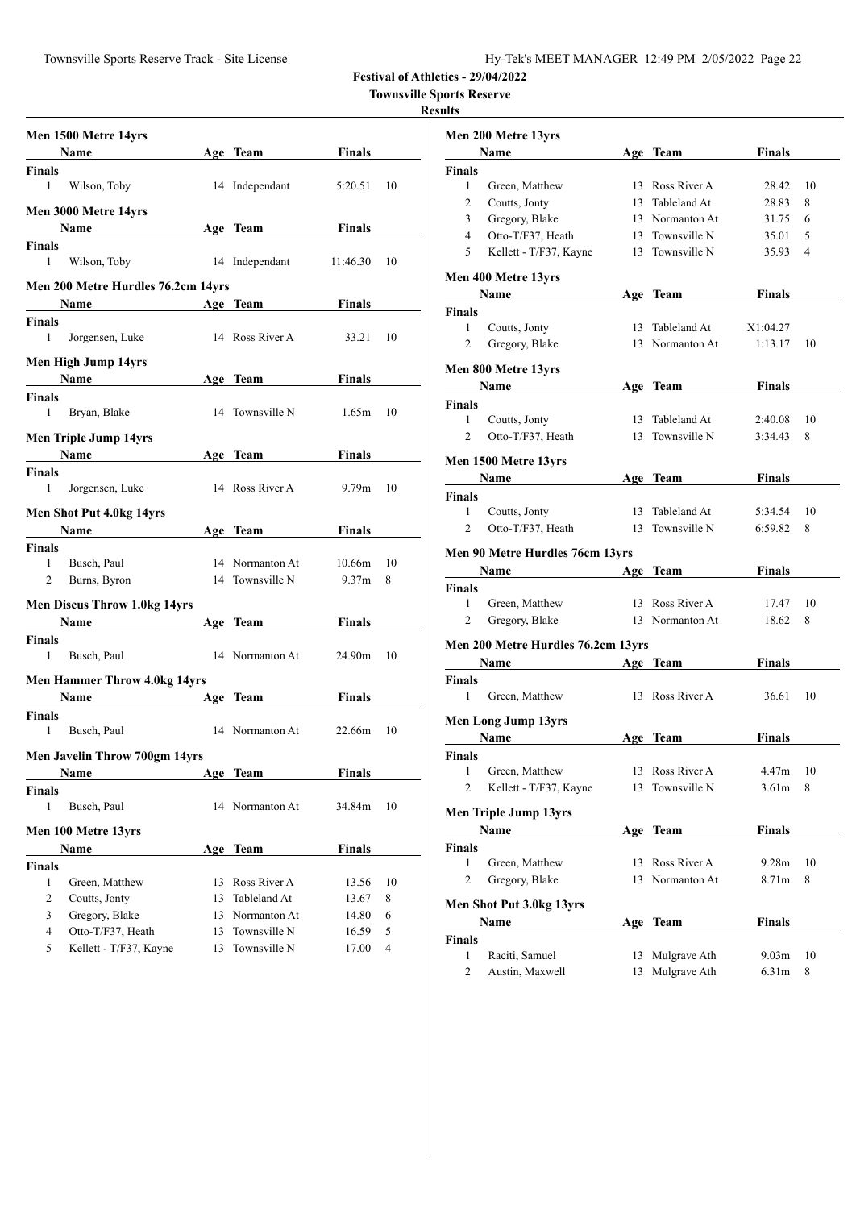**Festival of Athletics - 29/04/2022**

**Townsville Sports Reserve**

**Results**

### Men 1500 Metre 14yrs

| | Name | Age | Team | Finals | |
|---|---|---|---|---|---|
| **Finals** | | | | | |
| 1 | Wilson, Toby | 14 | Independant | 5:20.51 | 10 |

### Men 3000 Metre 14yrs

| | Name | Age | Team | Finals | |
|---|---|---|---|---|---|
| **Finals** | | | | | |
| 1 | Wilson, Toby | 14 | Independant | 11:46.30 | 10 |

### Men 200 Metre Hurdles 76.2cm 14yrs

| | Name | Age | Team | Finals | |
|---|---|---|---|---|---|
| **Finals** | | | | | |
| 1 | Jorgensen, Luke | 14 | Ross River A | 33.21 | 10 |

### Men High Jump 14yrs

| | Name | Age | Team | Finals | |
|---|---|---|---|---|---|
| **Finals** | | | | | |
| 1 | Bryan, Blake | 14 | Townsville N | 1.65m | 10 |

### Men Triple Jump 14yrs

| | Name | Age | Team | Finals | |
|---|---|---|---|---|---|
| **Finals** | | | | | |
| 1 | Jorgensen, Luke | 14 | Ross River A | 9.79m | 10 |

### Men Shot Put 4.0kg 14yrs

| | Name | Age | Team | Finals | |
|---|---|---|---|---|---|
| **Finals** | | | | | |
| 1 | Busch, Paul | 14 | Normanton At | 10.66m | 10 |
| 2 | Burns, Byron | 14 | Townsville N | 9.37m | 8 |

### Men Discus Throw 1.0kg 14yrs

| | Name | Age | Team | Finals | |
|---|---|---|---|---|---|
| **Finals** | | | | | |
| 1 | Busch, Paul | 14 | Normanton At | 24.90m | 10 |

### Men Hammer Throw 4.0kg 14yrs

| | Name | Age | Team | Finals | |
|---|---|---|---|---|---|
| **Finals** | | | | | |
| 1 | Busch, Paul | 14 | Normanton At | 22.66m | 10 |

### Men Javelin Throw 700gm 14yrs

| | Name | Age | Team | Finals | |
|---|---|---|---|---|---|
| **Finals** | | | | | |
| 1 | Busch, Paul | 14 | Normanton At | 34.84m | 10 |

### Men 100 Metre 13yrs

| | Name | Age | Team | Finals | |
|---|---|---|---|---|---|
| **Finals** | | | | | |
| 1 | Green, Matthew | 13 | Ross River A | 13.56 | 10 |
| 2 | Coutts, Jonty | 13 | Tableland At | 13.67 | 8 |
| 3 | Gregory, Blake | 13 | Normanton At | 14.80 | 6 |
| 4 | Otto-T/F37, Heath | 13 | Townsville N | 16.59 | 5 |
| 5 | Kellett - T/F37, Kayne | 13 | Townsville N | 17.00 | 4 |

### Men 200 Metre 13yrs

| | Name | Age | Team | Finals | |
|---|---|---|---|---|---|
| **Finals** | | | | | |
| 1 | Green, Matthew | 13 | Ross River A | 28.42 | 10 |
| 2 | Coutts, Jonty | 13 | Tableland At | 28.83 | 8 |
| 3 | Gregory, Blake | 13 | Normanton At | 31.75 | 6 |
| 4 | Otto-T/F37, Heath | 13 | Townsville N | 35.01 | 5 |
| 5 | Kellett - T/F37, Kayne | 13 | Townsville N | 35.93 | 4 |

### Men 400 Metre 13yrs

| | Name | Age | Team | Finals | |
|---|---|---|---|---|---|
| **Finals** | | | | | |
| 1 | Coutts, Jonty | 13 | Tableland At | X1:04.27 | |
| 2 | Gregory, Blake | 13 | Normanton At | 1:13.17 | 10 |

### Men 800 Metre 13yrs

| | Name | Age | Team | Finals | |
|---|---|---|---|---|---|
| **Finals** | | | | | |
| 1 | Coutts, Jonty | 13 | Tableland At | 2:40.08 | 10 |
| 2 | Otto-T/F37, Heath | 13 | Townsville N | 3:34.43 | 8 |

### Men 1500 Metre 13yrs

| | Name | Age | Team | Finals | |
|---|---|---|---|---|---|
| **Finals** | | | | | |
| 1 | Coutts, Jonty | 13 | Tableland At | 5:34.54 | 10 |
| 2 | Otto-T/F37, Heath | 13 | Townsville N | 6:59.82 | 8 |

### Men 90 Metre Hurdles 76cm 13yrs

| | Name | Age | Team | Finals | |
|---|---|---|---|---|---|
| **Finals** | | | | | |
| 1 | Green, Matthew | 13 | Ross River A | 17.47 | 10 |
| 2 | Gregory, Blake | 13 | Normanton At | 18.62 | 8 |

### Men 200 Metre Hurdles 76.2cm 13yrs

| | Name | Age | Team | Finals | |
|---|---|---|---|---|---|
| **Finals** | | | | | |
| 1 | Green, Matthew | 13 | Ross River A | 36.61 | 10 |

### Men Long Jump 13yrs

| | Name | Age | Team | Finals | |
|---|---|---|---|---|---|
| **Finals** | | | | | |
| 1 | Green, Matthew | 13 | Ross River A | 4.47m | 10 |
| 2 | Kellett - T/F37, Kayne | 13 | Townsville N | 3.61m | 8 |

### Men Triple Jump 13yrs

| | Name | Age | Team | Finals | |
|---|---|---|---|---|---|
| **Finals** | | | | | |
| 1 | Green, Matthew | 13 | Ross River A | 9.28m | 10 |
| 2 | Gregory, Blake | 13 | Normanton At | 8.71m | 8 |

### Men Shot Put 3.0kg 13yrs

| | Name | Age | Team | Finals | |
|---|---|---|---|---|---|
| **Finals** | | | | | |
| 1 | Raciti, Samuel | 13 | Mulgrave Ath | 9.03m | 10 |
| 2 | Austin, Maxwell | 13 | Mulgrave Ath | 6.31m | 8 |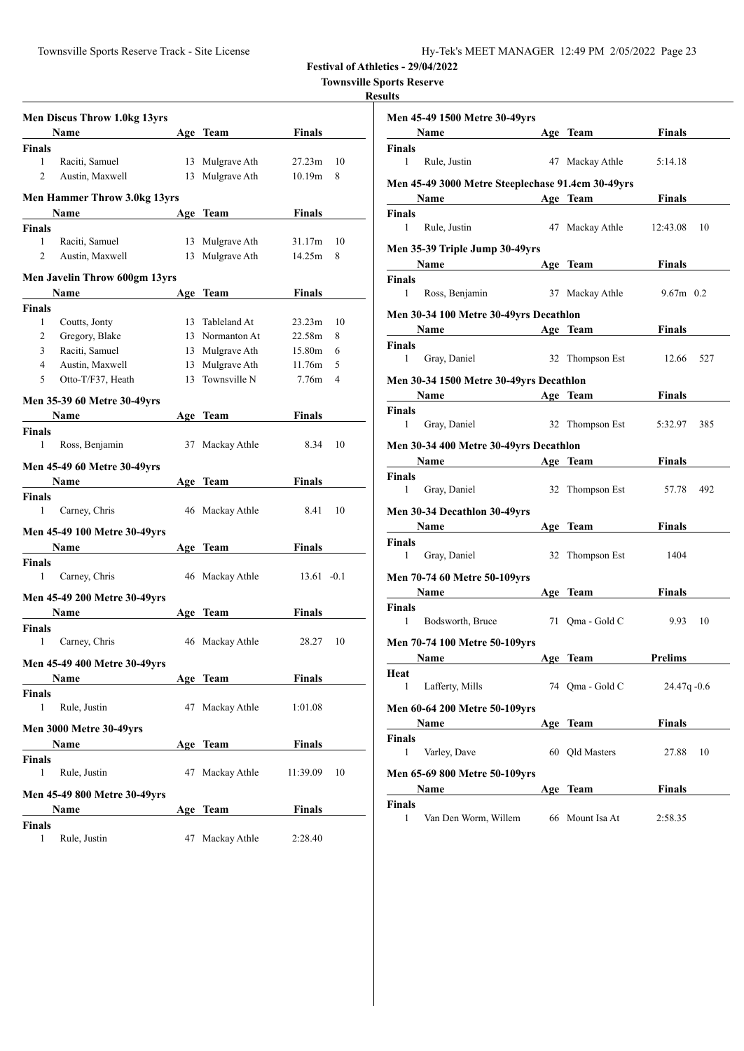Festival of Athletics - 29/04/2022

Townsville Sports Reserve

Results

### Men Discus Throw 1.0kg 13yrs

| | Name | Age | Team | Finals | |
|---|---|---|---|---|---|
| **Finals** | | | | | |
| 1 | Raciti, Samuel | 13 | Mulgrave Ath | 27.23m | 10 |
| 2 | Austin, Maxwell | 13 | Mulgrave Ath | 10.19m | 8 |

### Men Hammer Throw 3.0kg 13yrs

| | Name | Age | Team | Finals | |
|---|---|---|---|---|---|
| **Finals** | | | | | |
| 1 | Raciti, Samuel | 13 | Mulgrave Ath | 31.17m | 10 |
| 2 | Austin, Maxwell | 13 | Mulgrave Ath | 14.25m | 8 |

### Men Javelin Throw 600gm 13yrs

| | Name | Age | Team | Finals | |
|---|---|---|---|---|---|
| **Finals** | | | | | |
| 1 | Coutts, Jonty | 13 | Tableland At | 23.23m | 10 |
| 2 | Gregory, Blake | 13 | Normanton At | 22.58m | 8 |
| 3 | Raciti, Samuel | 13 | Mulgrave Ath | 15.80m | 6 |
| 4 | Austin, Maxwell | 13 | Mulgrave Ath | 11.76m | 5 |
| 5 | Otto-T/F37, Heath | 13 | Townsville N | 7.76m | 4 |

### Men 35-39 60 Metre 30-49yrs

| | Name | Age | Team | Finals | |
|---|---|---|---|---|---|
| **Finals** | | | | | |
| 1 | Ross, Benjamin | 37 | Mackay Athle | 8.34 | 10 |

### Men 45-49 60 Metre 30-49yrs

| | Name | Age | Team | Finals | |
|---|---|---|---|---|---|
| **Finals** | | | | | |
| 1 | Carney, Chris | 46 | Mackay Athle | 8.41 | 10 |

### Men 45-49 100 Metre 30-49yrs

| | Name | Age | Team | Finals | |
|---|---|---|---|---|---|
| **Finals** | | | | | |
| 1 | Carney, Chris | 46 | Mackay Athle | 13.61 | -0.1 |

### Men 45-49 200 Metre 30-49yrs

| | Name | Age | Team | Finals | |
|---|---|---|---|---|---|
| **Finals** | | | | | |
| 1 | Carney, Chris | 46 | Mackay Athle | 28.27 | 10 |

### Men 45-49 400 Metre 30-49yrs

| | Name | Age | Team | Finals |
|---|---|---|---|---|
| **Finals** | | | | |
| 1 | Rule, Justin | 47 | Mackay Athle | 1:01.08 |

### Men 3000 Metre 30-49yrs

| | Name | Age | Team | Finals | |
|---|---|---|---|---|---|
| **Finals** | | | | | |
| 1 | Rule, Justin | 47 | Mackay Athle | 11:39.09 | 10 |

### Men 45-49 800 Metre 30-49yrs

| | Name | Age | Team | Finals |
|---|---|---|---|---|
| **Finals** | | | | |
| 1 | Rule, Justin | 47 | Mackay Athle | 2:28.40 |

### Men 45-49 1500 Metre 30-49yrs

| | Name | Age | Team | Finals |
|---|---|---|---|---|
| **Finals** | | | | |
| 1 | Rule, Justin | 47 | Mackay Athle | 5:14.18 |

### Men 45-49 3000 Metre Steeplechase 91.4cm 30-49yrs

| | Name | Age | Team | Finals | |
|---|---|---|---|---|---|
| **Finals** | | | | | |
| 1 | Rule, Justin | 47 | Mackay Athle | 12:43.08 | 10 |

### Men 35-39 Triple Jump 30-49yrs

| | Name | Age | Team | Finals | |
|---|---|---|---|---|---|
| **Finals** | | | | | |
| 1 | Ross, Benjamin | 37 | Mackay Athle | 9.67m | 0.2 |

### Men 30-34 100 Metre 30-49yrs Decathlon

| | Name | Age | Team | Finals | |
|---|---|---|---|---|---|
| **Finals** | | | | | |
| 1 | Gray, Daniel | 32 | Thompson Est | 12.66 | 527 |

### Men 30-34 1500 Metre 30-49yrs Decathlon

| | Name | Age | Team | Finals | |
|---|---|---|---|---|---|
| **Finals** | | | | | |
| 1 | Gray, Daniel | 32 | Thompson Est | 5:32.97 | 385 |

### Men 30-34 400 Metre 30-49yrs Decathlon

| | Name | Age | Team | Finals | |
|---|---|---|---|---|---|
| **Finals** | | | | | |
| 1 | Gray, Daniel | 32 | Thompson Est | 57.78 | 492 |

### Men 30-34 Decathlon 30-49yrs

| | Name | Age | Team | Finals |
|---|---|---|---|---|
| **Finals** | | | | |
| 1 | Gray, Daniel | 32 | Thompson Est | 1404 |

### Men 70-74 60 Metre 50-109yrs

| | Name | Age | Team | Finals | |
|---|---|---|---|---|---|
| **Finals** | | | | | |
| 1 | Bodsworth, Bruce | 71 | Qma - Gold C | 9.93 | 10 |

### Men 70-74 100 Metre 50-109yrs

| | Name | Age | Team | Prelims |
|---|---|---|---|---|
| **Heat** | | | | |
| 1 | Lafferty, Mills | 74 | Qma - Gold C | 24.47q -0.6 |

### Men 60-64 200 Metre 50-109yrs

| | Name | Age | Team | Finals | |
|---|---|---|---|---|---|
| **Finals** | | | | | |
| 1 | Varley, Dave | 60 | Qld Masters | 27.88 | 10 |

### Men 65-69 800 Metre 50-109yrs

| | Name | Age | Team | Finals |
|---|---|---|---|---|
| **Finals** | | | | |
| 1 | Van Den Worm, Willem | 66 | Mount Isa At | 2:58.35 |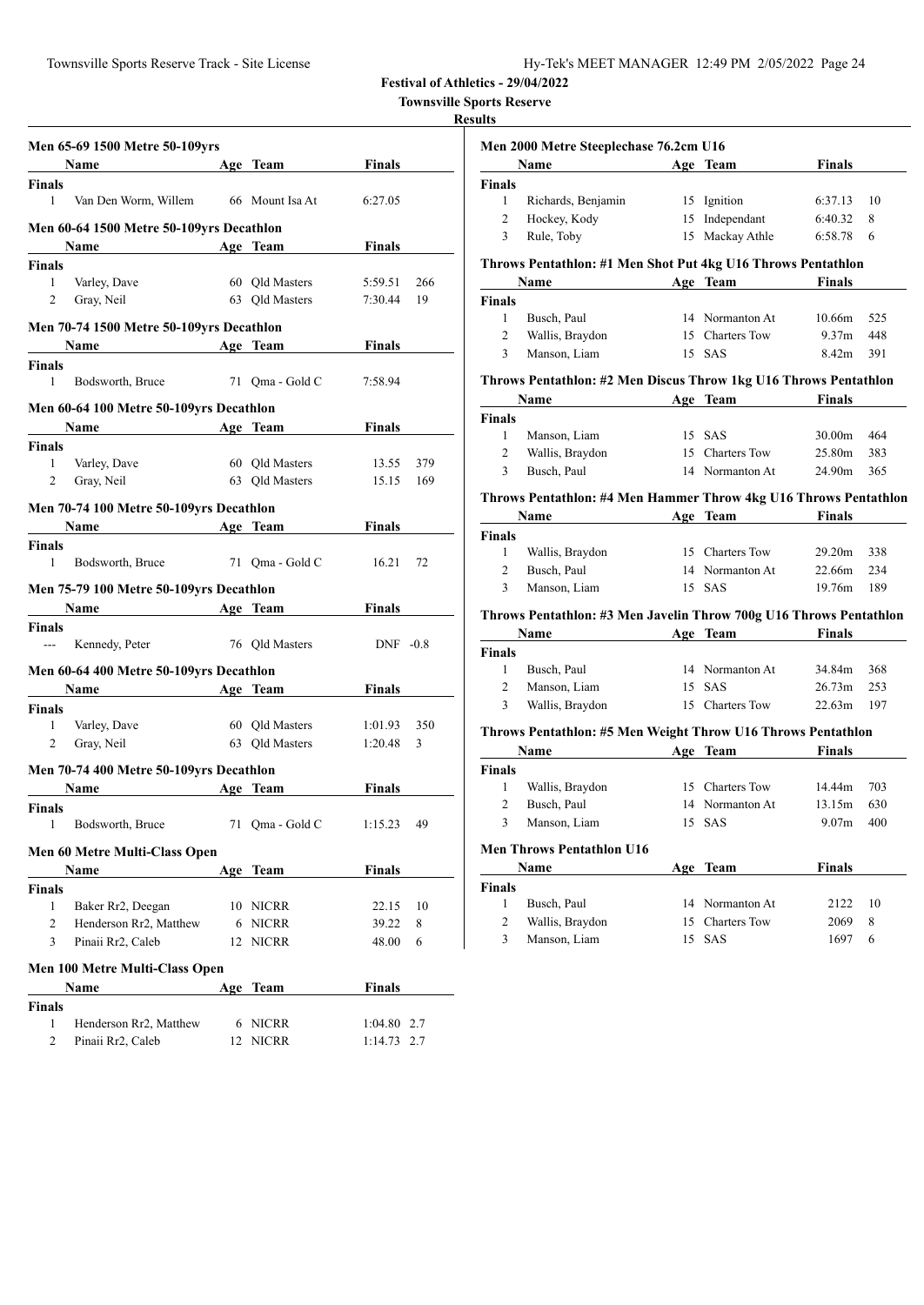**Festival of Athletics - 29/04/2022**

**Townsville Sports Reserve**

**Results**

### Men 65-69 1500 Metre 50-109yrs

| | Name | Age | Team | Finals | |
|---|---|---|---|---|---|
| **Finals** | | | | | |
| 1 | Van Den Worm, Willem | 66 | Mount Isa At | 6:27.05 | |

### Men 60-64 1500 Metre 50-109yrs Decathlon

| | Name | Age | Team | Finals | |
|---|---|---|---|---|---|
| **Finals** | | | | | |
| 1 | Varley, Dave | 60 | Qld Masters | 5:59.51 | 266 |
| 2 | Gray, Neil | 63 | Qld Masters | 7:30.44 | 19 |

### Men 70-74 1500 Metre 50-109yrs Decathlon

| | Name | Age | Team | Finals | |
|---|---|---|---|---|---|
| **Finals** | | | | | |
| 1 | Bodsworth, Bruce | 71 | Qma - Gold C | 7:58.94 | |

### Men 60-64 100 Metre 50-109yrs Decathlon

| | Name | Age | Team | Finals | |
|---|---|---|---|---|---|
| **Finals** | | | | | |
| 1 | Varley, Dave | 60 | Qld Masters | 13.55 | 379 |
| 2 | Gray, Neil | 63 | Qld Masters | 15.15 | 169 |

### Men 70-74 100 Metre 50-109yrs Decathlon

| | Name | Age | Team | Finals | |
|---|---|---|---|---|---|
| **Finals** | | | | | |
| 1 | Bodsworth, Bruce | 71 | Qma - Gold C | 16.21 | 72 |

### Men 75-79 100 Metre 50-109yrs Decathlon

| | Name | Age | Team | Finals | |
|---|---|---|---|---|---|
| **Finals** | | | | | |
| --- | Kennedy, Peter | 76 | Qld Masters | DNF | -0.8 |

### Men 60-64 400 Metre 50-109yrs Decathlon

| | Name | Age | Team | Finals | |
|---|---|---|---|---|---|
| **Finals** | | | | | |
| 1 | Varley, Dave | 60 | Qld Masters | 1:01.93 | 350 |
| 2 | Gray, Neil | 63 | Qld Masters | 1:20.48 | 3 |

### Men 70-74 400 Metre 50-109yrs Decathlon

| | Name | Age | Team | Finals | |
|---|---|---|---|---|---|
| **Finals** | | | | | |
| 1 | Bodsworth, Bruce | 71 | Qma - Gold C | 1:15.23 | 49 |

### Men 60 Metre Multi-Class Open

| | Name | Age | Team | Finals | |
|---|---|---|---|---|---|
| **Finals** | | | | | |
| 1 | Baker Rr2, Deegan | 10 | NICRR | 22.15 | 10 |
| 2 | Henderson Rr2, Matthew | 6 | NICRR | 39.22 | 8 |
| 3 | Pinaii Rr2, Caleb | 12 | NICRR | 48.00 | 6 |

### Men 100 Metre Multi-Class Open

| | Name | Age | Team | Finals | |
|---|---|---|---|---|---|
| **Finals** | | | | | |
| 1 | Henderson Rr2, Matthew | 6 | NICRR | 1:04.80 | 2.7 |
| 2 | Pinaii Rr2, Caleb | 12 | NICRR | 1:14.73 | 2.7 |

### Men 2000 Metre Steeplechase 76.2cm U16

| | Name | Age | Team | Finals | |
|---|---|---|---|---|---|
| **Finals** | | | | | |
| 1 | Richards, Benjamin | 15 | Ignition | 6:37.13 | 10 |
| 2 | Hockey, Kody | 15 | Independant | 6:40.32 | 8 |
| 3 | Rule, Toby | 15 | Mackay Athle | 6:58.78 | 6 |

### Throws Pentathlon: #1 Men Shot Put 4kg U16 Throws Pentathlon

| | Name | Age | Team | Finals | |
|---|---|---|---|---|---|
| **Finals** | | | | | |
| 1 | Busch, Paul | 14 | Normanton At | 10.66m | 525 |
| 2 | Wallis, Braydon | 15 | Charters Tow | 9.37m | 448 |
| 3 | Manson, Liam | 15 | SAS | 8.42m | 391 |

### Throws Pentathlon: #2 Men Discus Throw 1kg U16 Throws Pentathlon

| | Name | Age | Team | Finals | |
|---|---|---|---|---|---|
| **Finals** | | | | | |
| 1 | Manson, Liam | 15 | SAS | 30.00m | 464 |
| 2 | Wallis, Braydon | 15 | Charters Tow | 25.80m | 383 |
| 3 | Busch, Paul | 14 | Normanton At | 24.90m | 365 |

### Throws Pentathlon: #4 Men Hammer Throw 4kg U16 Throws Pentathlon

| | Name | Age | Team | Finals | |
|---|---|---|---|---|---|
| **Finals** | | | | | |
| 1 | Wallis, Braydon | 15 | Charters Tow | 29.20m | 338 |
| 2 | Busch, Paul | 14 | Normanton At | 22.66m | 234 |
| 3 | Manson, Liam | 15 | SAS | 19.76m | 189 |

### Throws Pentathlon: #3 Men Javelin Throw 700g U16 Throws Pentathlon

| | Name | Age | Team | Finals | |
|---|---|---|---|---|---|
| **Finals** | | | | | |
| 1 | Busch, Paul | 14 | Normanton At | 34.84m | 368 |
| 2 | Manson, Liam | 15 | SAS | 26.73m | 253 |
| 3 | Wallis, Braydon | 15 | Charters Tow | 22.63m | 197 |

### Throws Pentathlon: #5 Men Weight Throw U16 Throws Pentathlon

| | Name | Age | Team | Finals | |
|---|---|---|---|---|---|
| **Finals** | | | | | |
| 1 | Wallis, Braydon | 15 | Charters Tow | 14.44m | 703 |
| 2 | Busch, Paul | 14 | Normanton At | 13.15m | 630 |
| 3 | Manson, Liam | 15 | SAS | 9.07m | 400 |

### Men Throws Pentathlon U16

| | Name | Age | Team | Finals | |
|---|---|---|---|---|---|
| **Finals** | | | | | |
| 1 | Busch, Paul | 14 | Normanton At | 2122 | 10 |
| 2 | Wallis, Braydon | 15 | Charters Tow | 2069 | 8 |
| 3 | Manson, Liam | 15 | SAS | 1697 | 6 |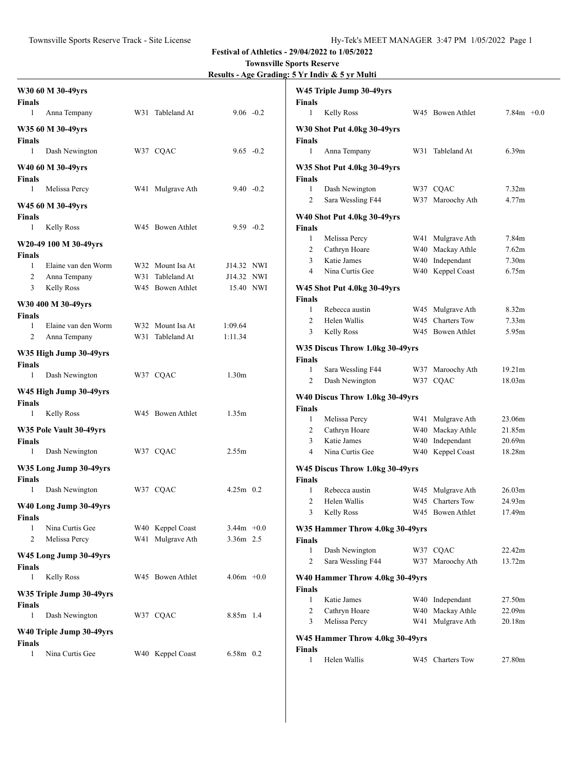**Festival of Athletics - 29/04/2022 to 1/05/2022**

**Townsville Sports Reserve**

**Results - Age Grading: 5 Yr Indiv & 5 yr Multi**

### W30 60 M 30-49yrs

**Finals**

| | | | | | |
|---|---|---|---|---|---|
| 1 | Anna Tempany | W31 | Tableland At | 9.06 | -0.2 |

### W35 60 M 30-49yrs

**Finals**

| | | | | | |
|---|---|---|---|---|---|
| 1 | Dash Newington | W37 | CQAC | 9.65 | -0.2 |

### W40 60 M 30-49yrs

**Finals**

| | | | | | |
|---|---|---|---|---|---|
| 1 | Melissa Percy | W41 | Mulgrave Ath | 9.40 | -0.2 |

### W45 60 M 30-49yrs

**Finals**

| | | | | | |
|---|---|---|---|---|---|
| 1 | Kelly Ross | W45 | Bowen Athlet | 9.59 | -0.2 |

### W20-49 100 M 30-49yrs

**Finals**

| | | | | | |
|---|---|---|---|---|---|
| 1 | Elaine van den Worm | W32 | Mount Isa At | J14.32 | NWI |
| 2 | Anna Tempany | W31 | Tableland At | J14.32 | NWI |
| 3 | Kelly Ross | W45 | Bowen Athlet | 15.40 | NWI |

### W30 400 M 30-49yrs

**Finals**

| | | | | |
|---|---|---|---|---|
| 1 | Elaine van den Worm | W32 | Mount Isa At | 1:09.64 |
| 2 | Anna Tempany | W31 | Tableland At | 1:11.34 |

### W35 High Jump 30-49yrs

**Finals**

| | | | | |
|---|---|---|---|---|
| 1 | Dash Newington | W37 | CQAC | 1.30m |

### W45 High Jump 30-49yrs

**Finals**

| | | | | |
|---|---|---|---|---|
| 1 | Kelly Ross | W45 | Bowen Athlet | 1.35m |

### W35 Pole Vault 30-49yrs

**Finals**

| | | | | |
|---|---|---|---|---|
| 1 | Dash Newington | W37 | CQAC | 2.55m |

### W35 Long Jump 30-49yrs

**Finals**

| | | | | | |
|---|---|---|---|---|---|
| 1 | Dash Newington | W37 | CQAC | 4.25m | 0.2 |

### W40 Long Jump 30-49yrs

**Finals**

| | | | | | |
|---|---|---|---|---|---|
| 1 | Nina Curtis Gee | W40 | Keppel Coast | 3.44m | +0.0 |
| 2 | Melissa Percy | W41 | Mulgrave Ath | 3.36m | 2.5 |

### W45 Long Jump 30-49yrs

**Finals**

| | | | | | |
|---|---|---|---|---|---|
| 1 | Kelly Ross | W45 | Bowen Athlet | 4.06m | +0.0 |

### W35 Triple Jump 30-49yrs

**Finals**

| | | | | | |
|---|---|---|---|---|---|
| 1 | Dash Newington | W37 | CQAC | 8.85m | 1.4 |

### W40 Triple Jump 30-49yrs

**Finals**

| | | | | | |
|---|---|---|---|---|---|
| 1 | Nina Curtis Gee | W40 | Keppel Coast | 6.58m | 0.2 |

### W45 Triple Jump 30-49yrs

**Finals**

| | | | | | |
|---|---|---|---|---|---|
| 1 | Kelly Ross | W45 | Bowen Athlet | 7.84m | +0.0 |

### W30 Shot Put 4.0kg 30-49yrs

**Finals**

| | | | | |
|---|---|---|---|---|
| 1 | Anna Tempany | W31 | Tableland At | 6.39m |

### W35 Shot Put 4.0kg 30-49yrs

**Finals**

| | | | | |
|---|---|---|---|---|
| 1 | Dash Newington | W37 | CQAC | 7.32m |
| 2 | Sara Wessling F44 | W37 | Maroochy Ath | 4.77m |

### W40 Shot Put 4.0kg 30-49yrs

**Finals**

| | | | | |
|---|---|---|---|---|
| 1 | Melissa Percy | W41 | Mulgrave Ath | 7.84m |
| 2 | Cathryn Hoare | W40 | Mackay Athle | 7.62m |
| 3 | Katie James | W40 | Independant | 7.30m |
| 4 | Nina Curtis Gee | W40 | Keppel Coast | 6.75m |

### W45 Shot Put 4.0kg 30-49yrs

**Finals**

| | | | | |
|---|---|---|---|---|
| 1 | Rebecca austin | W45 | Mulgrave Ath | 8.32m |
| 2 | Helen Wallis | W45 | Charters Tow | 7.33m |
| 3 | Kelly Ross | W45 | Bowen Athlet | 5.95m |

### W35 Discus Throw 1.0kg 30-49yrs

**Finals**

| | | | | |
|---|---|---|---|---|
| 1 | Sara Wessling F44 | W37 | Maroochy Ath | 19.21m |
| 2 | Dash Newington | W37 | CQAC | 18.03m |

### W40 Discus Throw 1.0kg 30-49yrs

**Finals**

| | | | | |
|---|---|---|---|---|
| 1 | Melissa Percy | W41 | Mulgrave Ath | 23.06m |
| 2 | Cathryn Hoare | W40 | Mackay Athle | 21.85m |
| 3 | Katie James | W40 | Independant | 20.69m |
| 4 | Nina Curtis Gee | W40 | Keppel Coast | 18.28m |

### W45 Discus Throw 1.0kg 30-49yrs

**Finals**

| | | | | |
|---|---|---|---|---|
| 1 | Rebecca austin | W45 | Mulgrave Ath | 26.03m |
| 2 | Helen Wallis | W45 | Charters Tow | 24.93m |
| 3 | Kelly Ross | W45 | Bowen Athlet | 17.49m |

### W35 Hammer Throw 4.0kg 30-49yrs

**Finals**

| | | | | |
|---|---|---|---|---|
| 1 | Dash Newington | W37 | CQAC | 22.42m |
| 2 | Sara Wessling F44 | W37 | Maroochy Ath | 13.72m |

### W40 Hammer Throw 4.0kg 30-49yrs

**Finals**

| | | | | |
|---|---|---|---|---|
| 1 | Katie James | W40 | Independant | 27.50m |
| 2 | Cathryn Hoare | W40 | Mackay Athle | 22.09m |
| 3 | Melissa Percy | W41 | Mulgrave Ath | 20.18m |

### W45 Hammer Throw 4.0kg 30-49yrs

**Finals**

| | | | | |
|---|---|---|---|---|
| 1 | Helen Wallis | W45 | Charters Tow | 27.80m |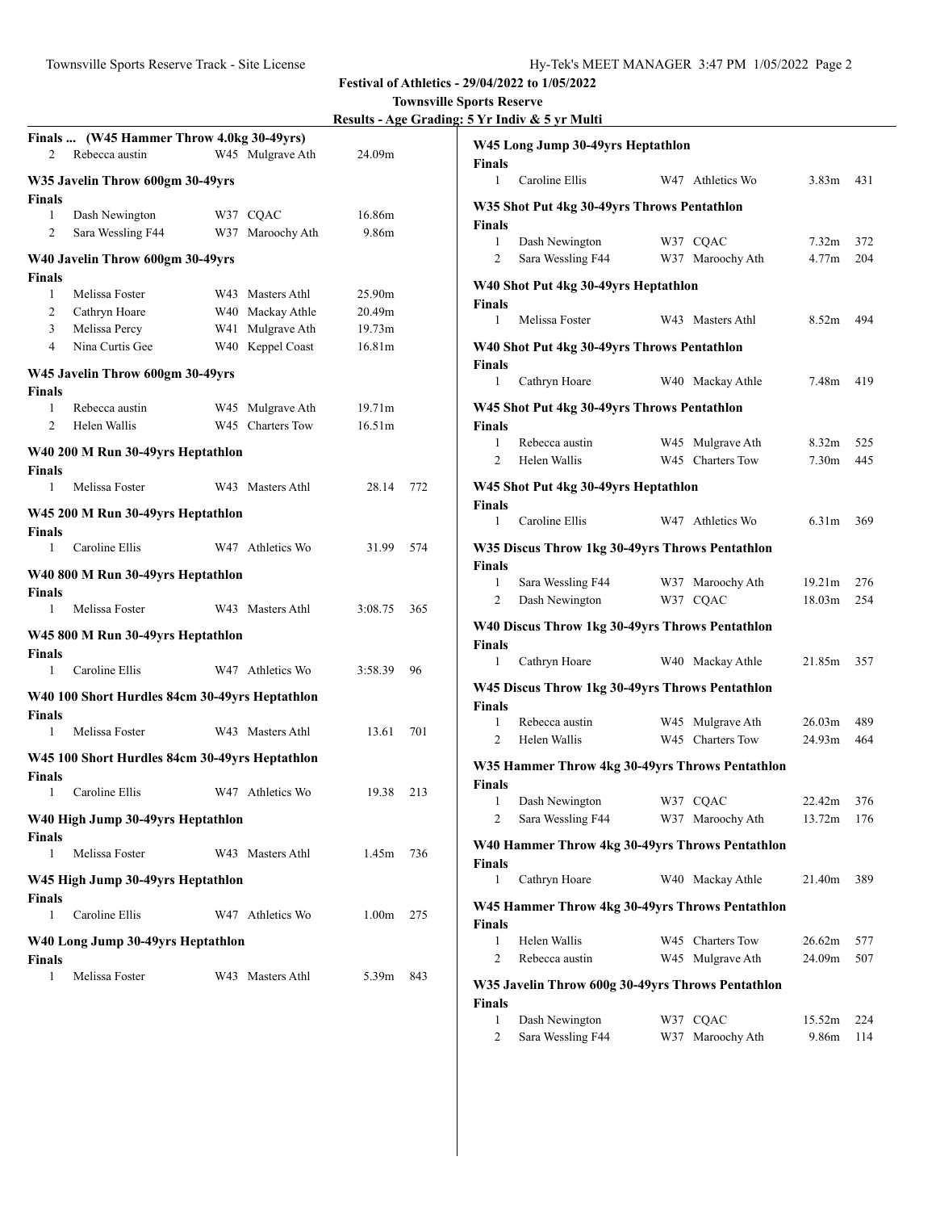**Festival of Athletics - 29/04/2022 to 1/05/2022**

**Townsville Sports Reserve**

**Results - Age Grading: 5 Yr Indiv & 5 yr Multi**

**Finals ... (W45 Hammer Throw 4.0kg 30-49yrs)**

| | | | | |
|---|---|---|---|---|
| 2 | Rebecca austin | W45 | Mulgrave Ath | 24.09m |

### W35 Javelin Throw 600gm 30-49yrs

**Finals**

| | | | | |
|---|---|---|---|---|
| 1 | Dash Newington | W37 | CQAC | 16.86m |
| 2 | Sara Wessling F44 | W37 | Maroochy Ath | 9.86m |

### W40 Javelin Throw 600gm 30-49yrs

**Finals**

| | | | | |
|---|---|---|---|---|
| 1 | Melissa Foster | W43 | Masters Athl | 25.90m |
| 2 | Cathryn Hoare | W40 | Mackay Athle | 20.49m |
| 3 | Melissa Percy | W41 | Mulgrave Ath | 19.73m |
| 4 | Nina Curtis Gee | W40 | Keppel Coast | 16.81m |

### W45 Javelin Throw 600gm 30-49yrs

**Finals**

| | | | | |
|---|---|---|---|---|
| 1 | Rebecca austin | W45 | Mulgrave Ath | 19.71m |
| 2 | Helen Wallis | W45 | Charters Tow | 16.51m |

### W40 200 M Run 30-49yrs Heptathlon

**Finals**

| | | | | | |
|---|---|---|---|---|---|
| 1 | Melissa Foster | W43 | Masters Athl | 28.14 | 772 |

### W45 200 M Run 30-49yrs Heptathlon

**Finals**

| | | | | | |
|---|---|---|---|---|---|
| 1 | Caroline Ellis | W47 | Athletics Wo | 31.99 | 574 |

### W40 800 M Run 30-49yrs Heptathlon

**Finals**

| | | | | | |
|---|---|---|---|---|---|
| 1 | Melissa Foster | W43 | Masters Athl | 3:08.75 | 365 |

### W45 800 M Run 30-49yrs Heptathlon

**Finals**

| | | | | | |
|---|---|---|---|---|---|
| 1 | Caroline Ellis | W47 | Athletics Wo | 3:58.39 | 96 |

### W40 100 Short Hurdles 84cm 30-49yrs Heptathlon

**Finals**

| | | | | | |
|---|---|---|---|---|---|
| 1 | Melissa Foster | W43 | Masters Athl | 13.61 | 701 |

### W45 100 Short Hurdles 84cm 30-49yrs Heptathlon

**Finals**

| | | | | | |
|---|---|---|---|---|---|
| 1 | Caroline Ellis | W47 | Athletics Wo | 19.38 | 213 |

### W40 High Jump 30-49yrs Heptathlon

**Finals**

| | | | | | |
|---|---|---|---|---|---|
| 1 | Melissa Foster | W43 | Masters Athl | 1.45m | 736 |

### W45 High Jump 30-49yrs Heptathlon

**Finals**

| | | | | | |
|---|---|---|---|---|---|
| 1 | Caroline Ellis | W47 | Athletics Wo | 1.00m | 275 |

### W40 Long Jump 30-49yrs Heptathlon

**Finals**

| | | | | | |
|---|---|---|---|---|---|
| 1 | Melissa Foster | W43 | Masters Athl | 5.39m | 843 |

### W45 Long Jump 30-49yrs Heptathlon

**Finals**

| | | | | | |
|---|---|---|---|---|---|
| 1 | Caroline Ellis | W47 | Athletics Wo | 3.83m | 431 |

### W35 Shot Put 4kg 30-49yrs Throws Pentathlon

**Finals**

| | | | | | |
|---|---|---|---|---|---|
| 1 | Dash Newington | W37 | CQAC | 7.32m | 372 |
| 2 | Sara Wessling F44 | W37 | Maroochy Ath | 4.77m | 204 |

### W40 Shot Put 4kg 30-49yrs Heptathlon

**Finals**

| | | | | | |
|---|---|---|---|---|---|
| 1 | Melissa Foster | W43 | Masters Athl | 8.52m | 494 |

### W40 Shot Put 4kg 30-49yrs Throws Pentathlon

**Finals**

| | | | | | |
|---|---|---|---|---|---|
| 1 | Cathryn Hoare | W40 | Mackay Athle | 7.48m | 419 |

### W45 Shot Put 4kg 30-49yrs Throws Pentathlon

**Finals**

| | | | | | |
|---|---|---|---|---|---|
| 1 | Rebecca austin | W45 | Mulgrave Ath | 8.32m | 525 |
| 2 | Helen Wallis | W45 | Charters Tow | 7.30m | 445 |

### W45 Shot Put 4kg 30-49yrs Heptathlon

**Finals**

| | | | | | |
|---|---|---|---|---|---|
| 1 | Caroline Ellis | W47 | Athletics Wo | 6.31m | 369 |

### W35 Discus Throw 1kg 30-49yrs Throws Pentathlon

**Finals**

| | | | | | |
|---|---|---|---|---|---|
| 1 | Sara Wessling F44 | W37 | Maroochy Ath | 19.21m | 276 |
| 2 | Dash Newington | W37 | CQAC | 18.03m | 254 |

### W40 Discus Throw 1kg 30-49yrs Throws Pentathlon

**Finals**

| | | | | | |
|---|---|---|---|---|---|
| 1 | Cathryn Hoare | W40 | Mackay Athle | 21.85m | 357 |

### W45 Discus Throw 1kg 30-49yrs Throws Pentathlon

**Finals**

| | | | | | |
|---|---|---|---|---|---|
| 1 | Rebecca austin | W45 | Mulgrave Ath | 26.03m | 489 |
| 2 | Helen Wallis | W45 | Charters Tow | 24.93m | 464 |

### W35 Hammer Throw 4kg 30-49yrs Throws Pentathlon

**Finals**

| | | | | | |
|---|---|---|---|---|---|
| 1 | Dash Newington | W37 | CQAC | 22.42m | 376 |
| 2 | Sara Wessling F44 | W37 | Maroochy Ath | 13.72m | 176 |

### W40 Hammer Throw 4kg 30-49yrs Throws Pentathlon

**Finals**

| | | | | | |
|---|---|---|---|---|---|
| 1 | Cathryn Hoare | W40 | Mackay Athle | 21.40m | 389 |

### W45 Hammer Throw 4kg 30-49yrs Throws Pentathlon

**Finals**

| | | | | | |
|---|---|---|---|---|---|
| 1 | Helen Wallis | W45 | Charters Tow | 26.62m | 577 |
| 2 | Rebecca austin | W45 | Mulgrave Ath | 24.09m | 507 |

### W35 Javelin Throw 600g 30-49yrs Throws Pentathlon

**Finals**

| | | | | | |
|---|---|---|---|---|---|
| 1 | Dash Newington | W37 | CQAC | 15.52m | 224 |
| 2 | Sara Wessling F44 | W37 | Maroochy Ath | 9.86m | 114 |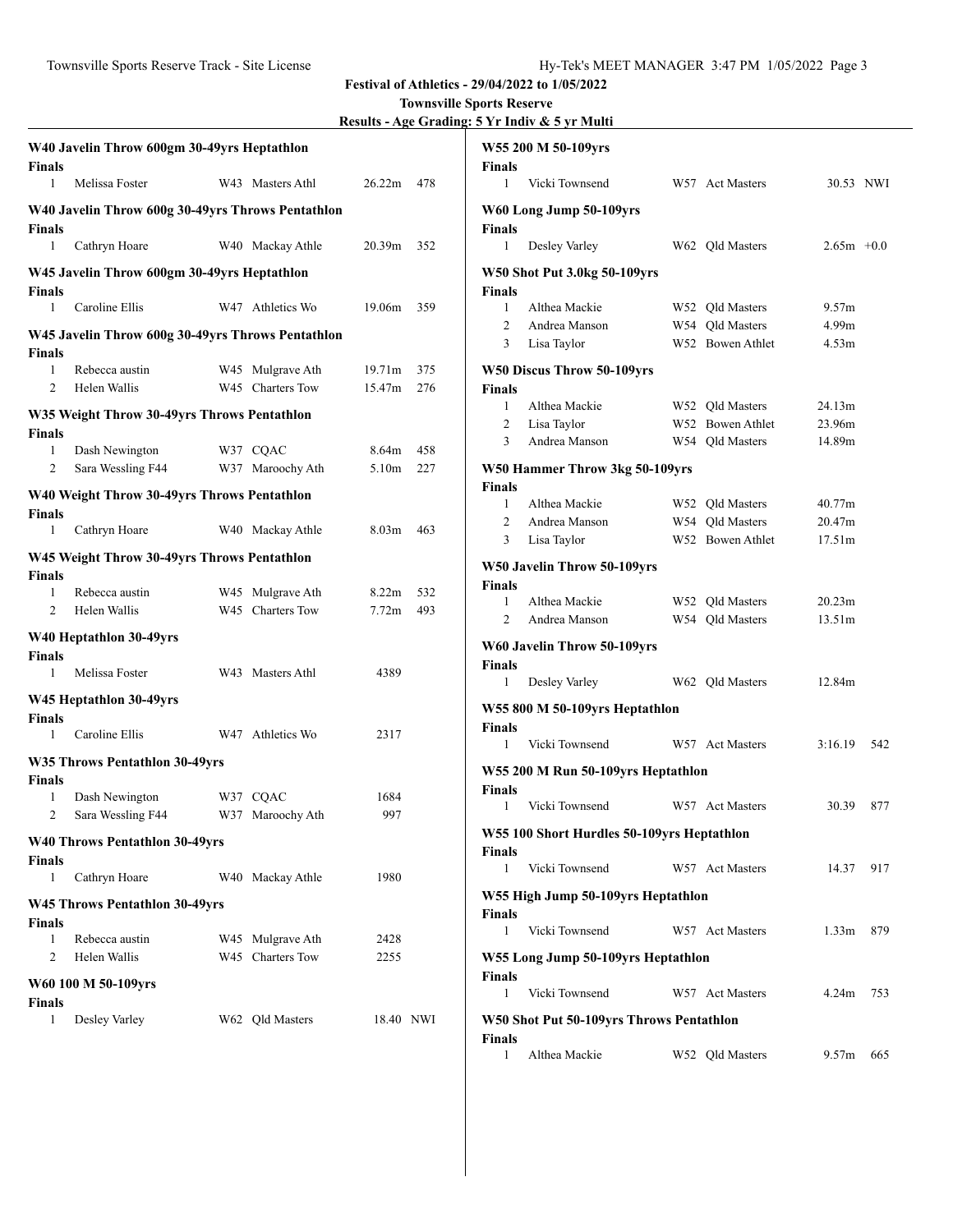**Festival of Athletics - 29/04/2022 to 1/05/2022**

**Townsville Sports Reserve**

**Results - Age Grading: 5 Yr Indiv & 5 yr Multi**

### W40 Javelin Throw 600gm 30-49yrs Heptathlon

**Finals**

| | | | | | |
|---|---|---|---|---|---|
| 1 | Melissa Foster | W43 | Masters Athl | 26.22m | 478 |

### W40 Javelin Throw 600g 30-49yrs Throws Pentathlon

**Finals**

| | | | | | |
|---|---|---|---|---|---|
| 1 | Cathryn Hoare | W40 | Mackay Athle | 20.39m | 352 |

### W45 Javelin Throw 600gm 30-49yrs Heptathlon

**Finals**

| | | | | | |
|---|---|---|---|---|---|
| 1 | Caroline Ellis | W47 | Athletics Wo | 19.06m | 359 |

### W45 Javelin Throw 600g 30-49yrs Throws Pentathlon

**Finals**

| | | | | | |
|---|---|---|---|---|---|
| 1 | Rebecca austin | W45 | Mulgrave Ath | 19.71m | 375 |
| 2 | Helen Wallis | W45 | Charters Tow | 15.47m | 276 |

### W35 Weight Throw 30-49yrs Throws Pentathlon

**Finals**

| | | | | | |
|---|---|---|---|---|---|
| 1 | Dash Newington | W37 | CQAC | 8.64m | 458 |
| 2 | Sara Wessling F44 | W37 | Maroochy Ath | 5.10m | 227 |

### W40 Weight Throw 30-49yrs Throws Pentathlon

**Finals**

| | | | | | |
|---|---|---|---|---|---|
| 1 | Cathryn Hoare | W40 | Mackay Athle | 8.03m | 463 |

### W45 Weight Throw 30-49yrs Throws Pentathlon

**Finals**

| | | | | | |
|---|---|---|---|---|---|
| 1 | Rebecca austin | W45 | Mulgrave Ath | 8.22m | 532 |
| 2 | Helen Wallis | W45 | Charters Tow | 7.72m | 493 |

### W40 Heptathlon 30-49yrs

**Finals**

| | | | | |
|---|---|---|---|---|
| 1 | Melissa Foster | W43 | Masters Athl | 4389 |

### W45 Heptathlon 30-49yrs

**Finals**

| | | | | |
|---|---|---|---|---|
| 1 | Caroline Ellis | W47 | Athletics Wo | 2317 |

### W35 Throws Pentathlon 30-49yrs

**Finals**

| | | | | |
|---|---|---|---|---|
| 1 | Dash Newington | W37 | CQAC | 1684 |
| 2 | Sara Wessling F44 | W37 | Maroochy Ath | 997 |

### W40 Throws Pentathlon 30-49yrs

**Finals**

| | | | | |
|---|---|---|---|---|
| 1 | Cathryn Hoare | W40 | Mackay Athle | 1980 |

### W45 Throws Pentathlon 30-49yrs

**Finals**

| | | | | |
|---|---|---|---|---|
| 1 | Rebecca austin | W45 | Mulgrave Ath | 2428 |
| 2 | Helen Wallis | W45 | Charters Tow | 2255 |

### W60 100 M 50-109yrs

**Finals**

| | | | | | |
|---|---|---|---|---|---|
| 1 | Desley Varley | W62 | Qld Masters | 18.40 | NWI |

### W55 200 M 50-109yrs

**Finals**

| | | | | | |
|---|---|---|---|---|---|
| 1 | Vicki Townsend | W57 | Act Masters | 30.53 | NWI |

### W60 Long Jump 50-109yrs

**Finals**

| | | | | | |
|---|---|---|---|---|---|
| 1 | Desley Varley | W62 | Qld Masters | 2.65m | +0.0 |

### W50 Shot Put 3.0kg 50-109yrs

**Finals**

| | | | | |
|---|---|---|---|---|
| 1 | Althea Mackie | W52 | Qld Masters | 9.57m |
| 2 | Andrea Manson | W54 | Qld Masters | 4.99m |
| 3 | Lisa Taylor | W52 | Bowen Athlet | 4.53m |

### W50 Discus Throw 50-109yrs

**Finals**

| | | | | |
|---|---|---|---|---|
| 1 | Althea Mackie | W52 | Qld Masters | 24.13m |
| 2 | Lisa Taylor | W52 | Bowen Athlet | 23.96m |
| 3 | Andrea Manson | W54 | Qld Masters | 14.89m |

### W50 Hammer Throw 3kg 50-109yrs

**Finals**

| | | | | |
|---|---|---|---|---|
| 1 | Althea Mackie | W52 | Qld Masters | 40.77m |
| 2 | Andrea Manson | W54 | Qld Masters | 20.47m |
| 3 | Lisa Taylor | W52 | Bowen Athlet | 17.51m |

### W50 Javelin Throw 50-109yrs

**Finals**

| | | | | |
|---|---|---|---|---|
| 1 | Althea Mackie | W52 | Qld Masters | 20.23m |
| 2 | Andrea Manson | W54 | Qld Masters | 13.51m |

### W60 Javelin Throw 50-109yrs

**Finals**

| | | | | |
|---|---|---|---|---|
| 1 | Desley Varley | W62 | Qld Masters | 12.84m |

### W55 800 M 50-109yrs Heptathlon

**Finals**

| | | | | | |
|---|---|---|---|---|---|
| 1 | Vicki Townsend | W57 | Act Masters | 3:16.19 | 542 |

### W55 200 M Run 50-109yrs Heptathlon

**Finals**

| | | | | | |
|---|---|---|---|---|---|
| 1 | Vicki Townsend | W57 | Act Masters | 30.39 | 877 |

### W55 100 Short Hurdles 50-109yrs Heptathlon

**Finals**

| | | | | | |
|---|---|---|---|---|---|
| 1 | Vicki Townsend | W57 | Act Masters | 14.37 | 917 |

### W55 High Jump 50-109yrs Heptathlon

**Finals**

| | | | | | |
|---|---|---|---|---|---|
| 1 | Vicki Townsend | W57 | Act Masters | 1.33m | 879 |

### W55 Long Jump 50-109yrs Heptathlon

**Finals**

| | | | | | |
|---|---|---|---|---|---|
| 1 | Vicki Townsend | W57 | Act Masters | 4.24m | 753 |

### W50 Shot Put 50-109yrs Throws Pentathlon

**Finals**

| | | | | | |
|---|---|---|---|---|---|
| 1 | Althea Mackie | W52 | Qld Masters | 9.57m | 665 |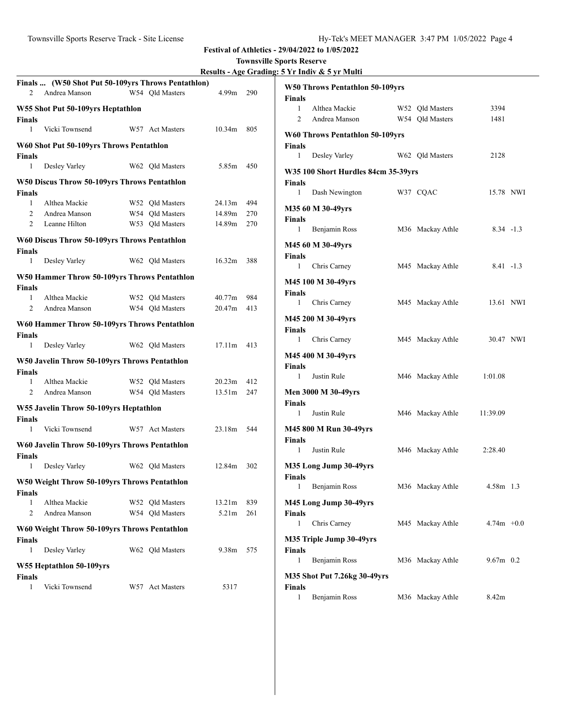**Festival of Athletics - 29/04/2022 to 1/05/2022**

**Townsville Sports Reserve**

**Results - Age Grading: 5 Yr Indiv & 5 yr Multi**

**Finals ... (W50 Shot Put 50-109yrs Throws Pentathlon)**

| | | | | | |
|---|---|---|---|---|---|
| 2 | Andrea Manson | W54 | Qld Masters | 4.99m | 290 |

### W55 Shot Put 50-109yrs Heptathlon

**Finals**

| | | | | | |
|---|---|---|---|---|---|
| 1 | Vicki Townsend | W57 | Act Masters | 10.34m | 805 |

### W60 Shot Put 50-109yrs Throws Pentathlon

**Finals**

| | | | | | |
|---|---|---|---|---|---|
| 1 | Desley Varley | W62 | Qld Masters | 5.85m | 450 |

### W50 Discus Throw 50-109yrs Throws Pentathlon

**Finals**

| | | | | | |
|---|---|---|---|---|---|
| 1 | Althea Mackie | W52 | Qld Masters | 24.13m | 494 |
| 2 | Andrea Manson | W54 | Qld Masters | 14.89m | 270 |
| 2 | Leanne Hilton | W53 | Qld Masters | 14.89m | 270 |

### W60 Discus Throw 50-109yrs Throws Pentathlon

**Finals**

| | | | | | |
|---|---|---|---|---|---|
| 1 | Desley Varley | W62 | Qld Masters | 16.32m | 388 |

### W50 Hammer Throw 50-109yrs Throws Pentathlon

**Finals**

| | | | | | |
|---|---|---|---|---|---|
| 1 | Althea Mackie | W52 | Qld Masters | 40.77m | 984 |
| 2 | Andrea Manson | W54 | Qld Masters | 20.47m | 413 |

### W60 Hammer Throw 50-109yrs Throws Pentathlon

**Finals**

| | | | | | |
|---|---|---|---|---|---|
| 1 | Desley Varley | W62 | Qld Masters | 17.11m | 413 |

### W50 Javelin Throw 50-109yrs Throws Pentathlon

**Finals**

| | | | | | |
|---|---|---|---|---|---|
| 1 | Althea Mackie | W52 | Qld Masters | 20.23m | 412 |
| 2 | Andrea Manson | W54 | Qld Masters | 13.51m | 247 |

### W55 Javelin Throw 50-109yrs Heptathlon

**Finals**

| | | | | | |
|---|---|---|---|---|---|
| 1 | Vicki Townsend | W57 | Act Masters | 23.18m | 544 |

### W60 Javelin Throw 50-109yrs Throws Pentathlon

**Finals**

| | | | | | |
|---|---|---|---|---|---|
| 1 | Desley Varley | W62 | Qld Masters | 12.84m | 302 |

### W50 Weight Throw 50-109yrs Throws Pentathlon

**Finals**

| | | | | | |
|---|---|---|---|---|---|
| 1 | Althea Mackie | W52 | Qld Masters | 13.21m | 839 |
| 2 | Andrea Manson | W54 | Qld Masters | 5.21m | 261 |

### W60 Weight Throw 50-109yrs Throws Pentathlon

**Finals**

| | | | | | |
|---|---|---|---|---|---|
| 1 | Desley Varley | W62 | Qld Masters | 9.38m | 575 |

### W55 Heptathlon 50-109yrs

**Finals**

| | | | | |
|---|---|---|---|---|
| 1 | Vicki Townsend | W57 | Act Masters | 5317 |

### W50 Throws Pentathlon 50-109yrs

**Finals**

| | | | | |
|---|---|---|---|---|
| 1 | Althea Mackie | W52 | Qld Masters | 3394 |
| 2 | Andrea Manson | W54 | Qld Masters | 1481 |

### W60 Throws Pentathlon 50-109yrs

**Finals**

| | | | | |
|---|---|---|---|---|
| 1 | Desley Varley | W62 | Qld Masters | 2128 |

### W35 100 Short Hurdles 84cm 35-39yrs

**Finals**

| | | | | | |
|---|---|---|---|---|---|
| 1 | Dash Newington | W37 | CQAC | 15.78 | NWI |

### M35 60 M 30-49yrs

**Finals**

| | | | | | |
|---|---|---|---|---|---|
| 1 | Benjamin Ross | M36 | Mackay Athle | 8.34 | -1.3 |

### M45 60 M 30-49yrs

**Finals**

| | | | | | |
|---|---|---|---|---|---|
| 1 | Chris Carney | M45 | Mackay Athle | 8.41 | -1.3 |

### M45 100 M 30-49yrs

**Finals**

| | | | | | |
|---|---|---|---|---|---|
| 1 | Chris Carney | M45 | Mackay Athle | 13.61 | NWI |

### M45 200 M 30-49yrs

**Finals**

| | | | | | |
|---|---|---|---|---|---|
| 1 | Chris Carney | M45 | Mackay Athle | 30.47 | NWI |

### M45 400 M 30-49yrs

**Finals**

| | | | | |
|---|---|---|---|---|
| 1 | Justin Rule | M46 | Mackay Athle | 1:01.08 |

### Men 3000 M 30-49yrs

**Finals**

| | | | | |
|---|---|---|---|---|
| 1 | Justin Rule | M46 | Mackay Athle | 11:39.09 |

### M45 800 M Run 30-49yrs

**Finals**

| | | | | |
|---|---|---|---|---|
| 1 | Justin Rule | M46 | Mackay Athle | 2:28.40 |

### M35 Long Jump 30-49yrs

**Finals**

| | | | | | |
|---|---|---|---|---|---|
| 1 | Benjamin Ross | M36 | Mackay Athle | 4.58m | 1.3 |

### M45 Long Jump 30-49yrs

**Finals**

| | | | | | |
|---|---|---|---|---|---|
| 1 | Chris Carney | M45 | Mackay Athle | 4.74m | +0.0 |

### M35 Triple Jump 30-49yrs

**Finals**

| | | | | | |
|---|---|---|---|---|---|
| 1 | Benjamin Ross | M36 | Mackay Athle | 9.67m | 0.2 |

### M35 Shot Put 7.26kg 30-49yrs

**Finals**

| | | | | |
|---|---|---|---|---|
| 1 | Benjamin Ross | M36 | Mackay Athle | 8.42m |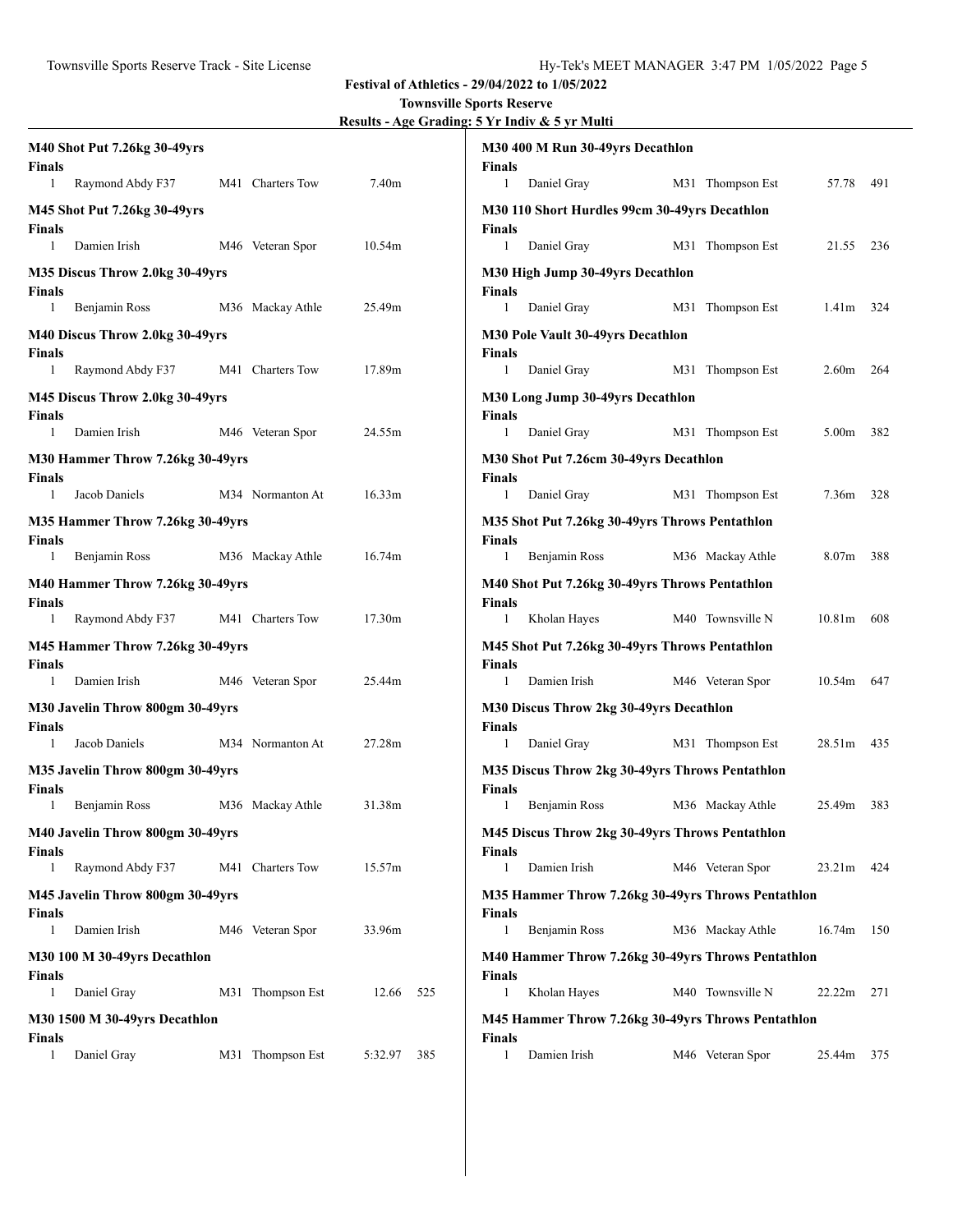**Festival of Athletics - 29/04/2022 to 1/05/2022**

**Townsville Sports Reserve**

**Results - Age Grading: 5 Yr Indiv & 5 yr Multi**

**M40 Shot Put 7.26kg 30-49yrs**

**Finals**

| | | | | |
|---|---|---|---|---|
| 1 | Raymond Abdy F37 | M41 | Charters Tow | 7.40m |

**M45 Shot Put 7.26kg 30-49yrs**

**Finals**

| | | | | |
|---|---|---|---|---|
| 1 | Damien Irish | M46 | Veteran Spor | 10.54m |

**M35 Discus Throw 2.0kg 30-49yrs**

**Finals**

| | | | | |
|---|---|---|---|---|
| 1 | Benjamin Ross | M36 | Mackay Athle | 25.49m |

**M40 Discus Throw 2.0kg 30-49yrs**

**Finals**

| | | | | |
|---|---|---|---|---|
| 1 | Raymond Abdy F37 | M41 | Charters Tow | 17.89m |

**M45 Discus Throw 2.0kg 30-49yrs**

**Finals**

| | | | | |
|---|---|---|---|---|
| 1 | Damien Irish | M46 | Veteran Spor | 24.55m |

**M30 Hammer Throw 7.26kg 30-49yrs**

**Finals**

| | | | | |
|---|---|---|---|---|
| 1 | Jacob Daniels | M34 | Normanton At | 16.33m |

**M35 Hammer Throw 7.26kg 30-49yrs**

**Finals**

| | | | | |
|---|---|---|---|---|
| 1 | Benjamin Ross | M36 | Mackay Athle | 16.74m |

**M40 Hammer Throw 7.26kg 30-49yrs**

**Finals**

| | | | | |
|---|---|---|---|---|
| 1 | Raymond Abdy F37 | M41 | Charters Tow | 17.30m |

**M45 Hammer Throw 7.26kg 30-49yrs**

**Finals**

| | | | | |
|---|---|---|---|---|
| 1 | Damien Irish | M46 | Veteran Spor | 25.44m |

**M30 Javelin Throw 800gm 30-49yrs**

**Finals**

| | | | | |
|---|---|---|---|---|
| 1 | Jacob Daniels | M34 | Normanton At | 27.28m |

**M35 Javelin Throw 800gm 30-49yrs**

**Finals**

| | | | | |
|---|---|---|---|---|
| 1 | Benjamin Ross | M36 | Mackay Athle | 31.38m |

**M40 Javelin Throw 800gm 30-49yrs**

**Finals**

| | | | | |
|---|---|---|---|---|
| 1 | Raymond Abdy F37 | M41 | Charters Tow | 15.57m |

**M45 Javelin Throw 800gm 30-49yrs**

**Finals**

| | | | | |
|---|---|---|---|---|
| 1 | Damien Irish | M46 | Veteran Spor | 33.96m |

**M30 100 M 30-49yrs Decathlon**

**Finals**

| | | | | | |
|---|---|---|---|---|---|
| 1 | Daniel Gray | M31 | Thompson Est | 12.66 | 525 |

**M30 1500 M 30-49yrs Decathlon**

**Finals**

| | | | | | |
|---|---|---|---|---|---|
| 1 | Daniel Gray | M31 | Thompson Est | 5:32.97 | 385 |

**M30 400 M Run 30-49yrs Decathlon**

**Finals**

| | | | | | |
|---|---|---|---|---|---|
| 1 | Daniel Gray | M31 | Thompson Est | 57.78 | 491 |

**M30 110 Short Hurdles 99cm 30-49yrs Decathlon**

**Finals**

| | | | | | |
|---|---|---|---|---|---|
| 1 | Daniel Gray | M31 | Thompson Est | 21.55 | 236 |

**M30 High Jump 30-49yrs Decathlon**

**Finals**

| | | | | | |
|---|---|---|---|---|---|
| 1 | Daniel Gray | M31 | Thompson Est | 1.41m | 324 |

**M30 Pole Vault 30-49yrs Decathlon**

**Finals**

| | | | | | |
|---|---|---|---|---|---|
| 1 | Daniel Gray | M31 | Thompson Est | 2.60m | 264 |

**M30 Long Jump 30-49yrs Decathlon**

**Finals**

| | | | | | |
|---|---|---|---|---|---|
| 1 | Daniel Gray | M31 | Thompson Est | 5.00m | 382 |

**M30 Shot Put 7.26cm 30-49yrs Decathlon**

**Finals**

| | | | | | |
|---|---|---|---|---|---|
| 1 | Daniel Gray | M31 | Thompson Est | 7.36m | 328 |

**M35 Shot Put 7.26kg 30-49yrs Throws Pentathlon**

**Finals**

| | | | | | |
|---|---|---|---|---|---|
| 1 | Benjamin Ross | M36 | Mackay Athle | 8.07m | 388 |

**M40 Shot Put 7.26kg 30-49yrs Throws Pentathlon**

**Finals**

| | | | | | |
|---|---|---|---|---|---|
| 1 | Kholan Hayes | M40 | Townsville N | 10.81m | 608 |

**M45 Shot Put 7.26kg 30-49yrs Throws Pentathlon**

**Finals**

| | | | | | |
|---|---|---|---|---|---|
| 1 | Damien Irish | M46 | Veteran Spor | 10.54m | 647 |

**M30 Discus Throw 2kg 30-49yrs Decathlon**

**Finals**

| | | | | | |
|---|---|---|---|---|---|
| 1 | Daniel Gray | M31 | Thompson Est | 28.51m | 435 |

**M35 Discus Throw 2kg 30-49yrs Throws Pentathlon**

**Finals**

| | | | | | |
|---|---|---|---|---|---|
| 1 | Benjamin Ross | M36 | Mackay Athle | 25.49m | 383 |

**M45 Discus Throw 2kg 30-49yrs Throws Pentathlon**

**Finals**

| | | | | | |
|---|---|---|---|---|---|
| 1 | Damien Irish | M46 | Veteran Spor | 23.21m | 424 |

**M35 Hammer Throw 7.26kg 30-49yrs Throws Pentathlon**

**Finals**

| | | | | | |
|---|---|---|---|---|---|
| 1 | Benjamin Ross | M36 | Mackay Athle | 16.74m | 150 |

**M40 Hammer Throw 7.26kg 30-49yrs Throws Pentathlon**

**Finals**

| | | | | | |
|---|---|---|---|---|---|
| 1 | Kholan Hayes | M40 | Townsville N | 22.22m | 271 |

**M45 Hammer Throw 7.26kg 30-49yrs Throws Pentathlon**

**Finals**

| | | | | | |
|---|---|---|---|---|---|
| 1 | Damien Irish | M46 | Veteran Spor | 25.44m | 375 |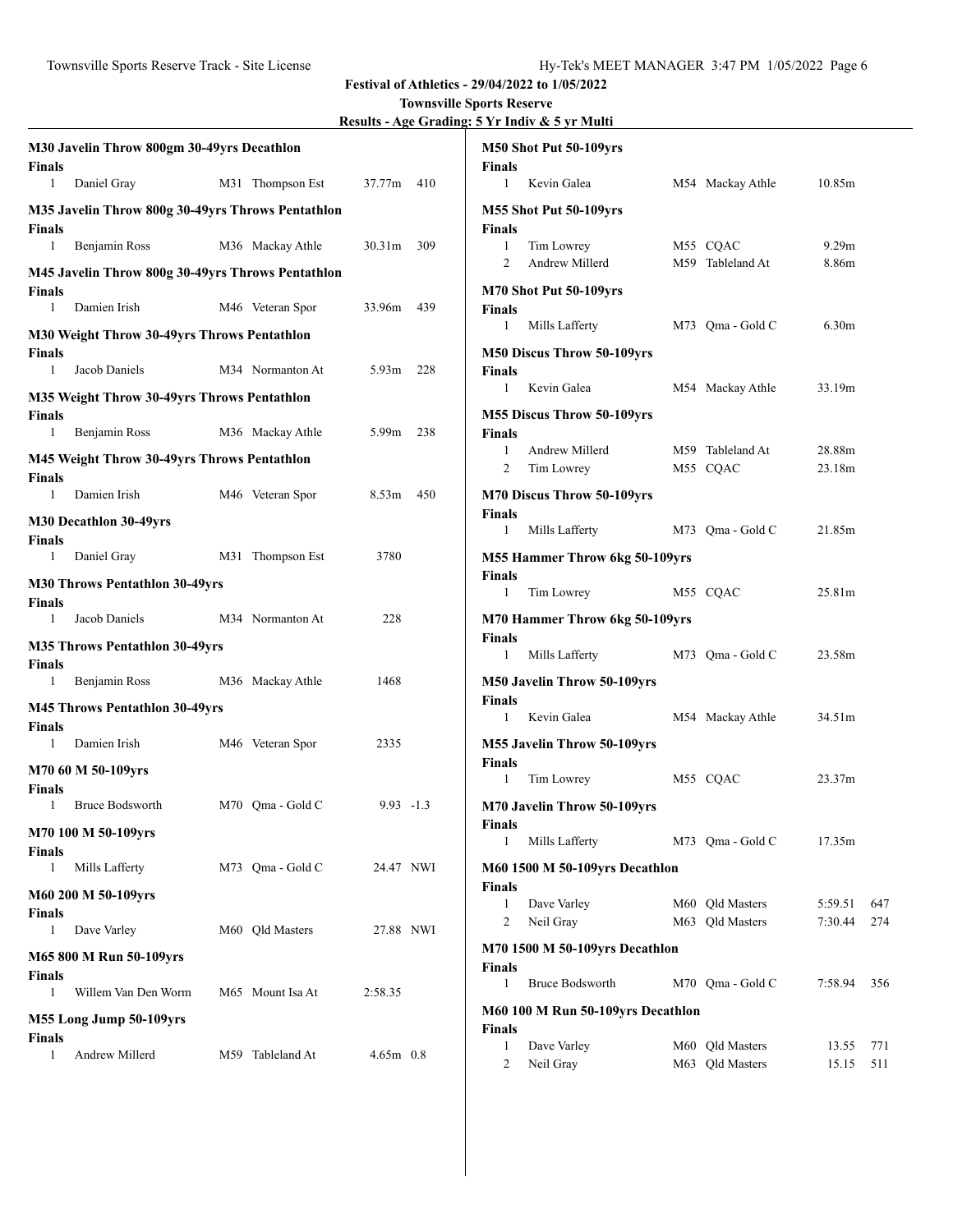Festival of Athletics - 29/04/2022 to 1/05/2022

Townsville Sports Reserve

Results - Age Grading: 5 Yr Indiv & 5 yr Multi

### M30 Javelin Throw 800gm 30-49yrs Decathlon

**Finals**

| | | | | | |
|---|---|---|---|---|---|
| 1 | Daniel Gray | M31 | Thompson Est | 37.77m | 410 |

### M35 Javelin Throw 800g 30-49yrs Throws Pentathlon

**Finals**

| | | | | | |
|---|---|---|---|---|---|
| 1 | Benjamin Ross | M36 | Mackay Athle | 30.31m | 309 |

### M45 Javelin Throw 800g 30-49yrs Throws Pentathlon

**Finals**

| | | | | | |
|---|---|---|---|---|---|
| 1 | Damien Irish | M46 | Veteran Spor | 33.96m | 439 |

### M30 Weight Throw 30-49yrs Throws Pentathlon

**Finals**

| | | | | | |
|---|---|---|---|---|---|
| 1 | Jacob Daniels | M34 | Normanton At | 5.93m | 228 |

### M35 Weight Throw 30-49yrs Throws Pentathlon

**Finals**

| | | | | | |
|---|---|---|---|---|---|
| 1 | Benjamin Ross | M36 | Mackay Athle | 5.99m | 238 |

### M45 Weight Throw 30-49yrs Throws Pentathlon

**Finals**

| | | | | | |
|---|---|---|---|---|---|
| 1 | Damien Irish | M46 | Veteran Spor | 8.53m | 450 |

### M30 Decathlon 30-49yrs

**Finals**

| | | | | |
|---|---|---|---|---|
| 1 | Daniel Gray | M31 | Thompson Est | 3780 |

### M30 Throws Pentathlon 30-49yrs

**Finals**

| | | | | |
|---|---|---|---|---|
| 1 | Jacob Daniels | M34 | Normanton At | 228 |

### M35 Throws Pentathlon 30-49yrs

**Finals**

| | | | | |
|---|---|---|---|---|
| 1 | Benjamin Ross | M36 | Mackay Athle | 1468 |

### M45 Throws Pentathlon 30-49yrs

**Finals**

| | | | | |
|---|---|---|---|---|
| 1 | Damien Irish | M46 | Veteran Spor | 2335 |

### M70 60 M 50-109yrs

**Finals**

| | | | | | |
|---|---|---|---|---|---|
| 1 | Bruce Bodsworth | M70 | Qma - Gold C | 9.93 | -1.3 |

### M70 100 M 50-109yrs

**Finals**

| | | | | | |
|---|---|---|---|---|---|
| 1 | Mills Lafferty | M73 | Qma - Gold C | 24.47 | NWI |

### M60 200 M 50-109yrs

**Finals**

| | | | | | |
|---|---|---|---|---|---|
| 1 | Dave Varley | M60 | Qld Masters | 27.88 | NWI |

### M65 800 M Run 50-109yrs

**Finals**

| | | | | |
|---|---|---|---|---|
| 1 | Willem Van Den Worm | M65 | Mount Isa At | 2:58.35 |

### M55 Long Jump 50-109yrs

**Finals**

| | | | | | |
|---|---|---|---|---|---|
| 1 | Andrew Millerd | M59 | Tableland At | 4.65m | 0.8 |

### M50 Shot Put 50-109yrs

**Finals**

| | | | | |
|---|---|---|---|---|
| 1 | Kevin Galea | M54 | Mackay Athle | 10.85m |

### M55 Shot Put 50-109yrs

**Finals**

| | | | | |
|---|---|---|---|---|
| 1 | Tim Lowrey | M55 | CQAC | 9.29m |
| 2 | Andrew Millerd | M59 | Tableland At | 8.86m |

### M70 Shot Put 50-109yrs

**Finals**

| | | | | |
|---|---|---|---|---|
| 1 | Mills Lafferty | M73 | Qma - Gold C | 6.30m |

### M50 Discus Throw 50-109yrs

**Finals**

| | | | | |
|---|---|---|---|---|
| 1 | Kevin Galea | M54 | Mackay Athle | 33.19m |

### M55 Discus Throw 50-109yrs

**Finals**

| | | | | |
|---|---|---|---|---|
| 1 | Andrew Millerd | M59 | Tableland At | 28.88m |
| 2 | Tim Lowrey | M55 | CQAC | 23.18m |

### M70 Discus Throw 50-109yrs

**Finals**

| | | | | |
|---|---|---|---|---|
| 1 | Mills Lafferty | M73 | Qma - Gold C | 21.85m |

### M55 Hammer Throw 6kg 50-109yrs

**Finals**

| | | | | |
|---|---|---|---|---|
| 1 | Tim Lowrey | M55 | CQAC | 25.81m |

### M70 Hammer Throw 6kg 50-109yrs

**Finals**

| | | | | |
|---|---|---|---|---|
| 1 | Mills Lafferty | M73 | Qma - Gold C | 23.58m |

### M50 Javelin Throw 50-109yrs

**Finals**

| | | | | |
|---|---|---|---|---|
| 1 | Kevin Galea | M54 | Mackay Athle | 34.51m |

### M55 Javelin Throw 50-109yrs

**Finals**

| | | | | |
|---|---|---|---|---|
| 1 | Tim Lowrey | M55 | CQAC | 23.37m |

### M70 Javelin Throw 50-109yrs

**Finals**

| | | | | |
|---|---|---|---|---|
| 1 | Mills Lafferty | M73 | Qma - Gold C | 17.35m |

### M60 1500 M 50-109yrs Decathlon

**Finals**

| | | | | | |
|---|---|---|---|---|---|
| 1 | Dave Varley | M60 | Qld Masters | 5:59.51 | 647 |
| 2 | Neil Gray | M63 | Qld Masters | 7:30.44 | 274 |

### M70 1500 M 50-109yrs Decathlon

**Finals**

| | | | | | |
|---|---|---|---|---|---|
| 1 | Bruce Bodsworth | M70 | Qma - Gold C | 7:58.94 | 356 |

### M60 100 M Run 50-109yrs Decathlon

**Finals**

| | | | | | |
|---|---|---|---|---|---|
| 1 | Dave Varley | M60 | Qld Masters | 13.55 | 771 |
| 2 | Neil Gray | M63 | Qld Masters | 15.15 | 511 |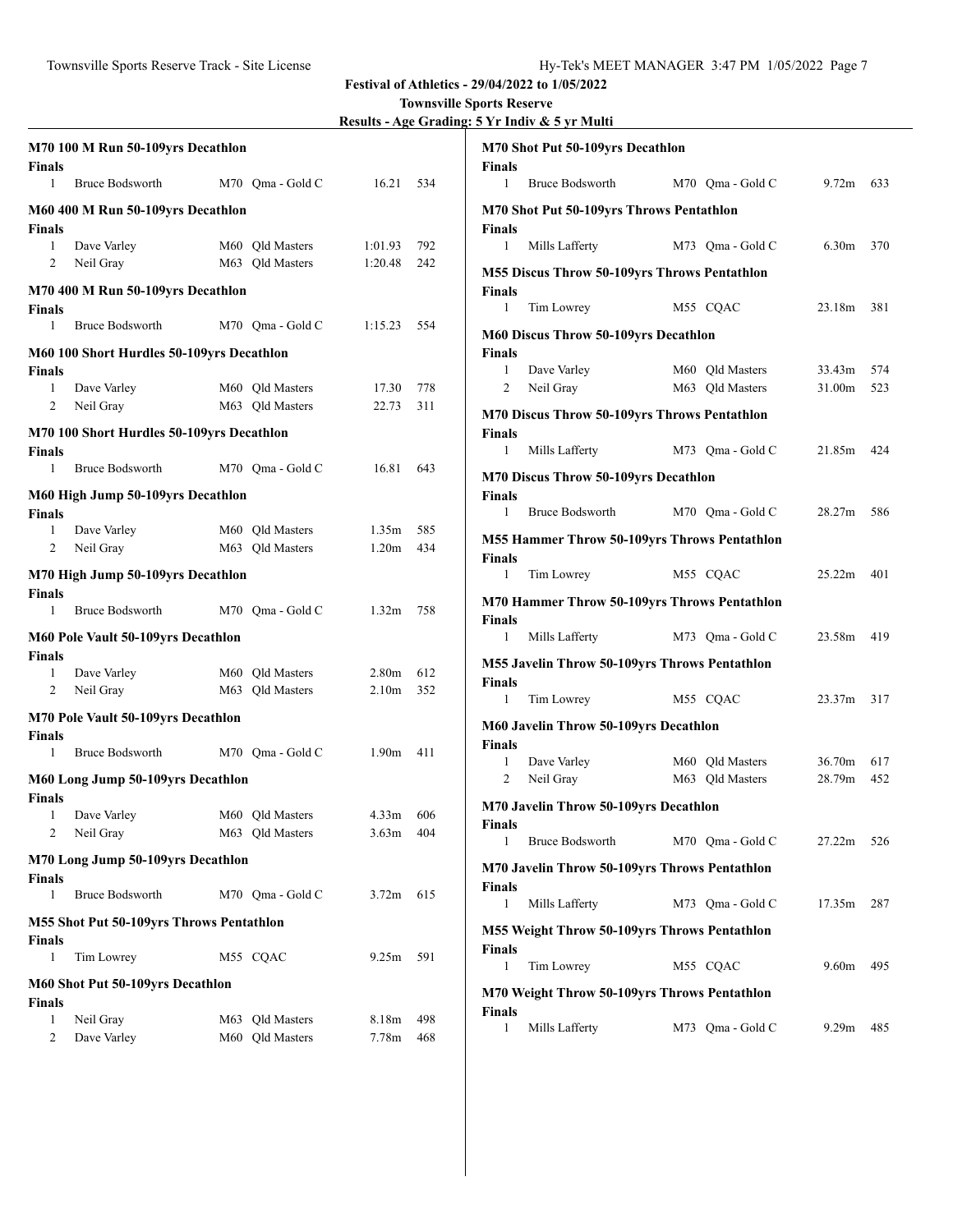**Festival of Athletics - 29/04/2022 to 1/05/2022**

**Townsville Sports Reserve**

**Results - Age Grading: 5 Yr Indiv & 5 yr Multi**

### M70 100 M Run 50-109yrs Decathlon

**Finals**

| | | | | | |
|---|---|---|---|---|---|
| 1 | Bruce Bodsworth | M70 | Qma - Gold C | 16.21 | 534 |

### M60 400 M Run 50-109yrs Decathlon

**Finals**

| | | | | | |
|---|---|---|---|---|---|
| 1 | Dave Varley | M60 | Qld Masters | 1:01.93 | 792 |
| 2 | Neil Gray | M63 | Qld Masters | 1:20.48 | 242 |

### M70 400 M Run 50-109yrs Decathlon

**Finals**

| | | | | | |
|---|---|---|---|---|---|
| 1 | Bruce Bodsworth | M70 | Qma - Gold C | 1:15.23 | 554 |

### M60 100 Short Hurdles 50-109yrs Decathlon

**Finals**

| | | | | | |
|---|---|---|---|---|---|
| 1 | Dave Varley | M60 | Qld Masters | 17.30 | 778 |
| 2 | Neil Gray | M63 | Qld Masters | 22.73 | 311 |

### M70 100 Short Hurdles 50-109yrs Decathlon

**Finals**

| | | | | | |
|---|---|---|---|---|---|
| 1 | Bruce Bodsworth | M70 | Qma - Gold C | 16.81 | 643 |

### M60 High Jump 50-109yrs Decathlon

**Finals**

| | | | | | |
|---|---|---|---|---|---|
| 1 | Dave Varley | M60 | Qld Masters | 1.35m | 585 |
| 2 | Neil Gray | M63 | Qld Masters | 1.20m | 434 |

### M70 High Jump 50-109yrs Decathlon

**Finals**

| | | | | | |
|---|---|---|---|---|---|
| 1 | Bruce Bodsworth | M70 | Qma - Gold C | 1.32m | 758 |

### M60 Pole Vault 50-109yrs Decathlon

**Finals**

| | | | | | |
|---|---|---|---|---|---|
| 1 | Dave Varley | M60 | Qld Masters | 2.80m | 612 |
| 2 | Neil Gray | M63 | Qld Masters | 2.10m | 352 |

### M70 Pole Vault 50-109yrs Decathlon

**Finals**

| | | | | | |
|---|---|---|---|---|---|
| 1 | Bruce Bodsworth | M70 | Qma - Gold C | 1.90m | 411 |

### M60 Long Jump 50-109yrs Decathlon

**Finals**

| | | | | | |
|---|---|---|---|---|---|
| 1 | Dave Varley | M60 | Qld Masters | 4.33m | 606 |
| 2 | Neil Gray | M63 | Qld Masters | 3.63m | 404 |

### M70 Long Jump 50-109yrs Decathlon

**Finals**

| | | | | | |
|---|---|---|---|---|---|
| 1 | Bruce Bodsworth | M70 | Qma - Gold C | 3.72m | 615 |

### M55 Shot Put 50-109yrs Throws Pentathlon

**Finals**

| | | | | | |
|---|---|---|---|---|---|
| 1 | Tim Lowrey | M55 | CQAC | 9.25m | 591 |

### M60 Shot Put 50-109yrs Decathlon

**Finals**

| | | | | | |
|---|---|---|---|---|---|
| 1 | Neil Gray | M63 | Qld Masters | 8.18m | 498 |
| 2 | Dave Varley | M60 | Qld Masters | 7.78m | 468 |

### M70 Shot Put 50-109yrs Decathlon

**Finals**

| | | | | | |
|---|---|---|---|---|---|
| 1 | Bruce Bodsworth | M70 | Qma - Gold C | 9.72m | 633 |

### M70 Shot Put 50-109yrs Throws Pentathlon

**Finals**

| | | | | | |
|---|---|---|---|---|---|
| 1 | Mills Lafferty | M73 | Qma - Gold C | 6.30m | 370 |

### M55 Discus Throw 50-109yrs Throws Pentathlon

**Finals**

| | | | | | |
|---|---|---|---|---|---|
| 1 | Tim Lowrey | M55 | CQAC | 23.18m | 381 |

### M60 Discus Throw 50-109yrs Decathlon

**Finals**

| | | | | | |
|---|---|---|---|---|---|
| 1 | Dave Varley | M60 | Qld Masters | 33.43m | 574 |
| 2 | Neil Gray | M63 | Qld Masters | 31.00m | 523 |

### M70 Discus Throw 50-109yrs Throws Pentathlon

**Finals**

| | | | | | |
|---|---|---|---|---|---|
| 1 | Mills Lafferty | M73 | Qma - Gold C | 21.85m | 424 |

### M70 Discus Throw 50-109yrs Decathlon

**Finals**

| | | | | | |
|---|---|---|---|---|---|
| 1 | Bruce Bodsworth | M70 | Qma - Gold C | 28.27m | 586 |

### M55 Hammer Throw 50-109yrs Throws Pentathlon

**Finals**

| | | | | | |
|---|---|---|---|---|---|
| 1 | Tim Lowrey | M55 | CQAC | 25.22m | 401 |

### M70 Hammer Throw 50-109yrs Throws Pentathlon

**Finals**

| | | | | | |
|---|---|---|---|---|---|
| 1 | Mills Lafferty | M73 | Qma - Gold C | 23.58m | 419 |

### M55 Javelin Throw 50-109yrs Throws Pentathlon

**Finals**

| | | | | | |
|---|---|---|---|---|---|
| 1 | Tim Lowrey | M55 | CQAC | 23.37m | 317 |

### M60 Javelin Throw 50-109yrs Decathlon

**Finals**

| | | | | | |
|---|---|---|---|---|---|
| 1 | Dave Varley | M60 | Qld Masters | 36.70m | 617 |
| 2 | Neil Gray | M63 | Qld Masters | 28.79m | 452 |

### M70 Javelin Throw 50-109yrs Decathlon

**Finals**

| | | | | | |
|---|---|---|---|---|---|
| 1 | Bruce Bodsworth | M70 | Qma - Gold C | 27.22m | 526 |

### M70 Javelin Throw 50-109yrs Throws Pentathlon

**Finals**

| | | | | | |
|---|---|---|---|---|---|
| 1 | Mills Lafferty | M73 | Qma - Gold C | 17.35m | 287 |

### M55 Weight Throw 50-109yrs Throws Pentathlon

**Finals**

| | | | | | |
|---|---|---|---|---|---|
| 1 | Tim Lowrey | M55 | CQAC | 9.60m | 495 |

### M70 Weight Throw 50-109yrs Throws Pentathlon

**Finals**

| | | | | | |
|---|---|---|---|---|---|
| 1 | Mills Lafferty | M73 | Qma - Gold C | 9.29m | 485 |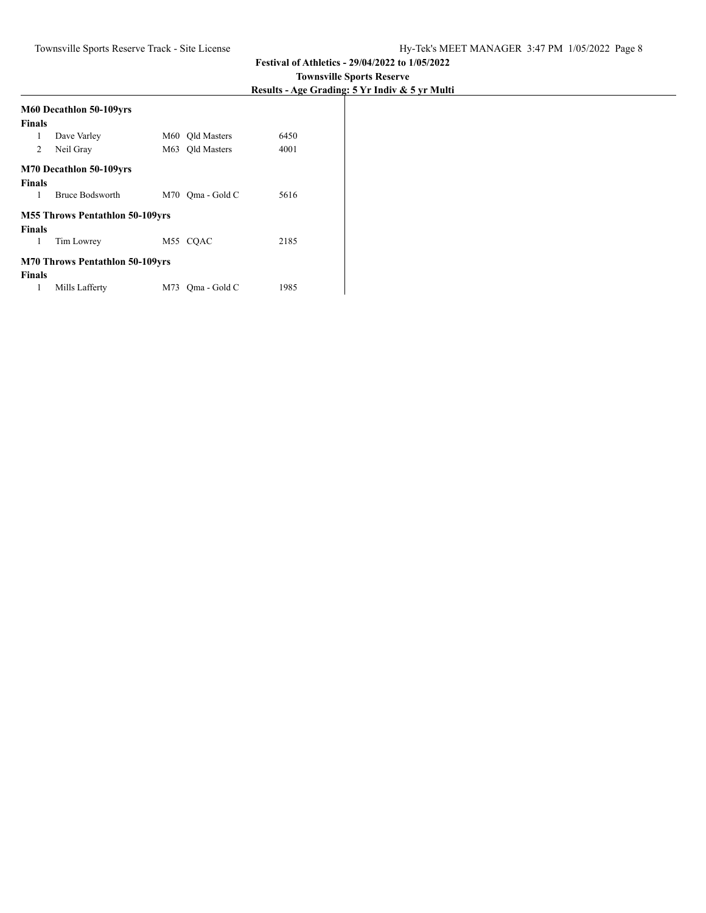**Festival of Athletics - 29/04/2022 to 1/05/2022**

**Townsville Sports Reserve**

**Results - Age Grading: 5 Yr Indiv & 5 yr Multi**

### M60 Decathlon 50-109yrs

**Finals**

| | | | | |
|---|---|---|---|---|
| 1 | Dave Varley | M60 | Qld Masters | 6450 |
| 2 | Neil Gray | M63 | Qld Masters | 4001 |

### M70 Decathlon 50-109yrs

**Finals**

| | | | | |
|---|---|---|---|---|
| 1 | Bruce Bodsworth | M70 | Qma - Gold C | 5616 |

### M55 Throws Pentathlon 50-109yrs

**Finals**

| | | | | |
|---|---|---|---|---|
| 1 | Tim Lowrey | M55 | CQAC | 2185 |

### M70 Throws Pentathlon 50-109yrs

**Finals**

| | | | | |
|---|---|---|---|---|
| 1 | Mills Lafferty | M73 | Qma - Gold C | 1985 |